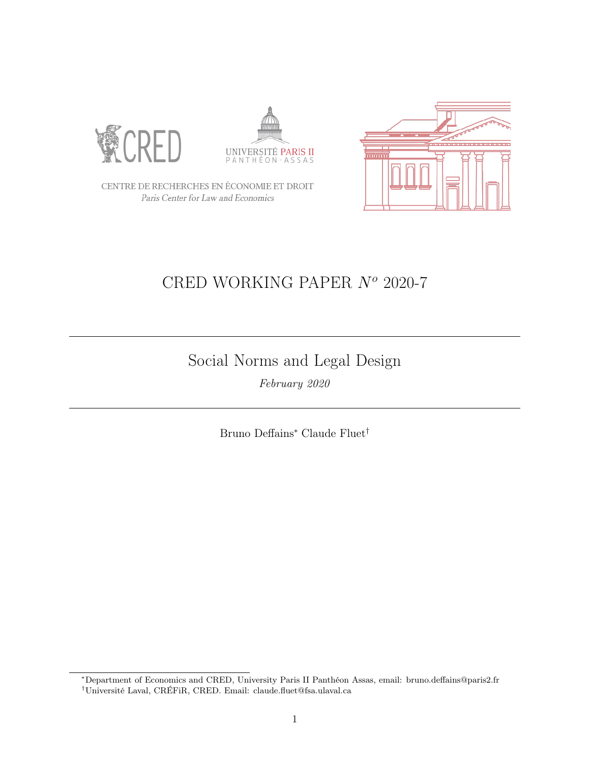CENTRE DE RECHERCHES EN ÉCONOMIE ET DROIT

*Paris Center for Law and Economics*

# CRED WORKING PAPER $N^o$ 2020-7

## Social Norms and Legal Design

*February 2020*

Bruno Deffains* Claude Fluet†

---

*Department of Economics and CRED, University Paris II Panthéon Assas, email: bruno.deffains@paris2.fr

†Université Laval, CRÉFiR, CRED. Email: claude.fluet@fsa.ulaval.ca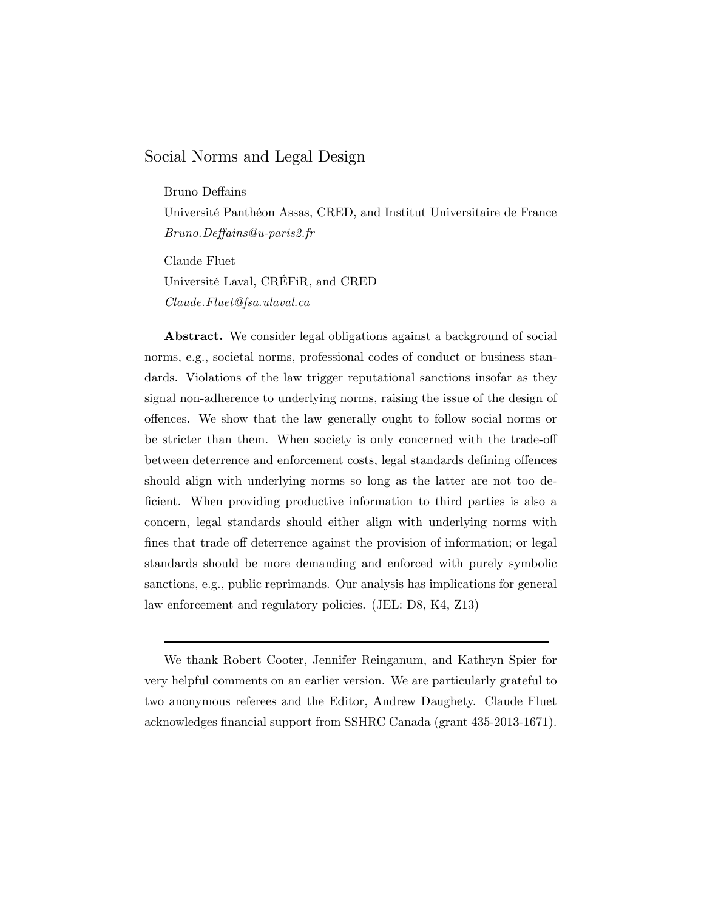# Social Norms and Legal Design

Bruno Deffains

Université Panthéon Assas, CRED, and Institut Universitaire de France

*Bruno.Deffains@u-paris2.fr*

Claude Fluet

Université Laval, CRÉFiR, and CRED

*Claude.Fluet@fsa.ulaval.ca*

**Abstract.** We consider legal obligations against a background of social norms, e.g., societal norms, professional codes of conduct or business standards. Violations of the law trigger reputational sanctions insofar as they signal non-adherence to underlying norms, raising the issue of the design of offences. We show that the law generally ought to follow social norms or be stricter than them. When society is only concerned with the trade-off between deterrence and enforcement costs, legal standards defining offences should align with underlying norms so long as the latter are not too deficient. When providing productive information to third parties is also a concern, legal standards should either align with underlying norms with fines that trade off deterrence against the provision of information; or legal standards should be more demanding and enforced with purely symbolic sanctions, e.g., public reprimands. Our analysis has implications for general law enforcement and regulatory policies. (JEL: D8, K4, Z13)

---

We thank Robert Cooter, Jennifer Reinganum, and Kathryn Spier for very helpful comments on an earlier version. We are particularly grateful to two anonymous referees and the Editor, Andrew Daughety. Claude Fluet acknowledges financial support from SSHRC Canada (grant 435-2013-1671).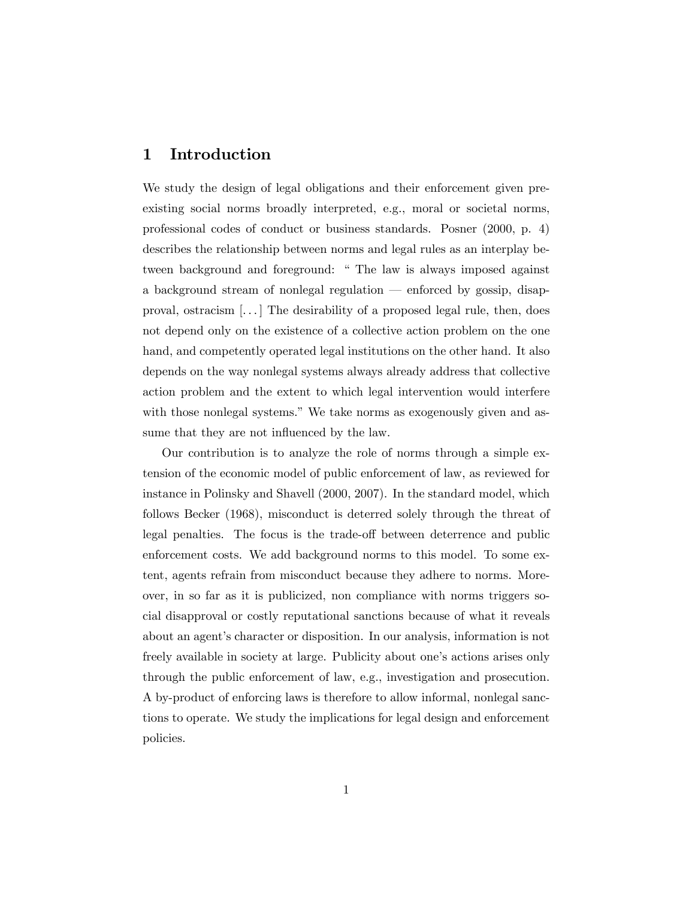# 1 Introduction

We study the design of legal obligations and their enforcement given preexisting social norms broadly interpreted, e.g., moral or societal norms, professional codes of conduct or business standards. Posner (2000, p. 4) describes the relationship between norms and legal rules as an interplay between background and foreground: " The law is always imposed against a background stream of nonlegal regulation — enforced by gossip, disapproval, ostracism [...] The desirability of a proposed legal rule, then, does not depend only on the existence of a collective action problem on the one hand, and competently operated legal institutions on the other hand. It also depends on the way nonlegal systems always already address that collective action problem and the extent to which legal intervention would interfere with those nonlegal systems." We take norms as exogenously given and assume that they are not influenced by the law.

Our contribution is to analyze the role of norms through a simple extension of the economic model of public enforcement of law, as reviewed for instance in Polinsky and Shavell (2000, 2007). In the standard model, which follows Becker (1968), misconduct is deterred solely through the threat of legal penalties. The focus is the trade-off between deterrence and public enforcement costs. We add background norms to this model. To some extent, agents refrain from misconduct because they adhere to norms. Moreover, in so far as it is publicized, non compliance with norms triggers social disapproval or costly reputational sanctions because of what it reveals about an agent's character or disposition. In our analysis, information is not freely available in society at large. Publicity about one's actions arises only through the public enforcement of law, e.g., investigation and prosecution. A by-product of enforcing laws is therefore to allow informal, nonlegal sanctions to operate. We study the implications for legal design and enforcement policies.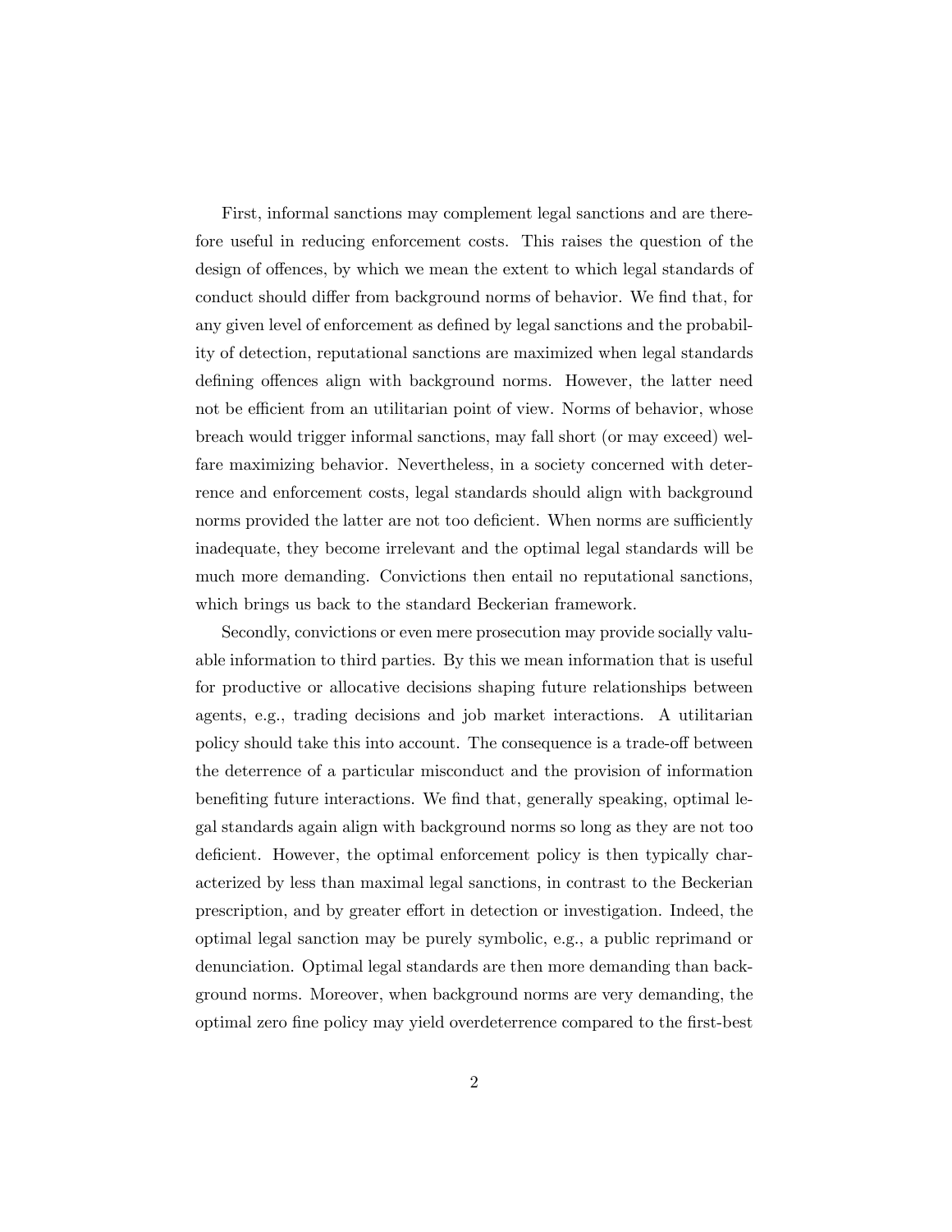First, informal sanctions may complement legal sanctions and are therefore useful in reducing enforcement costs. This raises the question of the design of offences, by which we mean the extent to which legal standards of conduct should differ from background norms of behavior. We find that, for any given level of enforcement as defined by legal sanctions and the probability of detection, reputational sanctions are maximized when legal standards defining offences align with background norms. However, the latter need not be efficient from an utilitarian point of view. Norms of behavior, whose breach would trigger informal sanctions, may fall short (or may exceed) welfare maximizing behavior. Nevertheless, in a society concerned with deterrence and enforcement costs, legal standards should align with background norms provided the latter are not too deficient. When norms are sufficiently inadequate, they become irrelevant and the optimal legal standards will be much more demanding. Convictions then entail no reputational sanctions, which brings us back to the standard Beckerian framework.

Secondly, convictions or even mere prosecution may provide socially valuable information to third parties. By this we mean information that is useful for productive or allocative decisions shaping future relationships between agents, e.g., trading decisions and job market interactions. A utilitarian policy should take this into account. The consequence is a trade-off between the deterrence of a particular misconduct and the provision of information benefiting future interactions. We find that, generally speaking, optimal legal standards again align with background norms so long as they are not too deficient. However, the optimal enforcement policy is then typically characterized by less than maximal legal sanctions, in contrast to the Beckerian prescription, and by greater effort in detection or investigation. Indeed, the optimal legal sanction may be purely symbolic, e.g., a public reprimand or denunciation. Optimal legal standards are then more demanding than background norms. Moreover, when background norms are very demanding, the optimal zero fine policy may yield overdeterrence compared to the first-best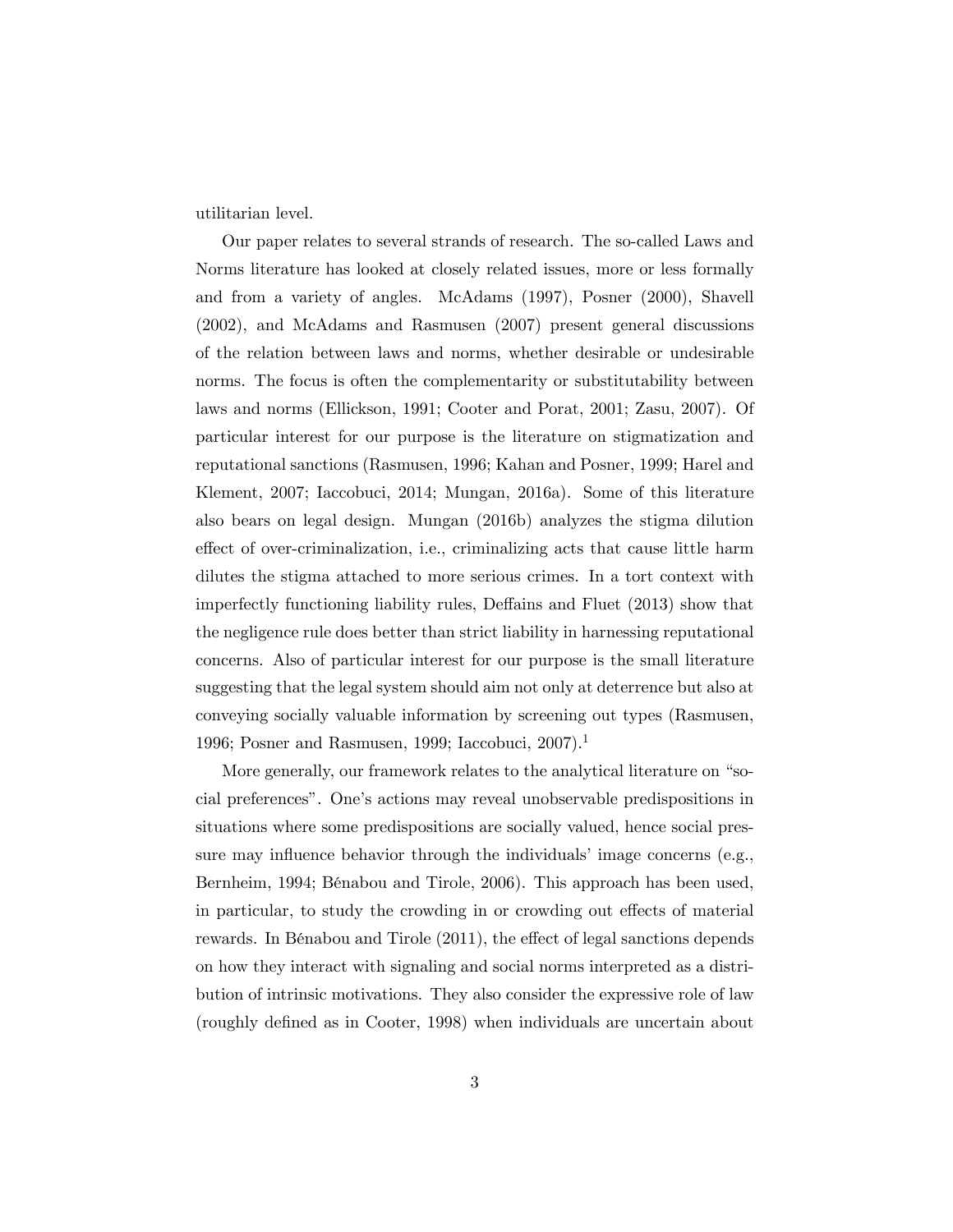utilitarian level.

Our paper relates to several strands of research. The so-called Laws and Norms literature has looked at closely related issues, more or less formally and from a variety of angles. McAdams (1997), Posner (2000), Shavell (2002), and McAdams and Rasmusen (2007) present general discussions of the relation between laws and norms, whether desirable or undesirable norms. The focus is often the complementarity or substitutability between laws and norms (Ellickson, 1991; Cooter and Porat, 2001; Zasu, 2007). Of particular interest for our purpose is the literature on stigmatization and reputational sanctions (Rasmusen, 1996; Kahan and Posner, 1999; Harel and Klement, 2007; Iaccobuci, 2014; Mungan, 2016a). Some of this literature also bears on legal design. Mungan (2016b) analyzes the stigma dilution effect of over-criminalization, i.e., criminalizing acts that cause little harm dilutes the stigma attached to more serious crimes. In a tort context with imperfectly functioning liability rules, Deffains and Fluet (2013) show that the negligence rule does better than strict liability in harnessing reputational concerns. Also of particular interest for our purpose is the small literature suggesting that the legal system should aim not only at deterrence but also at conveying socially valuable information by screening out types (Rasmusen, 1996; Posner and Rasmusen, 1999; Iaccobuci, 2007).[1]

More generally, our framework relates to the analytical literature on "social preferences". One's actions may reveal unobservable predispositions in situations where some predispositions are socially valued, hence social pressure may influence behavior through the individuals' image concerns (e.g., Bernheim, 1994; Bénabou and Tirole, 2006). This approach has been used, in particular, to study the crowding in or crowding out effects of material rewards. In Bénabou and Tirole (2011), the effect of legal sanctions depends on how they interact with signaling and social norms interpreted as a distribution of intrinsic motivations. They also consider the expressive role of law (roughly defined as in Cooter, 1998) when individuals are uncertain about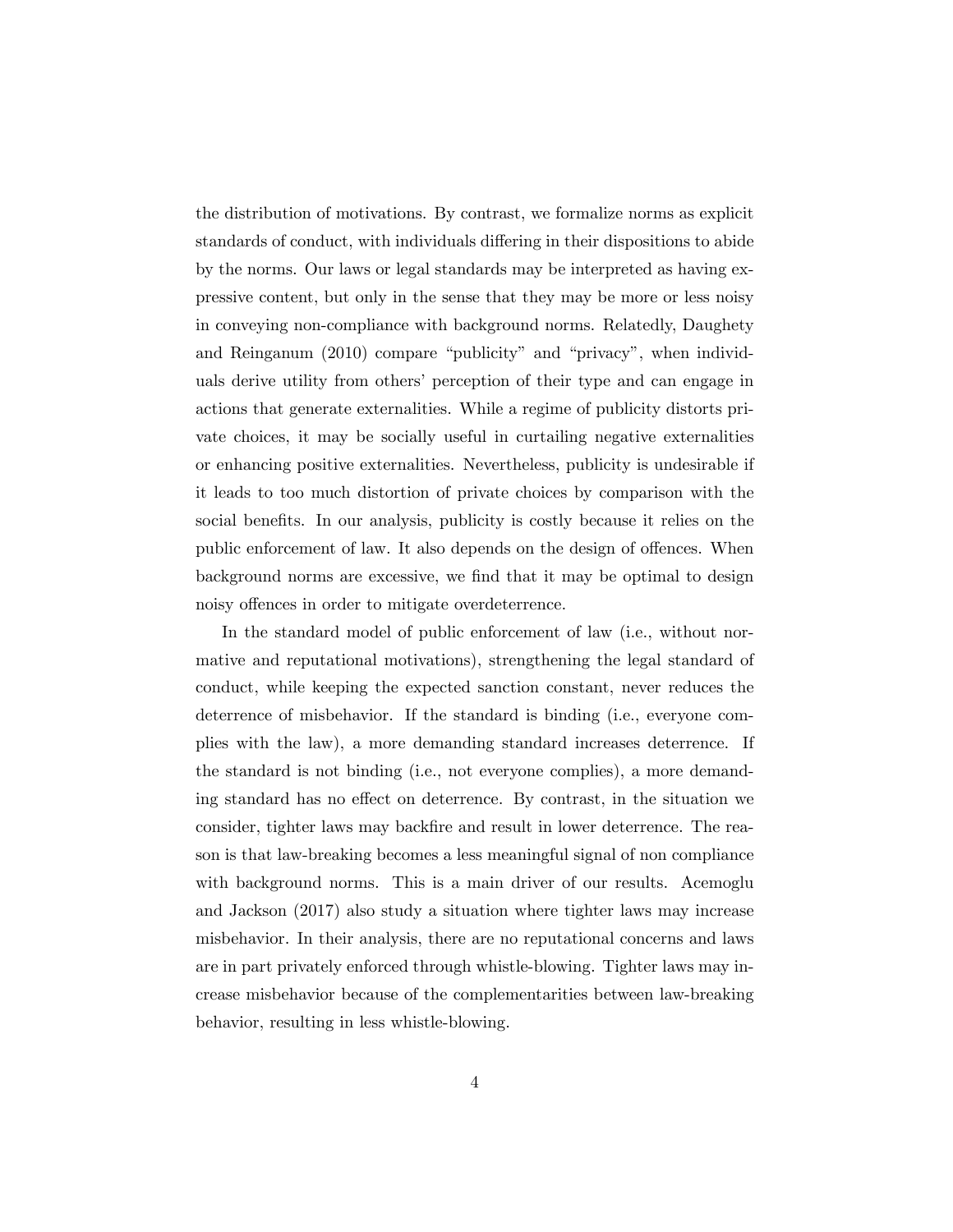the distribution of motivations. By contrast, we formalize norms as explicit standards of conduct, with individuals differing in their dispositions to abide by the norms. Our laws or legal standards may be interpreted as having expressive content, but only in the sense that they may be more or less noisy in conveying non-compliance with background norms. Relatedly, Daughety and Reinganum (2010) compare "publicity" and "privacy", when individuals derive utility from others' perception of their type and can engage in actions that generate externalities. While a regime of publicity distorts private choices, it may be socially useful in curtailing negative externalities or enhancing positive externalities. Nevertheless, publicity is undesirable if it leads to too much distortion of private choices by comparison with the social benefits. In our analysis, publicity is costly because it relies on the public enforcement of law. It also depends on the design of offences. When background norms are excessive, we find that it may be optimal to design noisy offences in order to mitigate overdeterrence.

In the standard model of public enforcement of law (i.e., without normative and reputational motivations), strengthening the legal standard of conduct, while keeping the expected sanction constant, never reduces the deterrence of misbehavior. If the standard is binding (i.e., everyone complies with the law), a more demanding standard increases deterrence. If the standard is not binding (i.e., not everyone complies), a more demanding standard has no effect on deterrence. By contrast, in the situation we consider, tighter laws may backfire and result in lower deterrence. The reason is that law-breaking becomes a less meaningful signal of non compliance with background norms. This is a main driver of our results. Acemoglu and Jackson (2017) also study a situation where tighter laws may increase misbehavior. In their analysis, there are no reputational concerns and laws are in part privately enforced through whistle-blowing. Tighter laws may increase misbehavior because of the complementarities between law-breaking behavior, resulting in less whistle-blowing.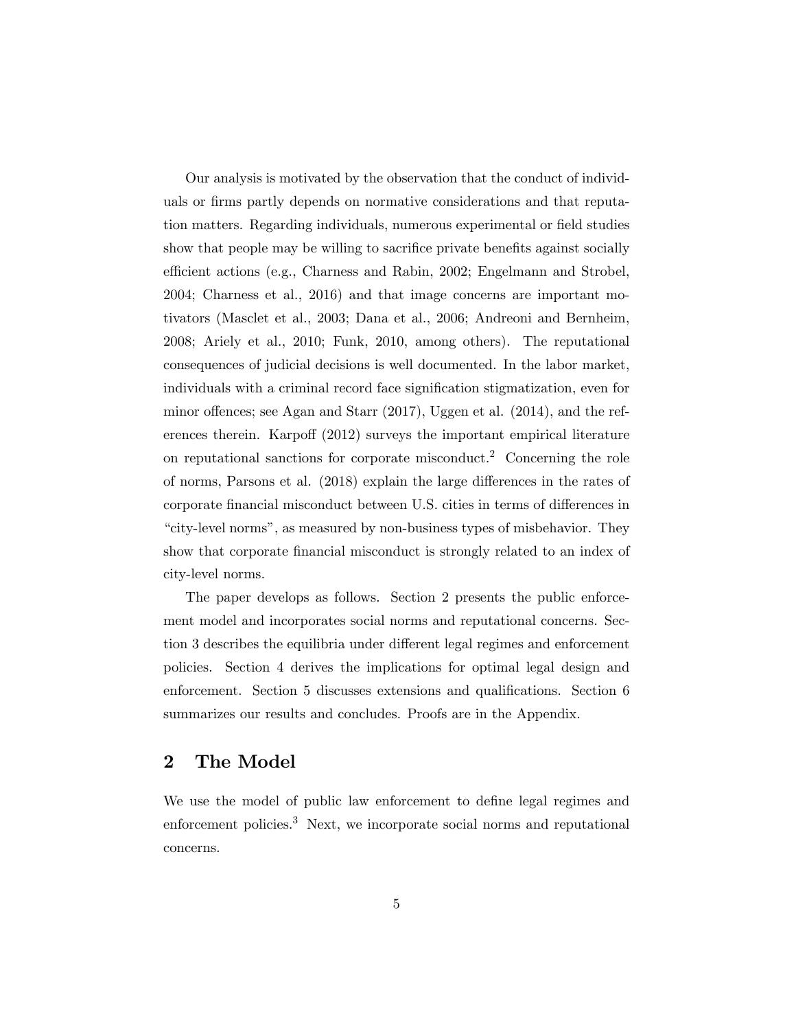Our analysis is motivated by the observation that the conduct of individuals or firms partly depends on normative considerations and that reputation matters. Regarding individuals, numerous experimental or field studies show that people may be willing to sacrifice private benefits against socially efficient actions (e.g., Charness and Rabin, 2002; Engelmann and Strobel, 2004; Charness et al., 2016) and that image concerns are important motivators (Masclet et al., 2003; Dana et al., 2006; Andreoni and Bernheim, 2008; Ariely et al., 2010; Funk, 2010, among others). The reputational consequences of judicial decisions is well documented. In the labor market, individuals with a criminal record face signification stigmatization, even for minor offences; see Agan and Starr (2017), Uggen et al. (2014), and the references therein. Karpoff (2012) surveys the important empirical literature on reputational sanctions for corporate misconduct.[2] Concerning the role of norms, Parsons et al. (2018) explain the large differences in the rates of corporate financial misconduct between U.S. cities in terms of differences in "city-level norms", as measured by non-business types of misbehavior. They show that corporate financial misconduct is strongly related to an index of city-level norms.

The paper develops as follows. Section 2 presents the public enforcement model and incorporates social norms and reputational concerns. Section 3 describes the equilibria under different legal regimes and enforcement policies. Section 4 derives the implications for optimal legal design and enforcement. Section 5 discusses extensions and qualifications. Section 6 summarizes our results and concludes. Proofs are in the Appendix.

## 2 The Model

We use the model of public law enforcement to define legal regimes and enforcement policies.[3] Next, we incorporate social norms and reputational concerns.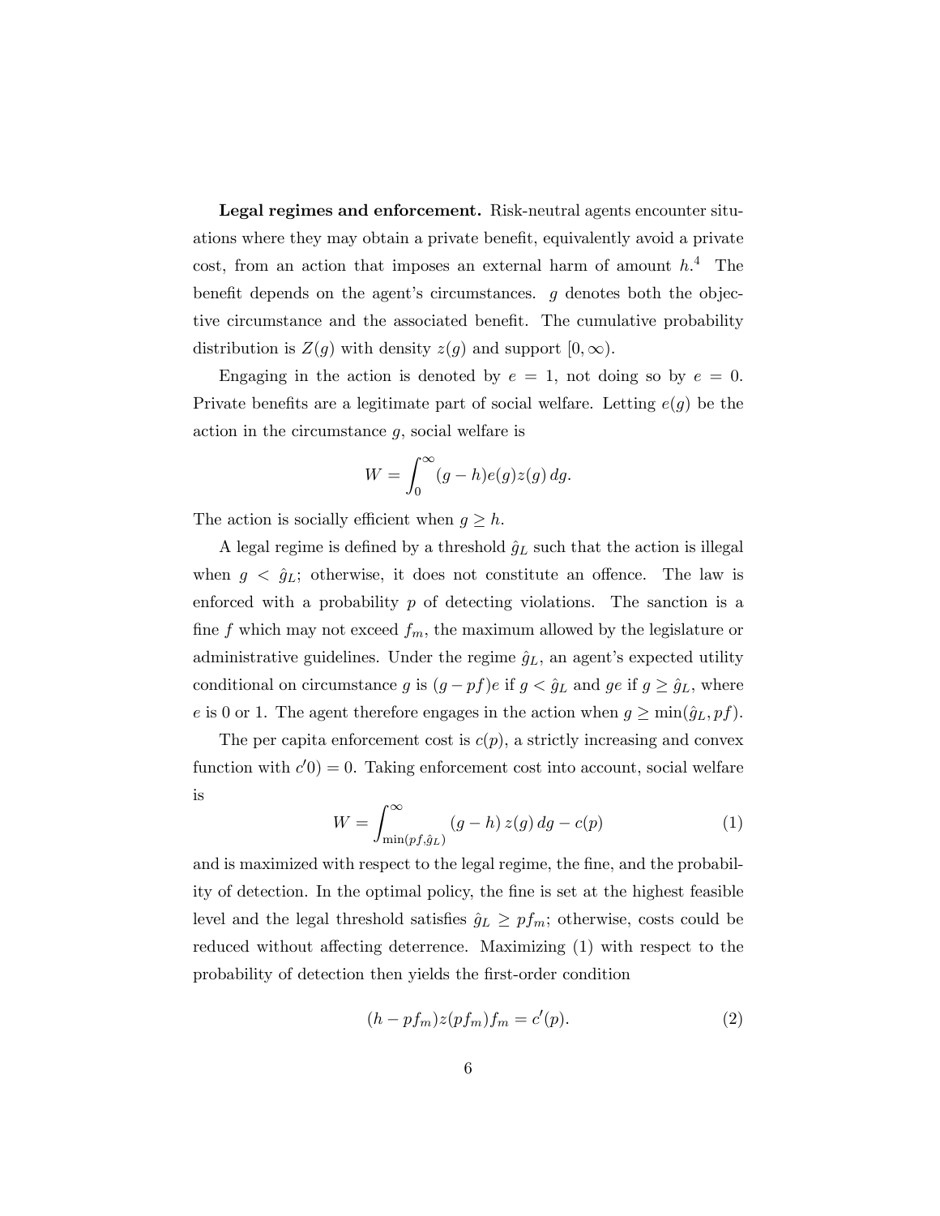**Legal regimes and enforcement.** Risk-neutral agents encounter situations where they may obtain a private benefit, equivalently avoid a private cost, from an action that imposes an external harm of amount $h$.[4] The benefit depends on the agent's circumstances. $g$ denotes both the objective circumstance and the associated benefit. The cumulative probability distribution is $Z(g)$ with density $z(g)$ and support $[0, \infty)$.

Engaging in the action is denoted by $e = 1$, not doing so by $e = 0$. Private benefits are a legitimate part of social welfare. Letting $e(g)$ be the action in the circumstance $g$, social welfare is

$$W = \int_0^\infty (g - h)e(g)z(g)\, dg.$$

The action is socially efficient when $g \geq h$.

A legal regime is defined by a threshold $\hat{g}_L$ such that the action is illegal when $g < \hat{g}_L$; otherwise, it does not constitute an offence. The law is enforced with a probability $p$ of detecting violations. The sanction is a fine $f$ which may not exceed $f_m$, the maximum allowed by the legislature or administrative guidelines. Under the regime $\hat{g}_L$, an agent's expected utility conditional on circumstance $g$ is $(g - pf)e$ if $g < \hat{g}_L$ and $ge$ if $g \geq \hat{g}_L$, where $e$ is 0 or 1. The agent therefore engages in the action when $g \geq \min(\hat{g}_L, pf)$.

The per capita enforcement cost is $c(p)$, a strictly increasing and convex function with $c'0) = 0$. Taking enforcement cost into account, social welfare is

$$W = \int_{\min(pf, \hat{g}_L)}^\infty (g - h)\, z(g)\, dg - c(p) \tag{1}$$

and is maximized with respect to the legal regime, the fine, and the probability of detection. In the optimal policy, the fine is set at the highest feasible level and the legal threshold satisfies $\hat{g}_L \geq pf_m$; otherwise, costs could be reduced without affecting deterrence. Maximizing (1) with respect to the probability of detection then yields the first-order condition

$$(h - pf_m)z(pf_m)f_m = c'(p). \tag{2}$$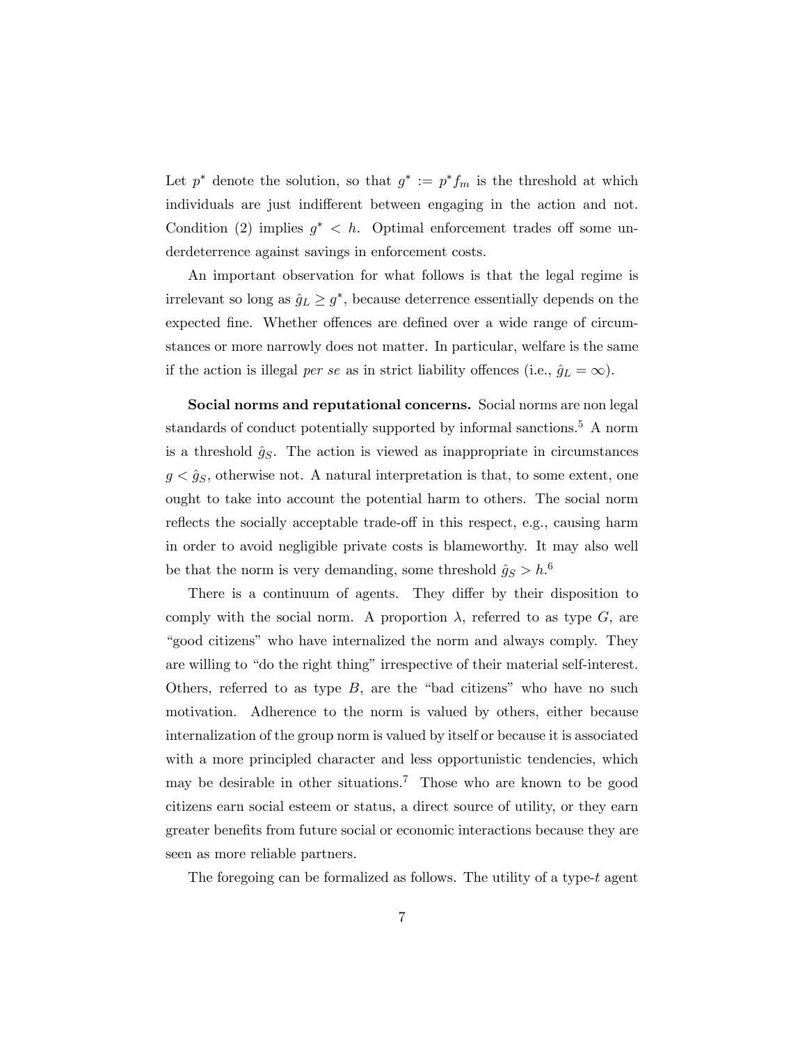Let $p^*$ denote the solution, so that $g^* := p^* f_m$ is the threshold at which individuals are just indifferent between engaging in the action and not. Condition (2) implies $g^* < h$. Optimal enforcement trades off some underdeterrence against savings in enforcement costs.

An important observation for what follows is that the legal regime is irrelevant so long as $\hat{g}_L \geq g^*$, because deterrence essentially depends on the expected fine. Whether offences are defined over a wide range of circumstances or more narrowly does not matter. In particular, welfare is the same if the action is illegal *per se* as in strict liability offences (i.e., $\hat{g}_L = \infty$).

**Social norms and reputational concerns.** Social norms are non legal standards of conduct potentially supported by informal sanctions.[5] A norm is a threshold $\hat{g}_S$. The action is viewed as inappropriate in circumstances $g < \hat{g}_S$, otherwise not. A natural interpretation is that, to some extent, one ought to take into account the potential harm to others. The social norm reflects the socially acceptable trade-off in this respect, e.g., causing harm in order to avoid negligible private costs is blameworthy. It may also well be that the norm is very demanding, some threshold $\hat{g}_S > h$.[6]

There is a continuum of agents. They differ by their disposition to comply with the social norm. A proportion $\lambda$, referred to as type $G$, are "good citizens" who have internalized the norm and always comply. They are willing to "do the right thing" irrespective of their material self-interest. Others, referred to as type $B$, are the "bad citizens" who have no such motivation. Adherence to the norm is valued by others, either because internalization of the group norm is valued by itself or because it is associated with a more principled character and less opportunistic tendencies, which may be desirable in other situations.[7] Those who are known to be good citizens earn social esteem or status, a direct source of utility, or they earn greater benefits from future social or economic interactions because they are seen as more reliable partners.

The foregoing can be formalized as follows. The utility of a type-$t$ agent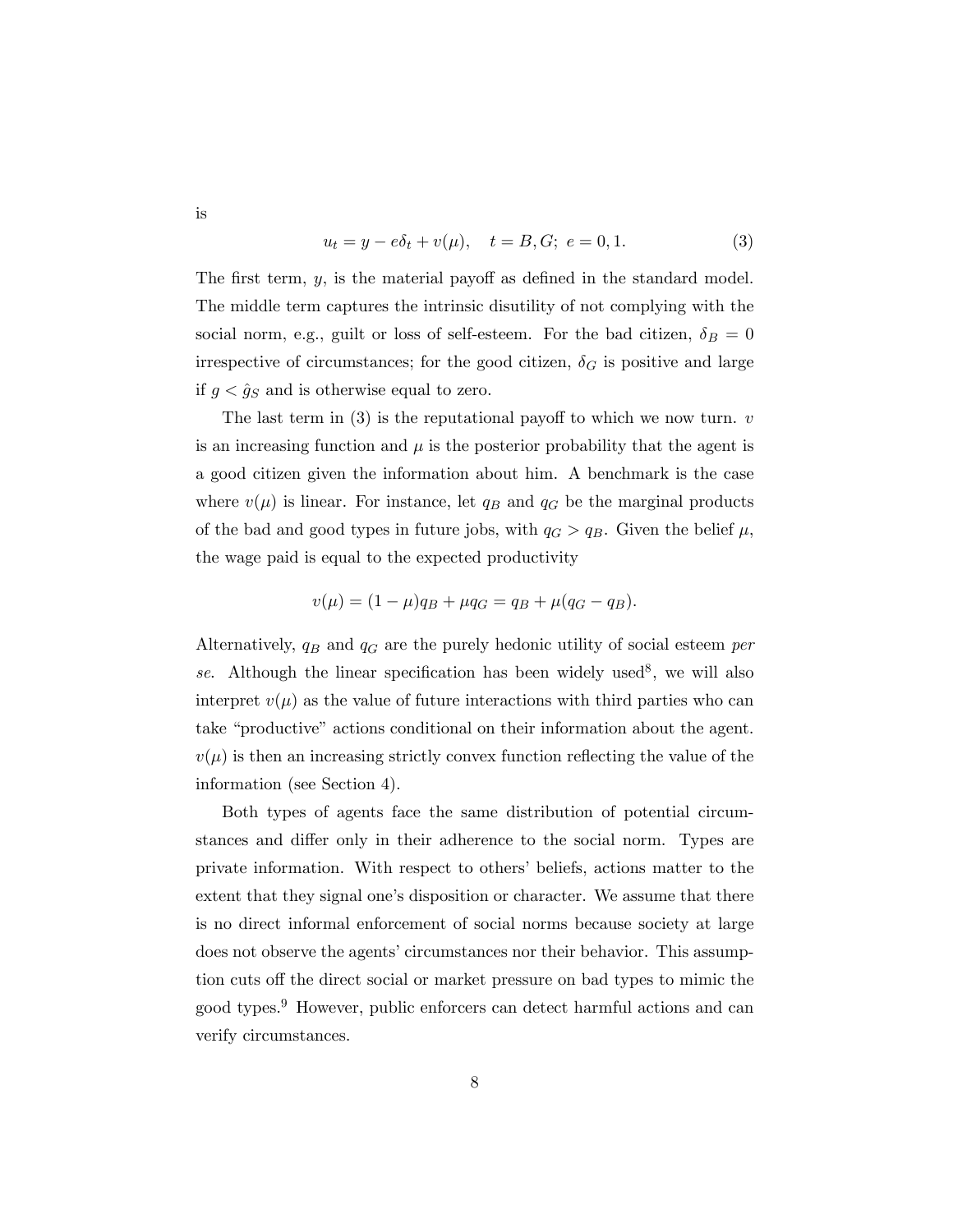is

$$u_t = y - e\delta_t + v(\mu), \quad t = B, G;\ e = 0, 1. \tag{3}$$

The first term, $y$, is the material payoff as defined in the standard model. The middle term captures the intrinsic disutility of not complying with the social norm, e.g., guilt or loss of self-esteem. For the bad citizen, $\delta_B = 0$ irrespective of circumstances; for the good citizen, $\delta_G$ is positive and large if $g < \hat{g}_S$ and is otherwise equal to zero.

The last term in (3) is the reputational payoff to which we now turn. $v$ is an increasing function and $\mu$ is the posterior probability that the agent is a good citizen given the information about him. A benchmark is the case where $v(\mu)$ is linear. For instance, let $q_B$ and $q_G$ be the marginal products of the bad and good types in future jobs, with $q_G > q_B$. Given the belief $\mu$, the wage paid is equal to the expected productivity

$$v(\mu) = (1 - \mu)q_B + \mu q_G = q_B + \mu(q_G - q_B).$$

Alternatively, $q_B$ and $q_G$ are the purely hedonic utility of social esteem *per se*. Although the linear specification has been widely used[8], we will also interpret $v(\mu)$ as the value of future interactions with third parties who can take "productive" actions conditional on their information about the agent. $v(\mu)$ is then an increasing strictly convex function reflecting the value of the information (see Section 4).

Both types of agents face the same distribution of potential circumstances and differ only in their adherence to the social norm. Types are private information. With respect to others' beliefs, actions matter to the extent that they signal one's disposition or character. We assume that there is no direct informal enforcement of social norms because society at large does not observe the agents' circumstances nor their behavior. This assumption cuts off the direct social or market pressure on bad types to mimic the good types.[9] However, public enforcers can detect harmful actions and can verify circumstances.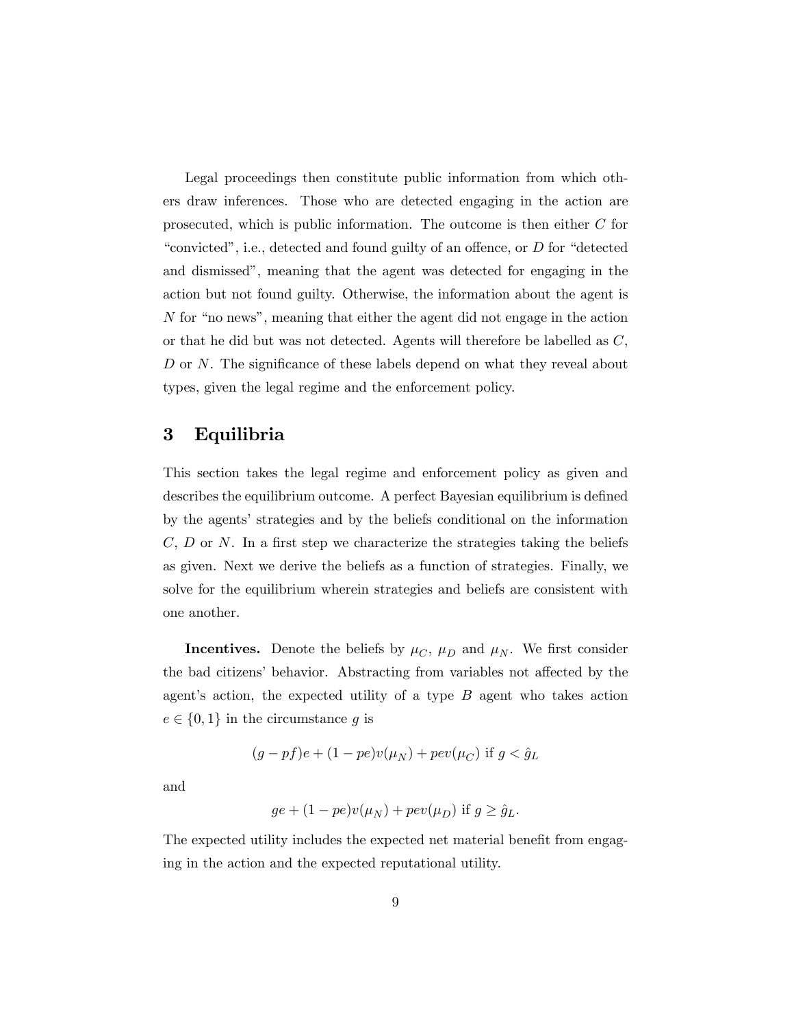Legal proceedings then constitute public information from which others draw inferences. Those who are detected engaging in the action are prosecuted, which is public information. The outcome is then either $C$ for "convicted", i.e., detected and found guilty of an offence, or $D$ for "detected and dismissed", meaning that the agent was detected for engaging in the action but not found guilty. Otherwise, the information about the agent is $N$ for "no news", meaning that either the agent did not engage in the action or that he did but was not detected. Agents will therefore be labelled as $C$, $D$ or $N$. The significance of these labels depend on what they reveal about types, given the legal regime and the enforcement policy.

# 3 Equilibria

This section takes the legal regime and enforcement policy as given and describes the equilibrium outcome. A perfect Bayesian equilibrium is defined by the agents' strategies and by the beliefs conditional on the information $C$, $D$ or $N$. In a first step we characterize the strategies taking the beliefs as given. Next we derive the beliefs as a function of strategies. Finally, we solve for the equilibrium wherein strategies and beliefs are consistent with one another.

**Incentives.** Denote the beliefs by $\mu_C$, $\mu_D$ and $\mu_N$. We first consider the bad citizens' behavior. Abstracting from variables not affected by the agent's action, the expected utility of a type $B$ agent who takes action $e \in \{0, 1\}$ in the circumstance $g$ is

$$(g - pf)e + (1 - pe)v(\mu_N) + pev(\mu_C) \text{ if } g < \hat{g}_L$$

and

$$ge + (1 - pe)v(\mu_N) + pev(\mu_D) \text{ if } g \geq \hat{g}_L.$$

The expected utility includes the expected net material benefit from engaging in the action and the expected reputational utility.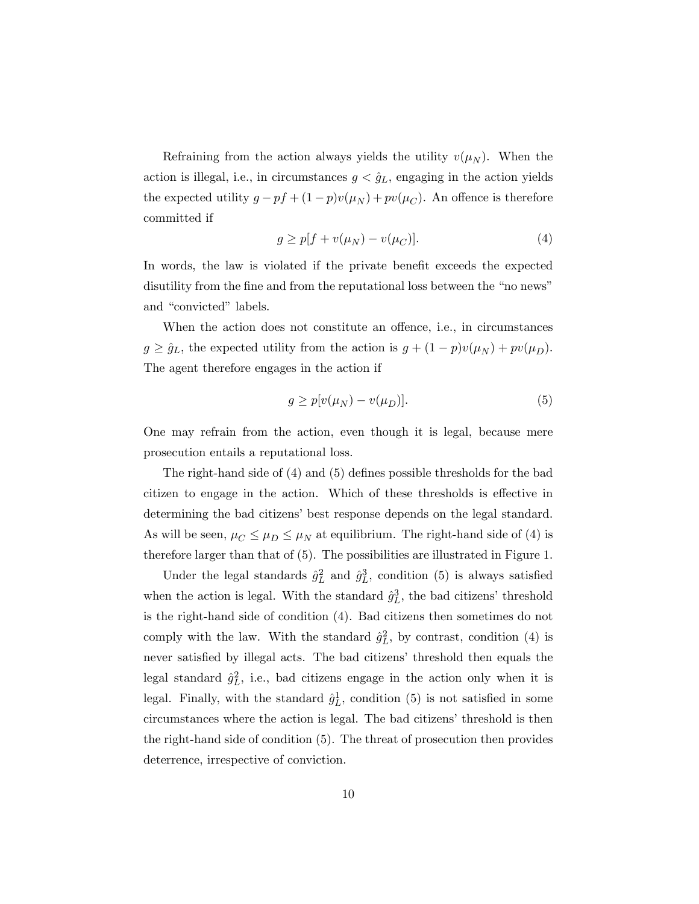Refraining from the action always yields the utility $v(\mu_N)$. When the action is illegal, i.e., in circumstances $g < \hat{g}_L$, engaging in the action yields the expected utility $g - pf + (1-p)v(\mu_N) + pv(\mu_C)$. An offence is therefore committed if

$$g \geq p[f + v(\mu_N) - v(\mu_C)]. \tag{4}$$

In words, the law is violated if the private benefit exceeds the expected disutility from the fine and from the reputational loss between the "no news" and "convicted" labels.

When the action does not constitute an offence, i.e., in circumstances $g \geq \hat{g}_L$, the expected utility from the action is $g + (1-p)v(\mu_N) + pv(\mu_D)$. The agent therefore engages in the action if

$$g \geq p[v(\mu_N) - v(\mu_D)]. \tag{5}$$

One may refrain from the action, even though it is legal, because mere prosecution entails a reputational loss.

The right-hand side of (4) and (5) defines possible thresholds for the bad citizen to engage in the action. Which of these thresholds is effective in determining the bad citizens' best response depends on the legal standard. As will be seen, $\mu_C \leq \mu_D \leq \mu_N$ at equilibrium. The right-hand side of (4) is therefore larger than that of (5). The possibilities are illustrated in Figure 1.

Under the legal standards $\hat{g}_L^2$ and $\hat{g}_L^3$, condition (5) is always satisfied when the action is legal. With the standard $\hat{g}_L^3$, the bad citizens' threshold is the right-hand side of condition (4). Bad citizens then sometimes do not comply with the law. With the standard $\hat{g}_L^2$, by contrast, condition (4) is never satisfied by illegal acts. The bad citizens' threshold then equals the legal standard $\hat{g}_L^2$, i.e., bad citizens engage in the action only when it is legal. Finally, with the standard $\hat{g}_L^1$, condition (5) is not satisfied in some circumstances where the action is legal. The bad citizens' threshold is then the right-hand side of condition (5). The threat of prosecution then provides deterrence, irrespective of conviction.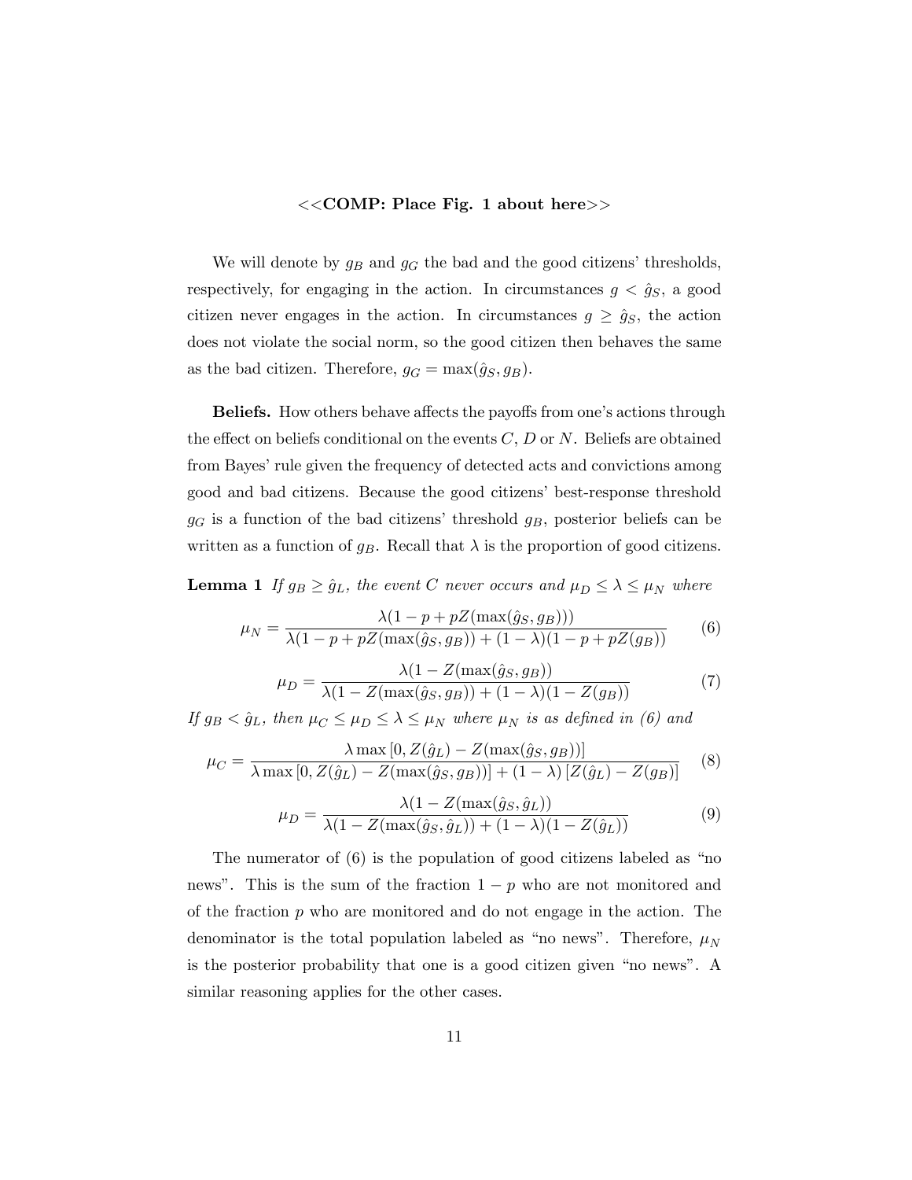<<**COMP: Place Fig. 1 about here**>>

We will denote by $g_B$ and $g_G$ the bad and the good citizens' thresholds, respectively, for engaging in the action. In circumstances $g < \hat{g}_S$, a good citizen never engages in the action. In circumstances $g \geq \hat{g}_S$, the action does not violate the social norm, so the good citizen then behaves the same as the bad citizen. Therefore, $g_G = \max(\hat{g}_S, g_B)$.

**Beliefs.** How others behave affects the payoffs from one's actions through the effect on beliefs conditional on the events $C$, $D$ or $N$. Beliefs are obtained from Bayes' rule given the frequency of detected acts and convictions among good and bad citizens. Because the good citizens' best-response threshold $g_G$ is a function of the bad citizens' threshold $g_B$, posterior beliefs can be written as a function of $g_B$. Recall that $\lambda$ is the proportion of good citizens.

**Lemma 1** *If $g_B \geq \hat{g}_L$, the event $C$ never occurs and $\mu_D \leq \lambda \leq \mu_N$ where*

$$\mu_N = \frac{\lambda(1 - p + pZ(\max(\hat{g}_S, g_B)))}{\lambda(1 - p + pZ(\max(\hat{g}_S, g_B)) + (1 - \lambda)(1 - p + pZ(g_B))} \tag{6}$$

$$\mu_D = \frac{\lambda(1 - Z(\max(\hat{g}_S, g_B))}{\lambda(1 - Z(\max(\hat{g}_S, g_B)) + (1 - \lambda)(1 - Z(g_B))} \tag{7}$$

*If $g_B < \hat{g}_L$, then $\mu_C \leq \mu_D \leq \lambda \leq \mu_N$ where $\mu_N$ is as defined in (6) and*

$$\mu_C = \frac{\lambda \max\left[0, Z(\hat{g}_L) - Z(\max(\hat{g}_S, g_B))\right]}{\lambda \max\left[0, Z(\hat{g}_L) - Z(\max(\hat{g}_S, g_B))\right] + (1 - \lambda)\left[Z(\hat{g}_L) - Z(g_B)\right]} \tag{8}$$

$$\mu_D = \frac{\lambda(1 - Z(\max(\hat{g}_S, \hat{g}_L))}{\lambda(1 - Z(\max(\hat{g}_S, \hat{g}_L)) + (1 - \lambda)(1 - Z(\hat{g}_L))} \tag{9}$$

The numerator of (6) is the population of good citizens labeled as "no news". This is the sum of the fraction $1 - p$ who are not monitored and of the fraction $p$ who are monitored and do not engage in the action. The denominator is the total population labeled as "no news". Therefore, $\mu_N$ is the posterior probability that one is a good citizen given "no news". A similar reasoning applies for the other cases.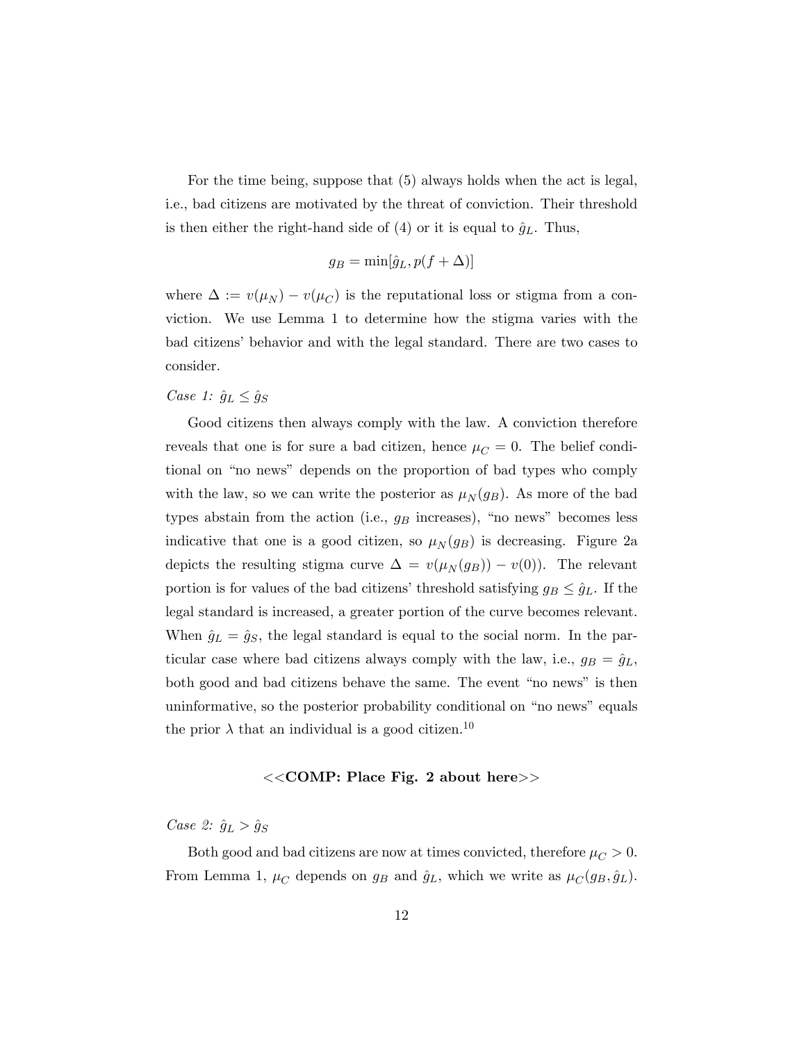For the time being, suppose that (5) always holds when the act is legal, i.e., bad citizens are motivated by the threat of conviction. Their threshold is then either the right-hand side of (4) or it is equal to $\hat{g}_L$. Thus,

$$g_B = \min[\hat{g}_L, p(f + \Delta)]$$

where $\Delta := v(\mu_N) - v(\mu_C)$ is the reputational loss or stigma from a conviction. We use Lemma 1 to determine how the stigma varies with the bad citizens' behavior and with the legal standard. There are two cases to consider.

*Case 1:* $\hat{g}_L \leq \hat{g}_S$

Good citizens then always comply with the law. A conviction therefore reveals that one is for sure a bad citizen, hence $\mu_C = 0$. The belief conditional on "no news" depends on the proportion of bad types who comply with the law, so we can write the posterior as $\mu_N(g_B)$. As more of the bad types abstain from the action (i.e., $g_B$ increases), "no news" becomes less indicative that one is a good citizen, so $\mu_N(g_B)$ is decreasing. Figure 2a depicts the resulting stigma curve $\Delta = v(\mu_N(g_B)) - v(0)$. The relevant portion is for values of the bad citizens' threshold satisfying $g_B \leq \hat{g}_L$. If the legal standard is increased, a greater portion of the curve becomes relevant. When $\hat{g}_L = \hat{g}_S$, the legal standard is equal to the social norm. In the particular case where bad citizens always comply with the law, i.e., $g_B = \hat{g}_L$, both good and bad citizens behave the same. The event "no news" is then uninformative, so the posterior probability conditional on "no news" equals the prior $\lambda$ that an individual is a good citizen.[10]

**<<COMP: Place Fig. 2 about here>>**

*Case 2:* $\hat{g}_L > \hat{g}_S$

Both good and bad citizens are now at times convicted, therefore $\mu_C > 0$. From Lemma 1, $\mu_C$ depends on $g_B$ and $\hat{g}_L$, which we write as $\mu_C(g_B, \hat{g}_L)$.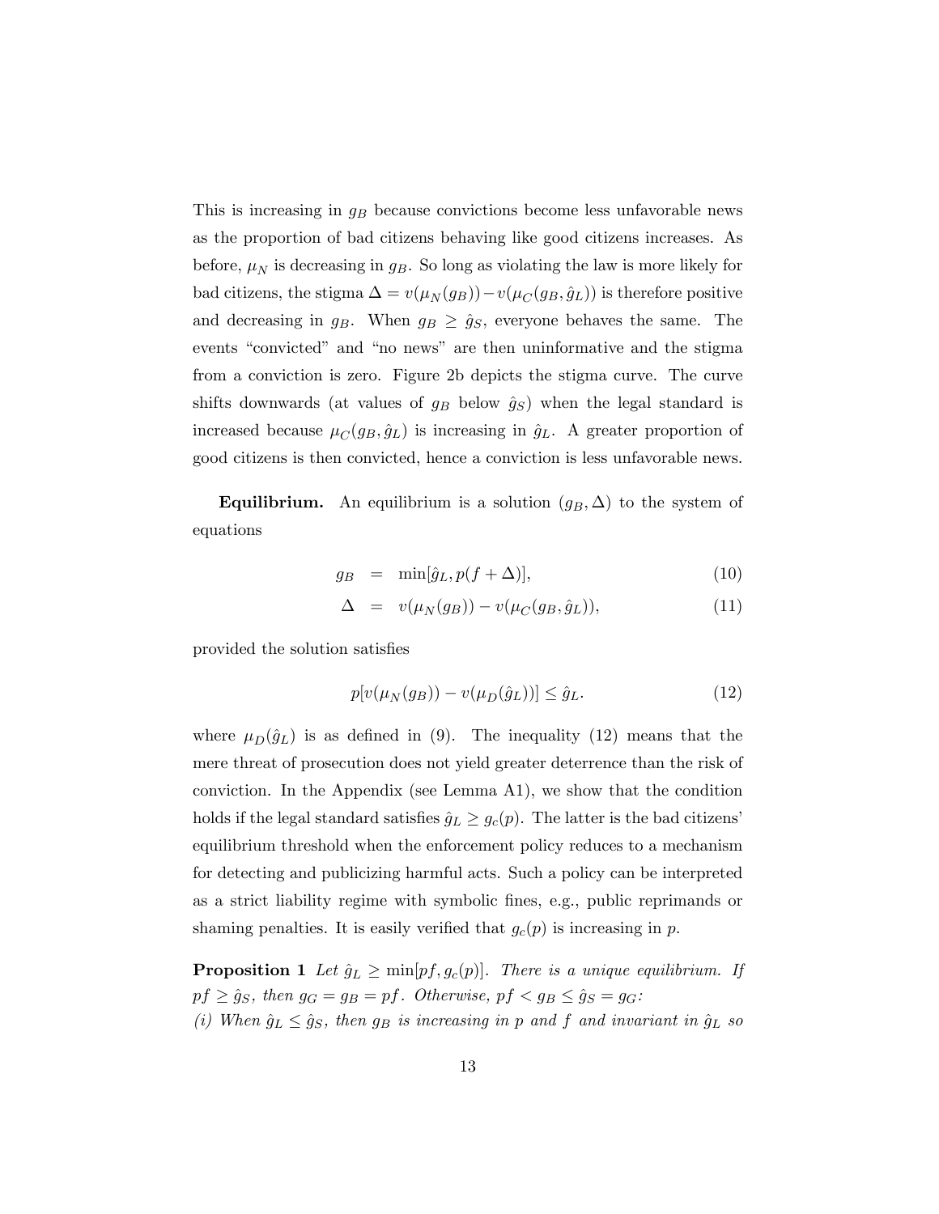This is increasing in $g_B$ because convictions become less unfavorable news as the proportion of bad citizens behaving like good citizens increases. As before, $\mu_N$ is decreasing in $g_B$. So long as violating the law is more likely for bad citizens, the stigma $\Delta = v(\mu_N(g_B)) - v(\mu_C(g_B, \hat{g}_L))$ is therefore positive and decreasing in $g_B$. When $g_B \geq \hat{g}_S$, everyone behaves the same. The events "convicted" and "no news" are then uninformative and the stigma from a conviction is zero. Figure 2b depicts the stigma curve. The curve shifts downwards (at values of $g_B$ below $\hat{g}_S$) when the legal standard is increased because $\mu_C(g_B, \hat{g}_L)$ is increasing in $\hat{g}_L$. A greater proportion of good citizens is then convicted, hence a conviction is less unfavorable news.

**Equilibrium.** An equilibrium is a solution $(g_B, \Delta)$ to the system of equations

$$g_B = \min[\hat{g}_L, p(f + \Delta)], \tag{10}$$

$$\Delta = v(\mu_N(g_B)) - v(\mu_C(g_B, \hat{g}_L)), \tag{11}$$

provided the solution satisfies

$$p[v(\mu_N(g_B)) - v(\mu_D(\hat{g}_L))] \leq \hat{g}_L. \tag{12}$$

where $\mu_D(\hat{g}_L)$ is as defined in (9). The inequality (12) means that the mere threat of prosecution does not yield greater deterrence than the risk of conviction. In the Appendix (see Lemma A1), we show that the condition holds if the legal standard satisfies $\hat{g}_L \geq g_c(p)$. The latter is the bad citizens' equilibrium threshold when the enforcement policy reduces to a mechanism for detecting and publicizing harmful acts. Such a policy can be interpreted as a strict liability regime with symbolic fines, e.g., public reprimands or shaming penalties. It is easily verified that $g_c(p)$ is increasing in $p$.

**Proposition 1** *Let $\hat{g}_L \geq \min[pf, g_c(p)]$. There is a unique equilibrium. If $pf \geq \hat{g}_S$, then $g_G = g_B = pf$. Otherwise, $pf < g_B \leq \hat{g}_S = g_G$:*
*(i) When $\hat{g}_L \leq \hat{g}_S$, then $g_B$ is increasing in $p$ and $f$ and invariant in $\hat{g}_L$ so*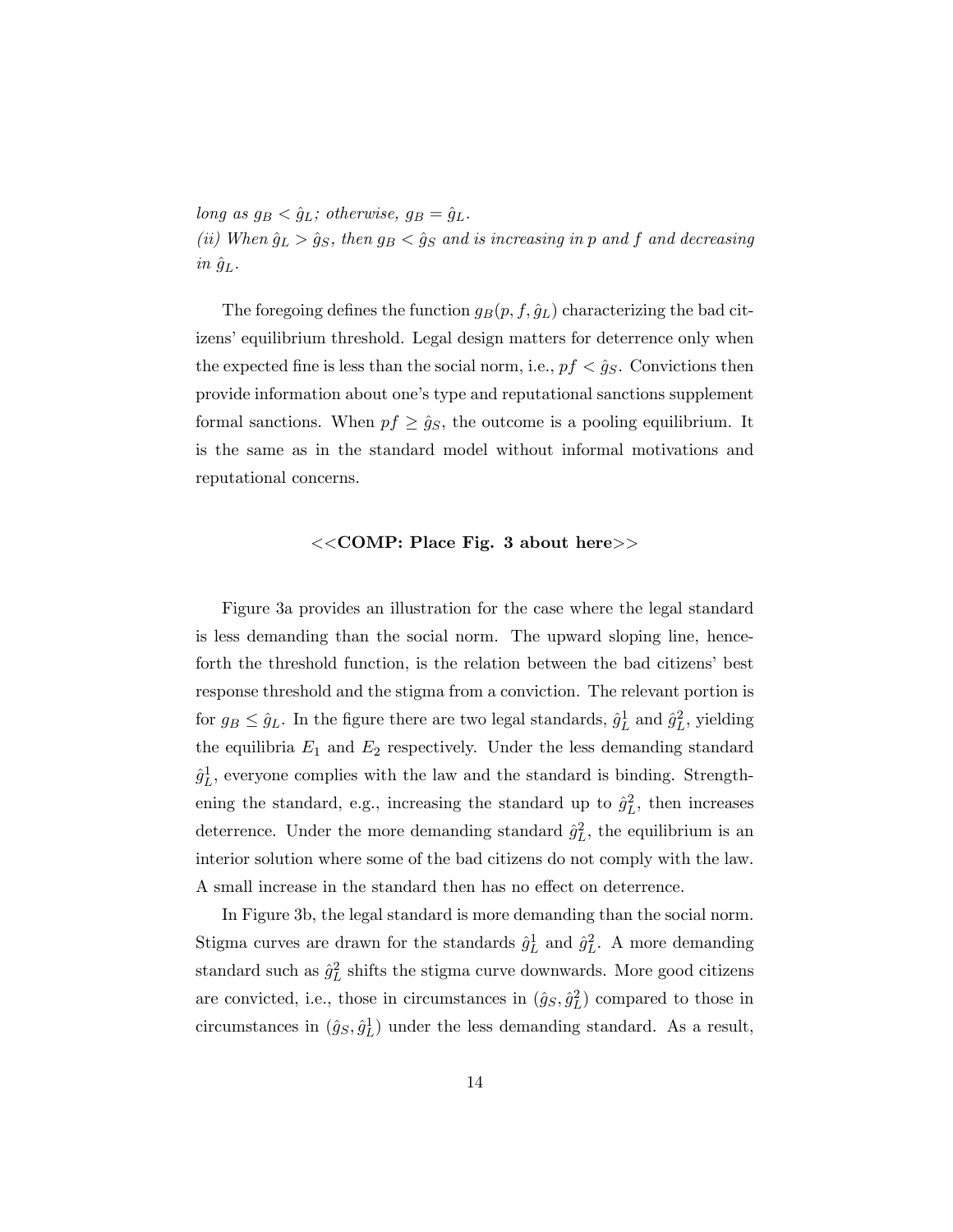*long as $g_B < \hat{g}_L$; otherwise, $g_B = \hat{g}_L$.*
*(ii) When $\hat{g}_L > \hat{g}_S$, then $g_B < \hat{g}_S$ and is increasing in $p$ and $f$ and decreasing in $\hat{g}_L$.*

The foregoing defines the function $g_B(p, f, \hat{g}_L)$ characterizing the bad citizens' equilibrium threshold. Legal design matters for deterrence only when the expected fine is less than the social norm, i.e., $pf < \hat{g}_S$. Convictions then provide information about one's type and reputational sanctions supplement formal sanctions. When $pf \geq \hat{g}_S$, the outcome is a pooling equilibrium. It is the same as in the standard model without informal motivations and reputational concerns.

**<<COMP: Place Fig. 3 about here>>**

Figure 3a provides an illustration for the case where the legal standard is less demanding than the social norm. The upward sloping line, henceforth the threshold function, is the relation between the bad citizens' best response threshold and the stigma from a conviction. The relevant portion is for $g_B \leq \hat{g}_L$. In the figure there are two legal standards, $\hat{g}_L^1$ and $\hat{g}_L^2$, yielding the equilibria $E_1$ and $E_2$ respectively. Under the less demanding standard $\hat{g}_L^1$, everyone complies with the law and the standard is binding. Strengthening the standard, e.g., increasing the standard up to $\hat{g}_L^2$, then increases deterrence. Under the more demanding standard $\hat{g}_L^2$, the equilibrium is an interior solution where some of the bad citizens do not comply with the law. A small increase in the standard then has no effect on deterrence.

In Figure 3b, the legal standard is more demanding than the social norm. Stigma curves are drawn for the standards $\hat{g}_L^1$ and $\hat{g}_L^2$. A more demanding standard such as $\hat{g}_L^2$ shifts the stigma curve downwards. More good citizens are convicted, i.e., those in circumstances in $(\hat{g}_S, \hat{g}_L^2)$ compared to those in circumstances in $(\hat{g}_S, \hat{g}_L^1)$ under the less demanding standard. As a result,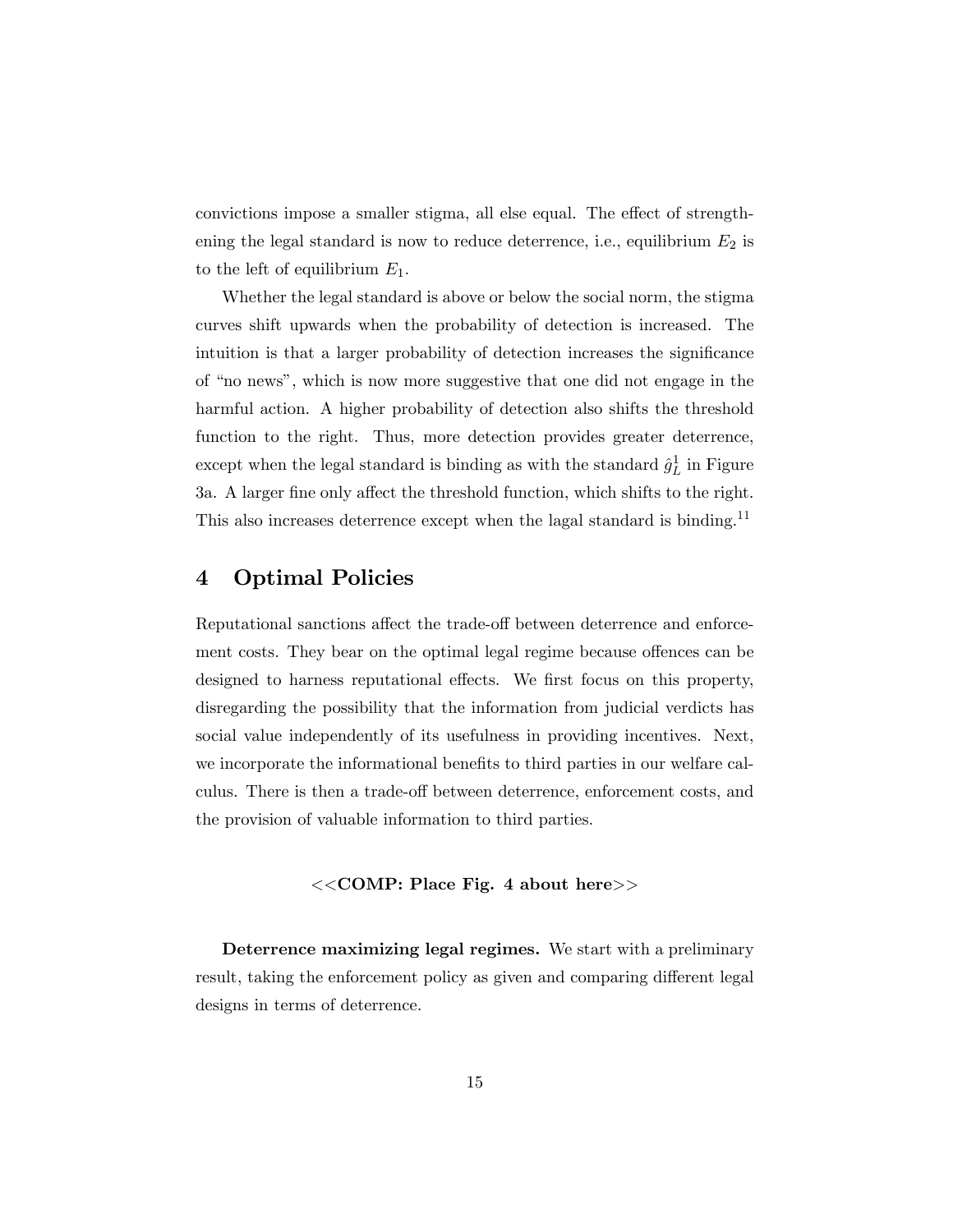convictions impose a smaller stigma, all else equal. The effect of strengthening the legal standard is now to reduce deterrence, i.e., equilibrium $E_2$ is to the left of equilibrium $E_1$.

Whether the legal standard is above or below the social norm, the stigma curves shift upwards when the probability of detection is increased. The intuition is that a larger probability of detection increases the significance of "no news", which is now more suggestive that one did not engage in the harmful action. A higher probability of detection also shifts the threshold function to the right. Thus, more detection provides greater deterrence, except when the legal standard is binding as with the standard $\hat{g}_L^1$ in Figure 3a. A larger fine only affect the threshold function, which shifts to the right. This also increases deterrence except when the lagal standard is binding.[11]

## 4 Optimal Policies

Reputational sanctions affect the trade-off between deterrence and enforcement costs. They bear on the optimal legal regime because offences can be designed to harness reputational effects. We first focus on this property, disregarding the possibility that the information from judicial verdicts has social value independently of its usefulness in providing incentives. Next, we incorporate the informational benefits to third parties in our welfare calculus. There is then a trade-off between deterrence, enforcement costs, and the provision of valuable information to third parties.

**<<COMP: Place Fig. 4 about here>>**

**Deterrence maximizing legal regimes.** We start with a preliminary result, taking the enforcement policy as given and comparing different legal designs in terms of deterrence.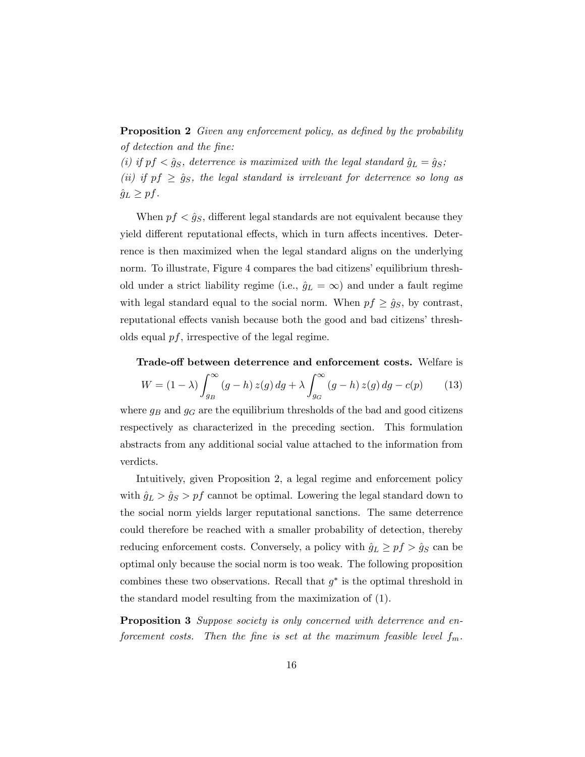**Proposition 2** *Given any enforcement policy, as defined by the probability of detection and the fine:*
*(i) if $pf < \hat{g}_S$, deterrence is maximized with the legal standard $\hat{g}_L = \hat{g}_S$;*
*(ii) if $pf \geq \hat{g}_S$, the legal standard is irrelevant for deterrence so long as $\hat{g}_L \geq pf$.*

When $pf < \hat{g}_S$, different legal standards are not equivalent because they yield different reputational effects, which in turn affects incentives. Deterrence is then maximized when the legal standard aligns on the underlying norm. To illustrate, Figure 4 compares the bad citizens' equilibrium threshold under a strict liability regime (i.e., $\hat{g}_L = \infty$) and under a fault regime with legal standard equal to the social norm. When $pf \geq \hat{g}_S$, by contrast, reputational effects vanish because both the good and bad citizens' thresholds equal $pf$, irrespective of the legal regime.

**Trade-off between deterrence and enforcement costs.** Welfare is

$$W = (1 - \lambda) \int_{g_B}^{\infty} (g - h)\, z(g)\, dg + \lambda \int_{g_G}^{\infty} (g - h)\, z(g)\, dg - c(p) \qquad (13)$$

where $g_B$ and $g_G$ are the equilibrium thresholds of the bad and good citizens respectively as characterized in the preceding section. This formulation abstracts from any additional social value attached to the information from verdicts.

Intuitively, given Proposition 2, a legal regime and enforcement policy with $\hat{g}_L > \hat{g}_S > pf$ cannot be optimal. Lowering the legal standard down to the social norm yields larger reputational sanctions. The same deterrence could therefore be reached with a smaller probability of detection, thereby reducing enforcement costs. Conversely, a policy with $\hat{g}_L \geq pf > \hat{g}_S$ can be optimal only because the social norm is too weak. The following proposition combines these two observations. Recall that $g^*$ is the optimal threshold in the standard model resulting from the maximization of (1).

**Proposition 3** *Suppose society is only concerned with deterrence and enforcement costs. Then the fine is set at the maximum feasible level $f_m$.*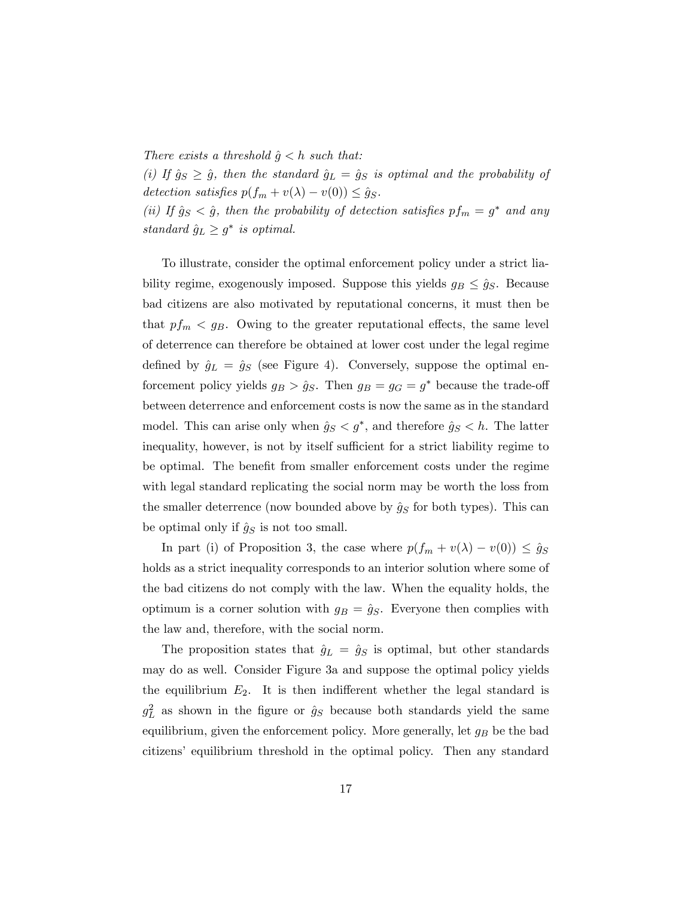*There exists a threshold $\hat{g} < h$ such that:*

*(i) If $\hat{g}_S \geq \hat{g}$, then the standard $\hat{g}_L = \hat{g}_S$ is optimal and the probability of detection satisfies $p(f_m + v(\lambda) - v(0)) \leq \hat{g}_S$.*

*(ii) If $\hat{g}_S < \hat{g}$, then the probability of detection satisfies $pf_m = g^*$ and any standard $\hat{g}_L \geq g^*$ is optimal.*

To illustrate, consider the optimal enforcement policy under a strict liability regime, exogenously imposed. Suppose this yields $g_B \leq \hat{g}_S$. Because bad citizens are also motivated by reputational concerns, it must then be that $pf_m < g_B$. Owing to the greater reputational effects, the same level of deterrence can therefore be obtained at lower cost under the legal regime defined by $\hat{g}_L = \hat{g}_S$ (see Figure 4). Conversely, suppose the optimal enforcement policy yields $g_B > \hat{g}_S$. Then $g_B = g_G = g^*$ because the trade-off between deterrence and enforcement costs is now the same as in the standard model. This can arise only when $\hat{g}_S < g^*$, and therefore $\hat{g}_S < h$. The latter inequality, however, is not by itself sufficient for a strict liability regime to be optimal. The benefit from smaller enforcement costs under the regime with legal standard replicating the social norm may be worth the loss from the smaller deterrence (now bounded above by $\hat{g}_S$ for both types). This can be optimal only if $\hat{g}_S$ is not too small.

In part (i) of Proposition 3, the case where $p(f_m + v(\lambda) - v(0)) \leq \hat{g}_S$ holds as a strict inequality corresponds to an interior solution where some of the bad citizens do not comply with the law. When the equality holds, the optimum is a corner solution with $g_B = \hat{g}_S$. Everyone then complies with the law and, therefore, with the social norm.

The proposition states that $\hat{g}_L = \hat{g}_S$ is optimal, but other standards may do as well. Consider Figure 3a and suppose the optimal policy yields the equilibrium $E_2$. It is then indifferent whether the legal standard is $g_L^2$ as shown in the figure or $\hat{g}_S$ because both standards yield the same equilibrium, given the enforcement policy. More generally, let $g_B$ be the bad citizens' equilibrium threshold in the optimal policy. Then any standard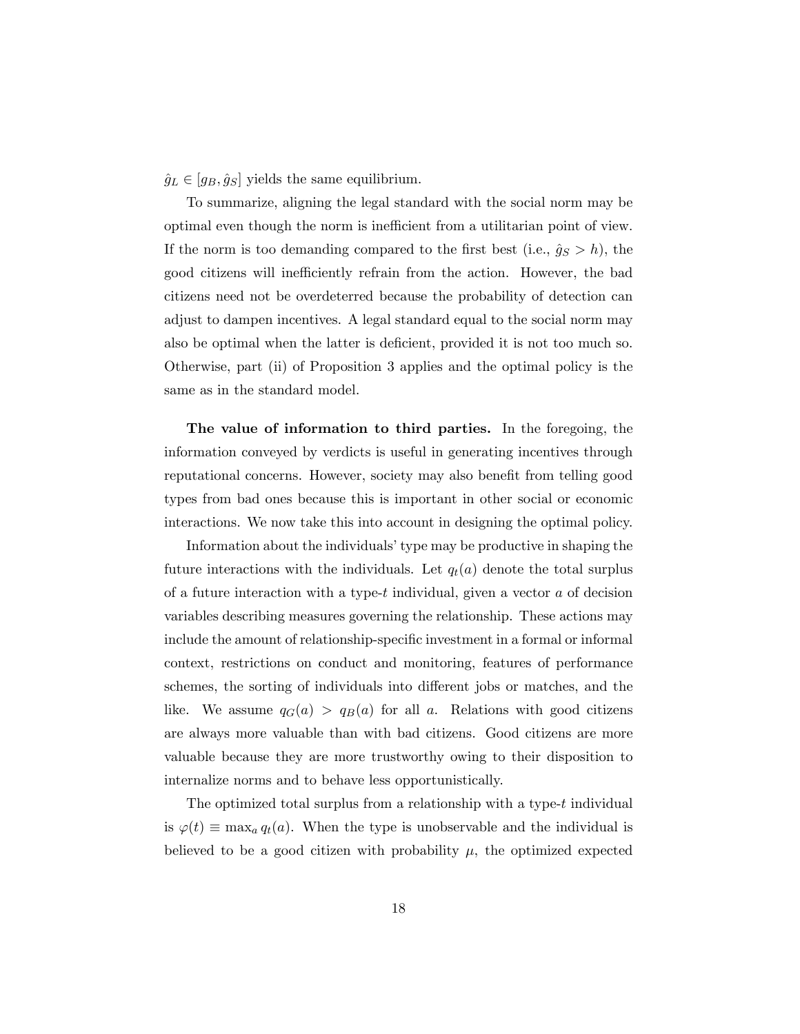$\hat{g}_L \in [g_B, \hat{g}_S]$ yields the same equilibrium.

To summarize, aligning the legal standard with the social norm may be optimal even though the norm is inefficient from a utilitarian point of view. If the norm is too demanding compared to the first best (i.e., $\hat{g}_S > h$), the good citizens will inefficiently refrain from the action. However, the bad citizens need not be overdeterred because the probability of detection can adjust to dampen incentives. A legal standard equal to the social norm may also be optimal when the latter is deficient, provided it is not too much so. Otherwise, part (ii) of Proposition 3 applies and the optimal policy is the same as in the standard model.

**The value of information to third parties.** In the foregoing, the information conveyed by verdicts is useful in generating incentives through reputational concerns. However, society may also benefit from telling good types from bad ones because this is important in other social or economic interactions. We now take this into account in designing the optimal policy.

Information about the individuals' type may be productive in shaping the future interactions with the individuals. Let $q_t(a)$ denote the total surplus of a future interaction with a type-$t$ individual, given a vector $a$ of decision variables describing measures governing the relationship. These actions may include the amount of relationship-specific investment in a formal or informal context, restrictions on conduct and monitoring, features of performance schemes, the sorting of individuals into different jobs or matches, and the like. We assume $q_G(a) > q_B(a)$ for all $a$. Relations with good citizens are always more valuable than with bad citizens. Good citizens are more valuable because they are more trustworthy owing to their disposition to internalize norms and to behave less opportunistically.

The optimized total surplus from a relationship with a type-$t$ individual is $\varphi(t) \equiv \max_a q_t(a)$. When the type is unobservable and the individual is believed to be a good citizen with probability $\mu$, the optimized expected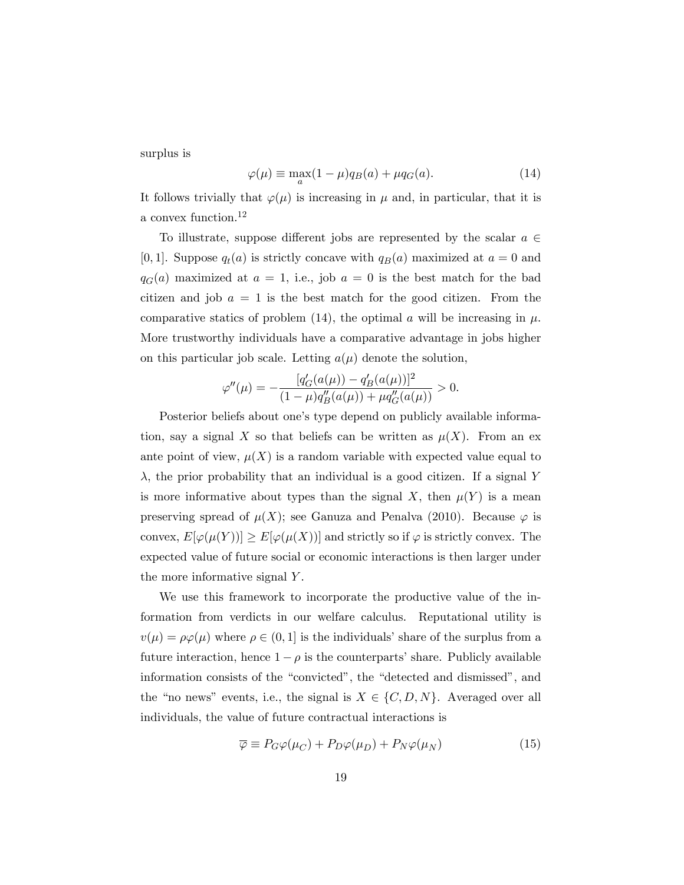surplus is

$$\varphi(\mu) \equiv \max_a (1-\mu)q_B(a) + \mu q_G(a). \tag{14}$$

It follows trivially that $\varphi(\mu)$ is increasing in $\mu$ and, in particular, that it is a convex function.[12]

To illustrate, suppose different jobs are represented by the scalar $a \in [0,1]$. Suppose $q_t(a)$ is strictly concave with $q_B(a)$ maximized at $a = 0$ and $q_G(a)$ maximized at $a = 1$, i.e., job $a = 0$ is the best match for the bad citizen and job $a = 1$ is the best match for the good citizen. From the comparative statics of problem (14), the optimal $a$ will be increasing in $\mu$. More trustworthy individuals have a comparative advantage in jobs higher on this particular job scale. Letting $a(\mu)$ denote the solution,

$$\varphi''(\mu) = -\frac{[q'_G(a(\mu)) - q'_B(a(\mu))]^2}{(1-\mu)q''_B(a(\mu)) + \mu q''_G(a(\mu))} > 0.$$

Posterior beliefs about one's type depend on publicly available information, say a signal $X$ so that beliefs can be written as $\mu(X)$. From an ex ante point of view, $\mu(X)$ is a random variable with expected value equal to $\lambda$, the prior probability that an individual is a good citizen. If a signal $Y$ is more informative about types than the signal $X$, then $\mu(Y)$ is a mean preserving spread of $\mu(X)$; see Ganuza and Penalva (2010). Because $\varphi$ is convex, $E[\varphi(\mu(Y))] \geq E[\varphi(\mu(X))]$ and strictly so if $\varphi$ is strictly convex. The expected value of future social or economic interactions is then larger under the more informative signal $Y$.

We use this framework to incorporate the productive value of the information from verdicts in our welfare calculus. Reputational utility is $v(\mu) = \rho\varphi(\mu)$ where $\rho \in (0,1]$ is the individuals' share of the surplus from a future interaction, hence $1-\rho$ is the counterparts' share. Publicly available information consists of the "convicted", the "detected and dismissed", and the "no news" events, i.e., the signal is $X \in \{C, D, N\}$. Averaged over all individuals, the value of future contractual interactions is

$$\overline{\varphi} \equiv P_G\varphi(\mu_C) + P_D\varphi(\mu_D) + P_N\varphi(\mu_N) \tag{15}$$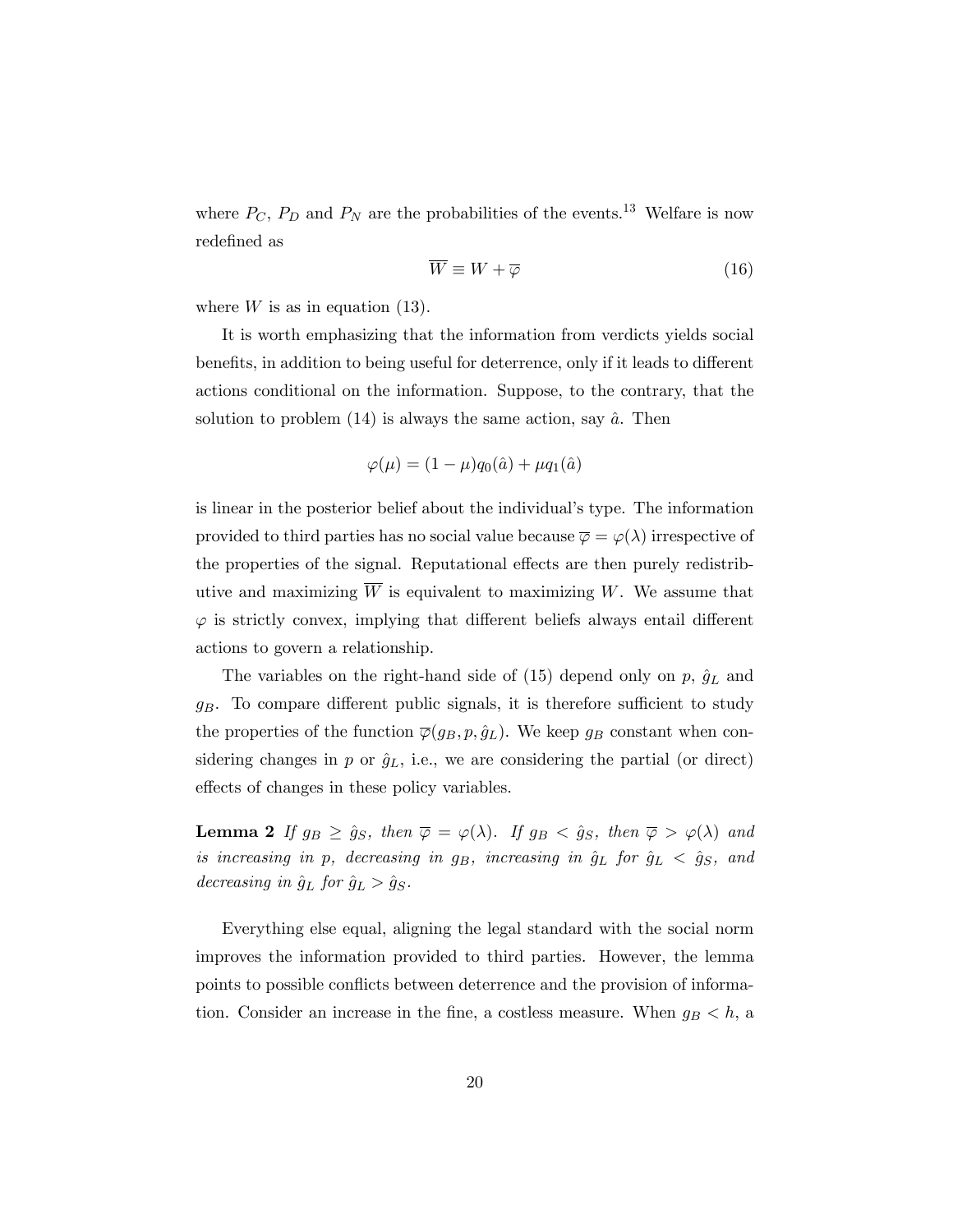where $P_C$, $P_D$ and $P_N$ are the probabilities of the events.[13] Welfare is now redefined as

$$\overline{W} \equiv W + \overline{\varphi} \tag{16}$$

where $W$ is as in equation (13).

It is worth emphasizing that the information from verdicts yields social benefits, in addition to being useful for deterrence, only if it leads to different actions conditional on the information. Suppose, to the contrary, that the solution to problem (14) is always the same action, say $\hat{a}$. Then

$$\varphi(\mu) = (1-\mu)q_0(\hat{a}) + \mu q_1(\hat{a})$$

is linear in the posterior belief about the individual's type. The information provided to third parties has no social value because $\overline{\varphi} = \varphi(\lambda)$ irrespective of the properties of the signal. Reputational effects are then purely redistributive and maximizing $\overline{W}$ is equivalent to maximizing $W$. We assume that $\varphi$ is strictly convex, implying that different beliefs always entail different actions to govern a relationship.

The variables on the right-hand side of (15) depend only on $p$, $\hat{g}_L$ and $g_B$. To compare different public signals, it is therefore sufficient to study the properties of the function $\overline{\varphi}(g_B, p, \hat{g}_L)$. We keep $g_B$ constant when considering changes in $p$ or $\hat{g}_L$, i.e., we are considering the partial (or direct) effects of changes in these policy variables.

**Lemma 2** *If $g_B \geq \hat{g}_S$, then $\overline{\varphi} = \varphi(\lambda)$. If $g_B < \hat{g}_S$, then $\overline{\varphi} > \varphi(\lambda)$ and is increasing in $p$, decreasing in $g_B$, increasing in $\hat{g}_L$ for $\hat{g}_L < \hat{g}_S$, and decreasing in $\hat{g}_L$ for $\hat{g}_L > \hat{g}_S$.*

Everything else equal, aligning the legal standard with the social norm improves the information provided to third parties. However, the lemma points to possible conflicts between deterrence and the provision of information. Consider an increase in the fine, a costless measure. When $g_B < h$, a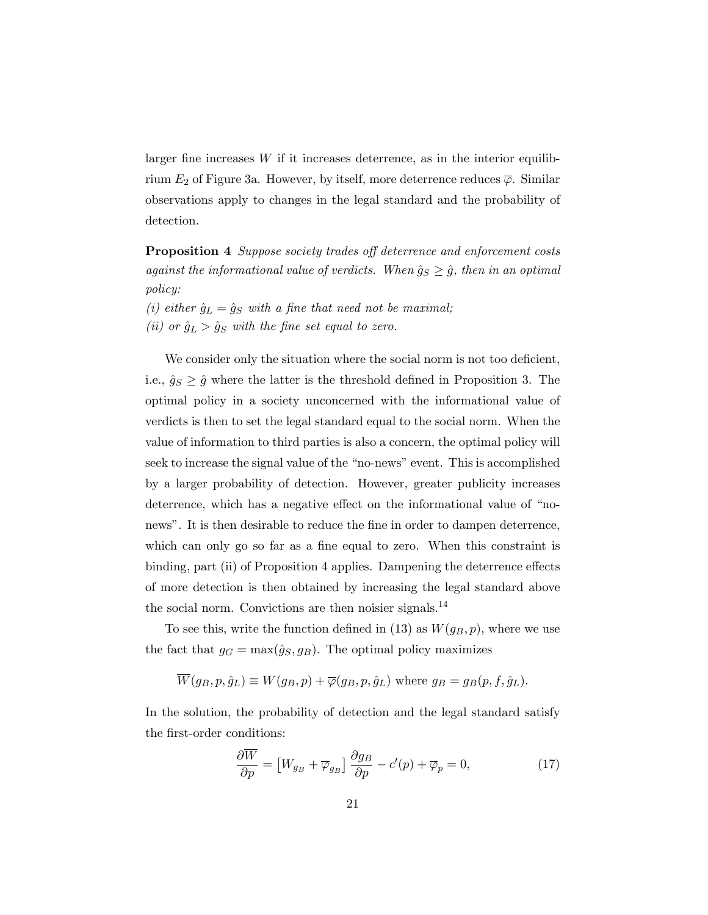larger fine increases $W$ if it increases deterrence, as in the interior equilibrium $E_2$ of Figure 3a. However, by itself, more deterrence reduces $\overline{\varphi}$. Similar observations apply to changes in the legal standard and the probability of detection.

**Proposition 4** *Suppose society trades off deterrence and enforcement costs against the informational value of verdicts. When $\hat{g}_S \geq \hat{g}$, then in an optimal policy:*
*(i) either $\hat{g}_L = \hat{g}_S$ with a fine that need not be maximal;*
*(ii) or $\hat{g}_L > \hat{g}_S$ with the fine set equal to zero.*

We consider only the situation where the social norm is not too deficient, i.e., $\hat{g}_S \geq \hat{g}$ where the latter is the threshold defined in Proposition 3. The optimal policy in a society unconcerned with the informational value of verdicts is then to set the legal standard equal to the social norm. When the value of information to third parties is also a concern, the optimal policy will seek to increase the signal value of the "no-news" event. This is accomplished by a larger probability of detection. However, greater publicity increases deterrence, which has a negative effect on the informational value of "no-news". It is then desirable to reduce the fine in order to dampen deterrence, which can only go so far as a fine equal to zero. When this constraint is binding, part (ii) of Proposition 4 applies. Dampening the deterrence effects of more detection is then obtained by increasing the legal standard above the social norm. Convictions are then noisier signals.[14]

To see this, write the function defined in (13) as $W(g_B, p)$, where we use the fact that $g_G = \max(\hat{g}_S, g_B)$. The optimal policy maximizes

$$\overline{W}(g_B, p, \hat{g}_L) \equiv W(g_B, p) + \overline{\varphi}(g_B, p, \hat{g}_L) \text{ where } g_B = g_B(p, f, \hat{g}_L).$$

In the solution, the probability of detection and the legal standard satisfy the first-order conditions:

$$\frac{\partial \overline{W}}{\partial p} = \left[W_{g_B} + \overline{\varphi}_{g_B}\right] \frac{\partial g_B}{\partial p} - c'(p) + \overline{\varphi}_p = 0, \tag{17}$$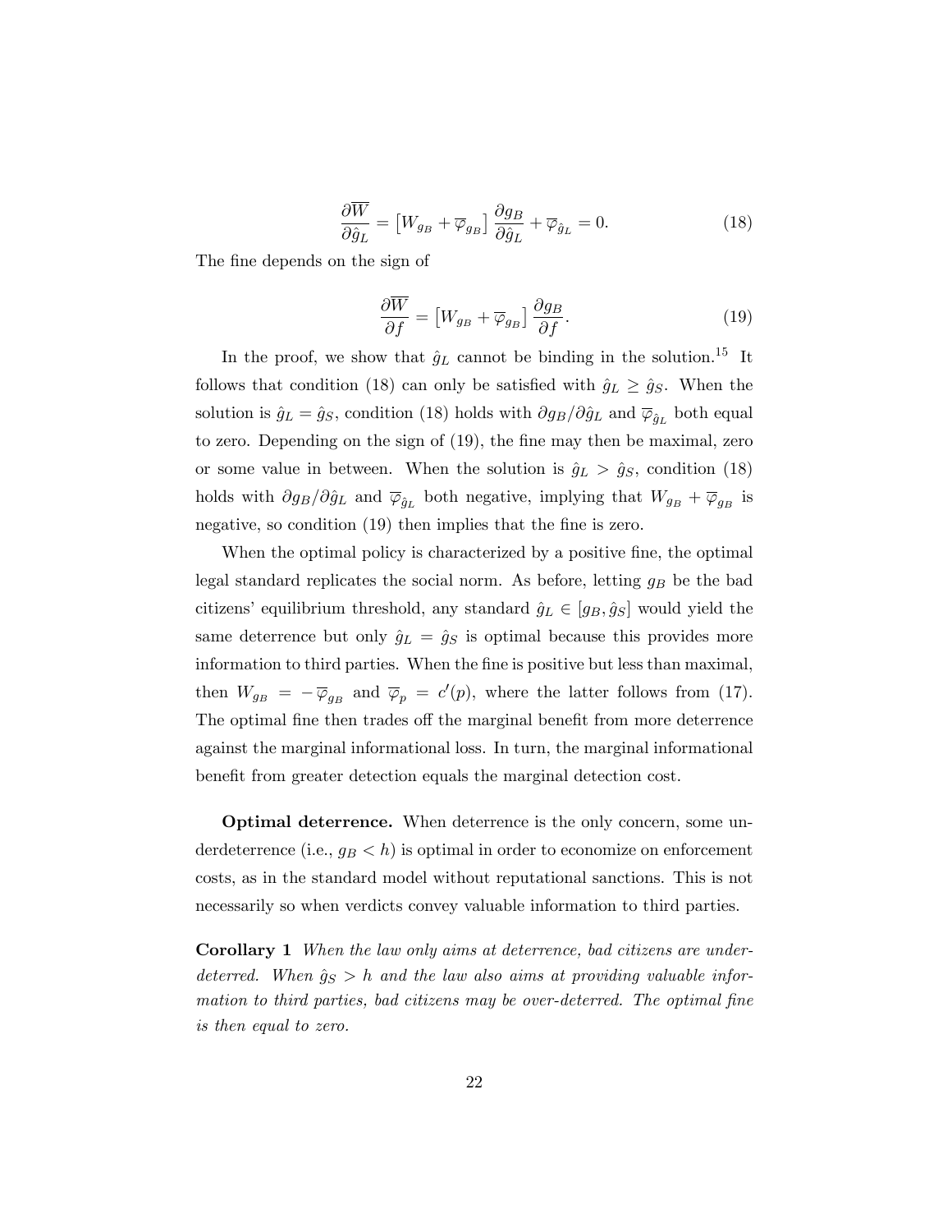$$\frac{\partial \overline{W}}{\partial \hat{g}_L} = \left[W_{g_B} + \overline{\varphi}_{g_B}\right] \frac{\partial g_B}{\partial \hat{g}_L} + \overline{\varphi}_{\hat{g}_L} = 0. \tag{18}$$

The fine depends on the sign of

$$\frac{\partial \overline{W}}{\partial f} = \left[W_{g_B} + \overline{\varphi}_{g_B}\right] \frac{\partial g_B}{\partial f}. \tag{19}$$

In the proof, we show that $\hat{g}_L$ cannot be binding in the solution.[15] It follows that condition (18) can only be satisfied with $\hat{g}_L \geq \hat{g}_S$. When the solution is $\hat{g}_L = \hat{g}_S$, condition (18) holds with $\partial g_B / \partial \hat{g}_L$ and $\overline{\varphi}_{\hat{g}_L}$ both equal to zero. Depending on the sign of (19), the fine may then be maximal, zero or some value in between. When the solution is $\hat{g}_L > \hat{g}_S$, condition (18) holds with $\partial g_B / \partial \hat{g}_L$ and $\overline{\varphi}_{\hat{g}_L}$ both negative, implying that $W_{g_B} + \overline{\varphi}_{g_B}$ is negative, so condition (19) then implies that the fine is zero.

When the optimal policy is characterized by a positive fine, the optimal legal standard replicates the social norm. As before, letting $g_B$ be the bad citizens' equilibrium threshold, any standard $\hat{g}_L \in [g_B, \hat{g}_S]$ would yield the same deterrence but only $\hat{g}_L = \hat{g}_S$ is optimal because this provides more information to third parties. When the fine is positive but less than maximal, then $W_{g_B} = -\overline{\varphi}_{g_B}$ and $\overline{\varphi}_p = c'(p)$, where the latter follows from (17). The optimal fine then trades off the marginal benefit from more deterrence against the marginal informational loss. In turn, the marginal informational benefit from greater detection equals the marginal detection cost.

**Optimal deterrence.** When deterrence is the only concern, some underdeterrence (i.e., $g_B < h$) is optimal in order to economize on enforcement costs, as in the standard model without reputational sanctions. This is not necessarily so when verdicts convey valuable information to third parties.

**Corollary 1** *When the law only aims at deterrence, bad citizens are underdeterred. When $\hat{g}_S > h$ and the law also aims at providing valuable information to third parties, bad citizens may be over-deterred. The optimal fine is then equal to zero.*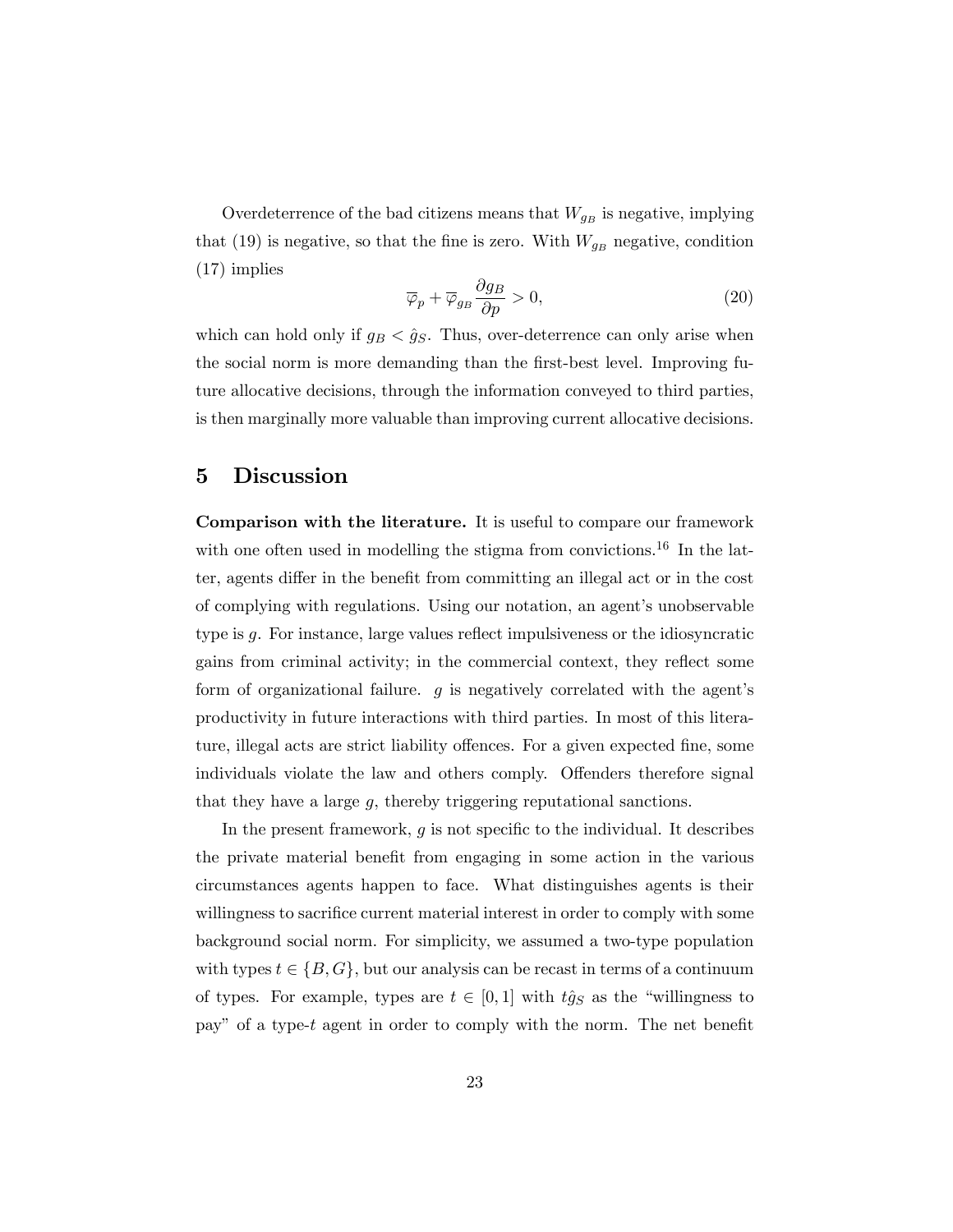Overdeterrence of the bad citizens means that $W_{g_B}$ is negative, implying that (19) is negative, so that the fine is zero. With $W_{g_B}$ negative, condition (17) implies

$$\overline{\varphi}_p + \overline{\varphi}_{g_B} \frac{\partial g_B}{\partial p} > 0, \tag{20}$$

which can hold only if $g_B < \hat{g}_S$. Thus, over-deterrence can only arise when the social norm is more demanding than the first-best level. Improving future allocative decisions, through the information conveyed to third parties, is then marginally more valuable than improving current allocative decisions.

## 5 Discussion

**Comparison with the literature.** It is useful to compare our framework with one often used in modelling the stigma from convictions.[16] In the latter, agents differ in the benefit from committing an illegal act or in the cost of complying with regulations. Using our notation, an agent's unobservable type is $g$. For instance, large values reflect impulsiveness or the idiosyncratic gains from criminal activity; in the commercial context, they reflect some form of organizational failure. $g$ is negatively correlated with the agent's productivity in future interactions with third parties. In most of this literature, illegal acts are strict liability offences. For a given expected fine, some individuals violate the law and others comply. Offenders therefore signal that they have a large $g$, thereby triggering reputational sanctions.

In the present framework, $g$ is not specific to the individual. It describes the private material benefit from engaging in some action in the various circumstances agents happen to face. What distinguishes agents is their willingness to sacrifice current material interest in order to comply with some background social norm. For simplicity, we assumed a two-type population with types $t \in \{B, G\}$, but our analysis can be recast in terms of a continuum of types. For example, types are $t \in [0, 1]$ with $t\hat{g}_S$ as the "willingness to pay" of a type-$t$ agent in order to comply with the norm. The net benefit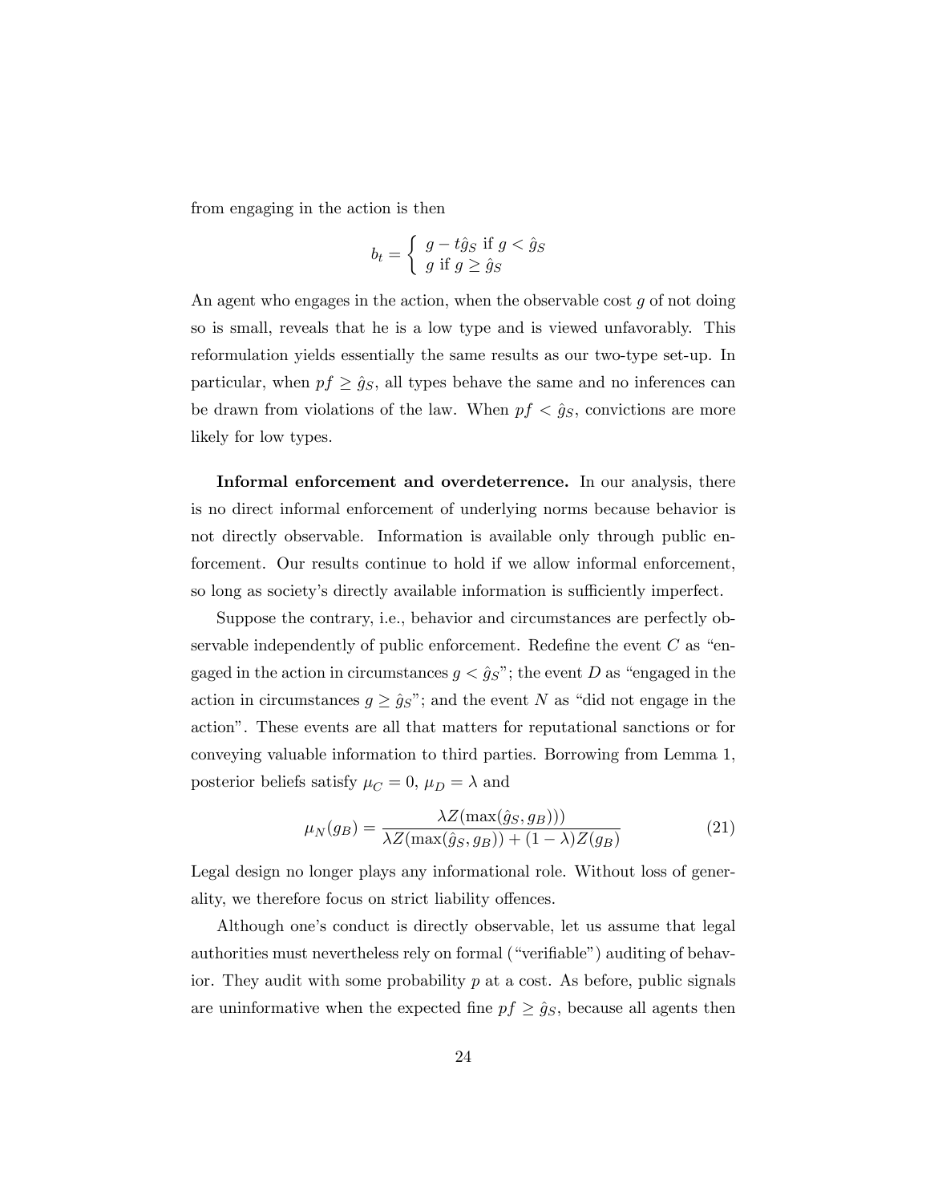from engaging in the action is then

$$b_t = \begin{cases} g - t\hat{g}_S \text{ if } g < \hat{g}_S \\ g \text{ if } g \geq \hat{g}_S \end{cases}$$

An agent who engages in the action, when the observable cost $g$ of not doing so is small, reveals that he is a low type and is viewed unfavorably. This reformulation yields essentially the same results as our two-type set-up. In particular, when $pf \geq \hat{g}_S$, all types behave the same and no inferences can be drawn from violations of the law. When $pf < \hat{g}_S$, convictions are more likely for low types.

**Informal enforcement and overdeterrence.** In our analysis, there is no direct informal enforcement of underlying norms because behavior is not directly observable. Information is available only through public enforcement. Our results continue to hold if we allow informal enforcement, so long as society's directly available information is sufficiently imperfect.

Suppose the contrary, i.e., behavior and circumstances are perfectly observable independently of public enforcement. Redefine the event $C$ as "engaged in the action in circumstances $g < \hat{g}_S$"; the event $D$ as "engaged in the action in circumstances $g \geq \hat{g}_S$"; and the event $N$ as "did not engage in the action". These events are all that matters for reputational sanctions or for conveying valuable information to third parties. Borrowing from Lemma 1, posterior beliefs satisfy $\mu_C = 0$, $\mu_D = \lambda$ and

$$\mu_N(g_B) = \frac{\lambda Z(\max(\hat{g}_S, g_B)))}{\lambda Z(\max(\hat{g}_S, g_B)) + (1-\lambda)Z(g_B)} \tag{21}$$

Legal design no longer plays any informational role. Without loss of generality, we therefore focus on strict liability offences.

Although one's conduct is directly observable, let us assume that legal authorities must nevertheless rely on formal ("verifiable") auditing of behavior. They audit with some probability $p$ at a cost. As before, public signals are uninformative when the expected fine $pf \geq \hat{g}_S$, because all agents then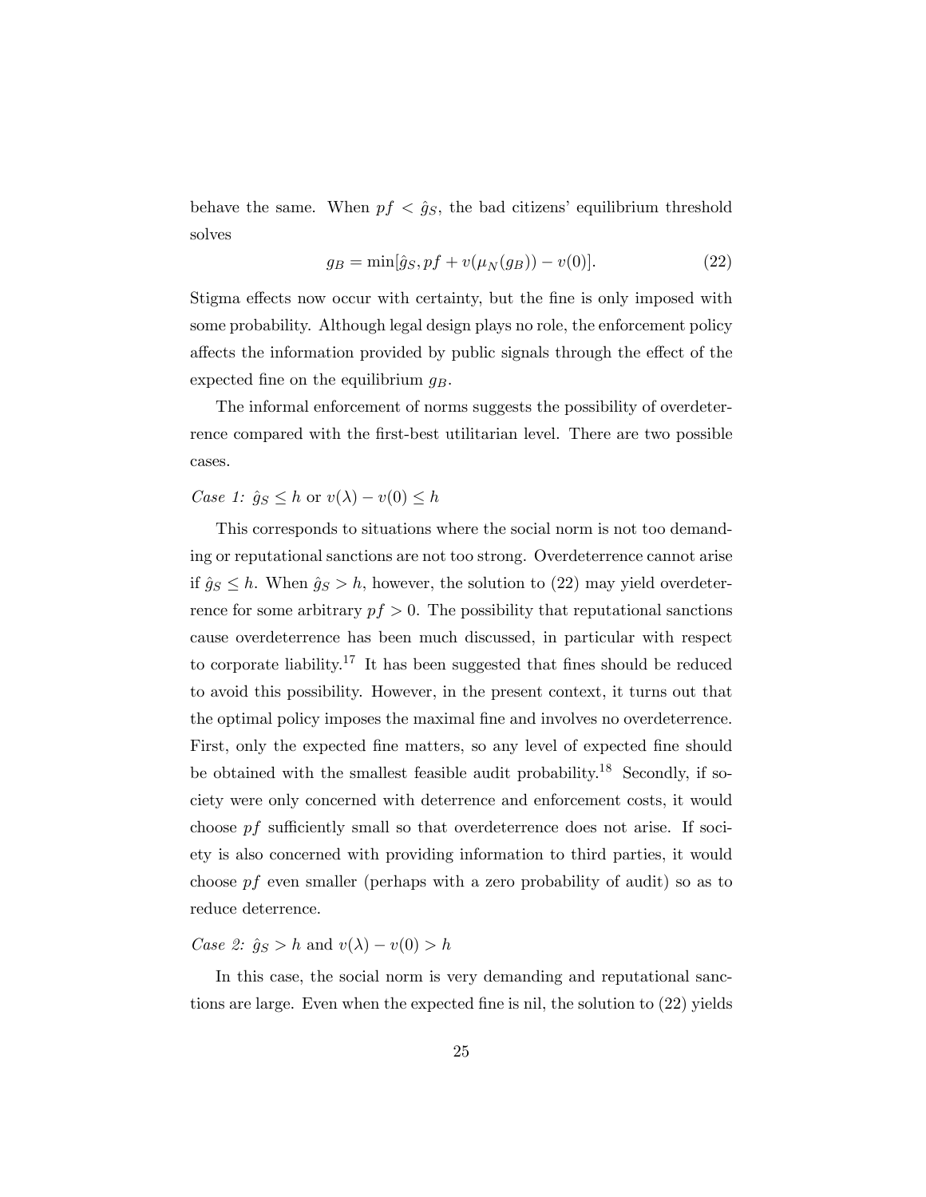behave the same. When $pf < \hat{g}_S$, the bad citizens' equilibrium threshold solves

$$g_B = \min[\hat{g}_S, pf + v(\mu_N(g_B)) - v(0)]. \tag{22}$$

Stigma effects now occur with certainty, but the fine is only imposed with some probability. Although legal design plays no role, the enforcement policy affects the information provided by public signals through the effect of the expected fine on the equilibrium $g_B$.

The informal enforcement of norms suggests the possibility of overdeterrence compared with the first-best utilitarian level. There are two possible cases.

*Case 1:* $\hat{g}_S \leq h$ or $v(\lambda) - v(0) \leq h$

This corresponds to situations where the social norm is not too demanding or reputational sanctions are not too strong. Overdeterrence cannot arise if $\hat{g}_S \leq h$. When $\hat{g}_S > h$, however, the solution to (22) may yield overdeterrence for some arbitrary $pf > 0$. The possibility that reputational sanctions cause overdeterrence has been much discussed, in particular with respect to corporate liability.[17] It has been suggested that fines should be reduced to avoid this possibility. However, in the present context, it turns out that the optimal policy imposes the maximal fine and involves no overdeterrence. First, only the expected fine matters, so any level of expected fine should be obtained with the smallest feasible audit probability.[18] Secondly, if society were only concerned with deterrence and enforcement costs, it would choose $pf$ sufficiently small so that overdeterrence does not arise. If society is also concerned with providing information to third parties, it would choose $pf$ even smaller (perhaps with a zero probability of audit) so as to reduce deterrence.

*Case 2:* $\hat{g}_S > h$ and $v(\lambda) - v(0) > h$

In this case, the social norm is very demanding and reputational sanctions are large. Even when the expected fine is nil, the solution to (22) yields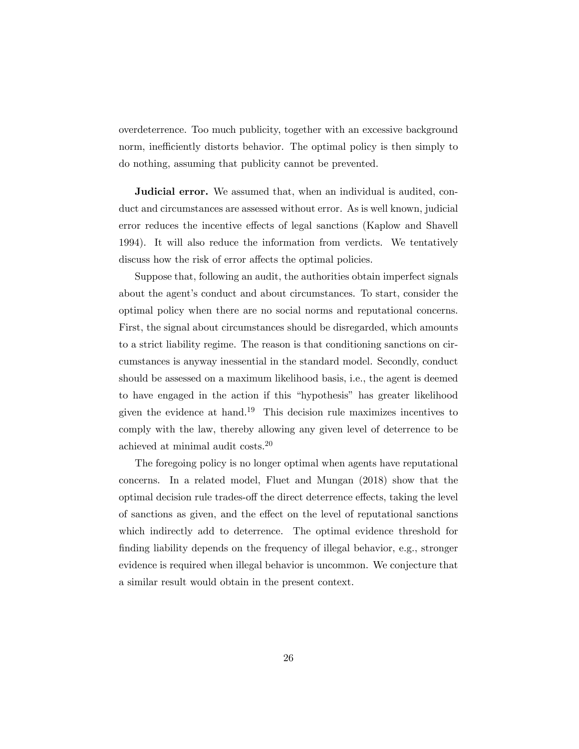overdeterrence. Too much publicity, together with an excessive background norm, inefficiently distorts behavior. The optimal policy is then simply to do nothing, assuming that publicity cannot be prevented.

**Judicial error.** We assumed that, when an individual is audited, conduct and circumstances are assessed without error. As is well known, judicial error reduces the incentive effects of legal sanctions (Kaplow and Shavell 1994). It will also reduce the information from verdicts. We tentatively discuss how the risk of error affects the optimal policies.

Suppose that, following an audit, the authorities obtain imperfect signals about the agent's conduct and about circumstances. To start, consider the optimal policy when there are no social norms and reputational concerns. First, the signal about circumstances should be disregarded, which amounts to a strict liability regime. The reason is that conditioning sanctions on circumstances is anyway inessential in the standard model. Secondly, conduct should be assessed on a maximum likelihood basis, i.e., the agent is deemed to have engaged in the action if this "hypothesis" has greater likelihood given the evidence at hand.[19] This decision rule maximizes incentives to comply with the law, thereby allowing any given level of deterrence to be achieved at minimal audit costs.[20]

The foregoing policy is no longer optimal when agents have reputational concerns. In a related model, Fluet and Mungan (2018) show that the optimal decision rule trades-off the direct deterrence effects, taking the level of sanctions as given, and the effect on the level of reputational sanctions which indirectly add to deterrence. The optimal evidence threshold for finding liability depends on the frequency of illegal behavior, e.g., stronger evidence is required when illegal behavior is uncommon. We conjecture that a similar result would obtain in the present context.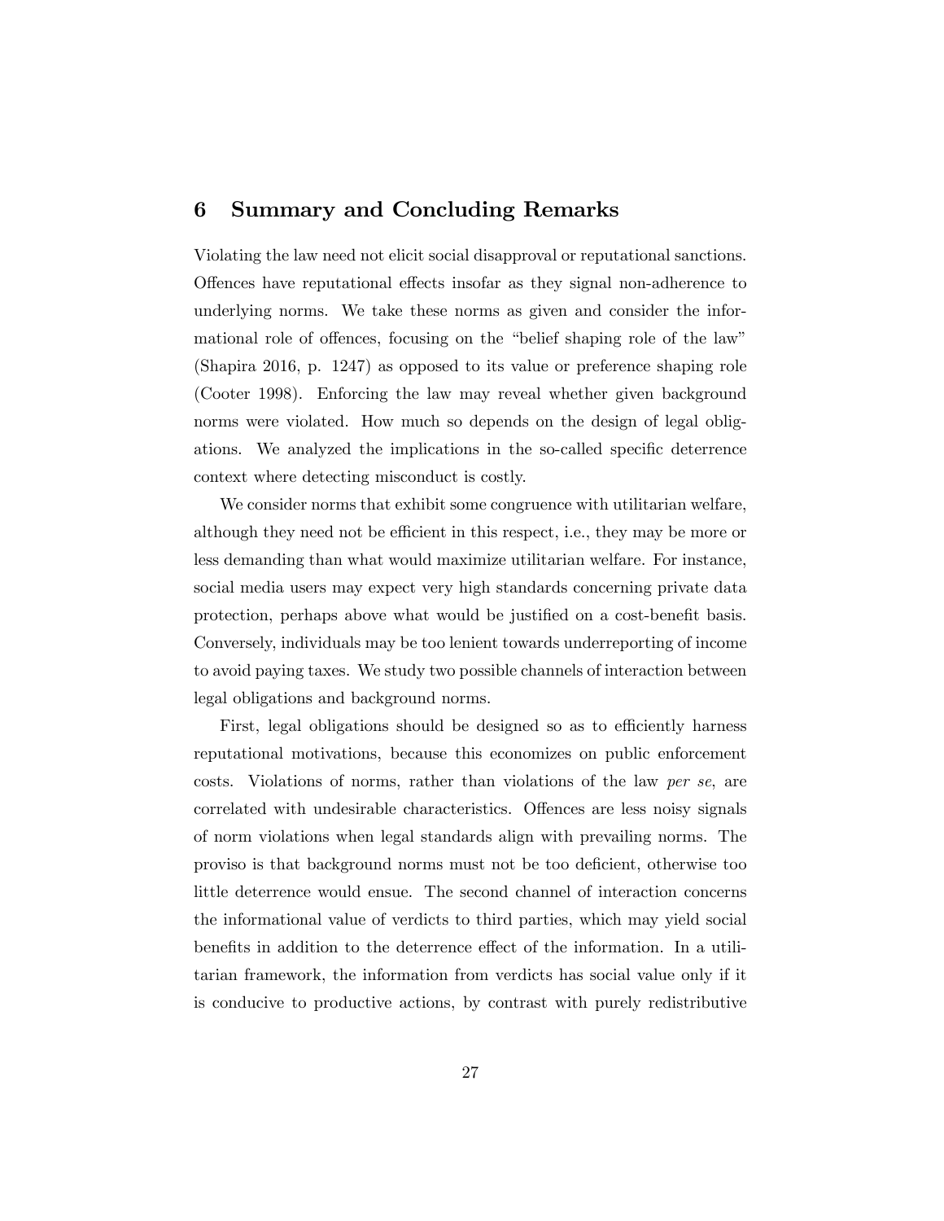## 6 Summary and Concluding Remarks

Violating the law need not elicit social disapproval or reputational sanctions. Offences have reputational effects insofar as they signal non-adherence to underlying norms. We take these norms as given and consider the informational role of offences, focusing on the "belief shaping role of the law" (Shapira 2016, p. 1247) as opposed to its value or preference shaping role (Cooter 1998). Enforcing the law may reveal whether given background norms were violated. How much so depends on the design of legal obligations. We analyzed the implications in the so-called specific deterrence context where detecting misconduct is costly.

We consider norms that exhibit some congruence with utilitarian welfare, although they need not be efficient in this respect, i.e., they may be more or less demanding than what would maximize utilitarian welfare. For instance, social media users may expect very high standards concerning private data protection, perhaps above what would be justified on a cost-benefit basis. Conversely, individuals may be too lenient towards underreporting of income to avoid paying taxes. We study two possible channels of interaction between legal obligations and background norms.

First, legal obligations should be designed so as to efficiently harness reputational motivations, because this economizes on public enforcement costs. Violations of norms, rather than violations of the law *per se*, are correlated with undesirable characteristics. Offences are less noisy signals of norm violations when legal standards align with prevailing norms. The proviso is that background norms must not be too deficient, otherwise too little deterrence would ensue. The second channel of interaction concerns the informational value of verdicts to third parties, which may yield social benefits in addition to the deterrence effect of the information. In a utilitarian framework, the information from verdicts has social value only if it is conducive to productive actions, by contrast with purely redistributive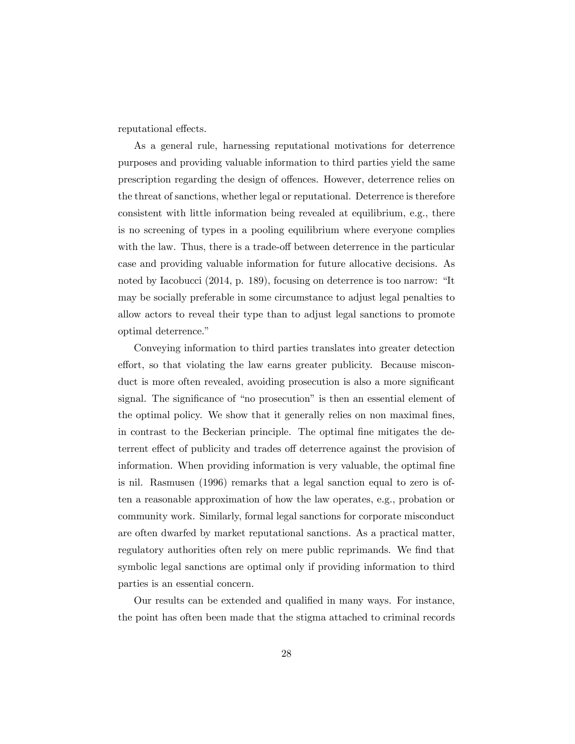reputational effects.

As a general rule, harnessing reputational motivations for deterrence purposes and providing valuable information to third parties yield the same prescription regarding the design of offences. However, deterrence relies on the threat of sanctions, whether legal or reputational. Deterrence is therefore consistent with little information being revealed at equilibrium, e.g., there is no screening of types in a pooling equilibrium where everyone complies with the law. Thus, there is a trade-off between deterrence in the particular case and providing valuable information for future allocative decisions. As noted by Iacobucci (2014, p. 189), focusing on deterrence is too narrow: "It may be socially preferable in some circumstance to adjust legal penalties to allow actors to reveal their type than to adjust legal sanctions to promote optimal deterrence."

Conveying information to third parties translates into greater detection effort, so that violating the law earns greater publicity. Because misconduct is more often revealed, avoiding prosecution is also a more significant signal. The significance of "no prosecution" is then an essential element of the optimal policy. We show that it generally relies on non maximal fines, in contrast to the Beckerian principle. The optimal fine mitigates the deterrent effect of publicity and trades off deterrence against the provision of information. When providing information is very valuable, the optimal fine is nil. Rasmusen (1996) remarks that a legal sanction equal to zero is often a reasonable approximation of how the law operates, e.g., probation or community work. Similarly, formal legal sanctions for corporate misconduct are often dwarfed by market reputational sanctions. As a practical matter, regulatory authorities often rely on mere public reprimands. We find that symbolic legal sanctions are optimal only if providing information to third parties is an essential concern.

Our results can be extended and qualified in many ways. For instance, the point has often been made that the stigma attached to criminal records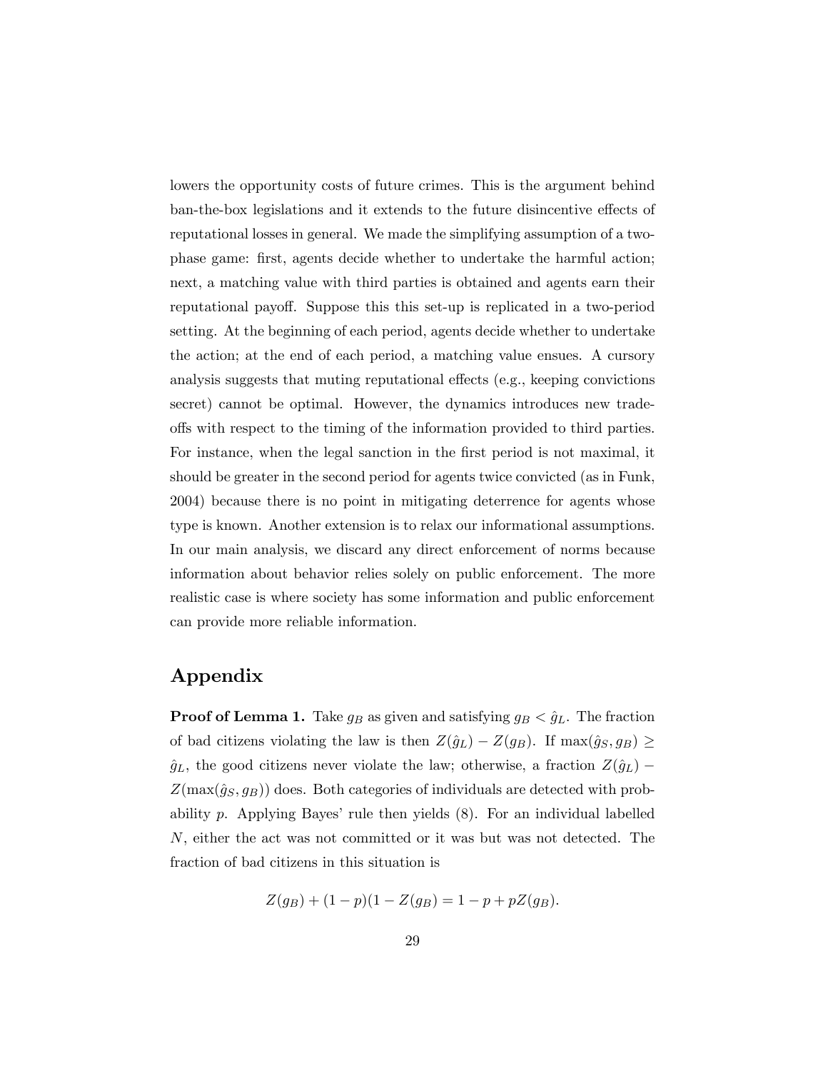lowers the opportunity costs of future crimes. This is the argument behind ban-the-box legislations and it extends to the future disincentive effects of reputational losses in general. We made the simplifying assumption of a two-phase game: first, agents decide whether to undertake the harmful action; next, a matching value with third parties is obtained and agents earn their reputational payoff. Suppose this this set-up is replicated in a two-period setting. At the beginning of each period, agents decide whether to undertake the action; at the end of each period, a matching value ensues. A cursory analysis suggests that muting reputational effects (e.g., keeping convictions secret) cannot be optimal. However, the dynamics introduces new trade-offs with respect to the timing of the information provided to third parties. For instance, when the legal sanction in the first period is not maximal, it should be greater in the second period for agents twice convicted (as in Funk, 2004) because there is no point in mitigating deterrence for agents whose type is known. Another extension is to relax our informational assumptions. In our main analysis, we discard any direct enforcement of norms because information about behavior relies solely on public enforcement. The more realistic case is where society has some information and public enforcement can provide more reliable information.

## Appendix

**Proof of Lemma 1.** Take $g_B$ as given and satisfying $g_B < \hat{g}_L$. The fraction of bad citizens violating the law is then $Z(\hat{g}_L) - Z(g_B)$. If $\max(\hat{g}_S, g_B) \geq \hat{g}_L$, the good citizens never violate the law; otherwise, a fraction $Z(\hat{g}_L) - Z(\max(\hat{g}_S, g_B))$ does. Both categories of individuals are detected with probability $p$. Applying Bayes' rule then yields (8). For an individual labelled $N$, either the act was not committed or it was but was not detected. The fraction of bad citizens in this situation is

$$Z(g_B) + (1-p)(1 - Z(g_B)) = 1 - p + pZ(g_B).$$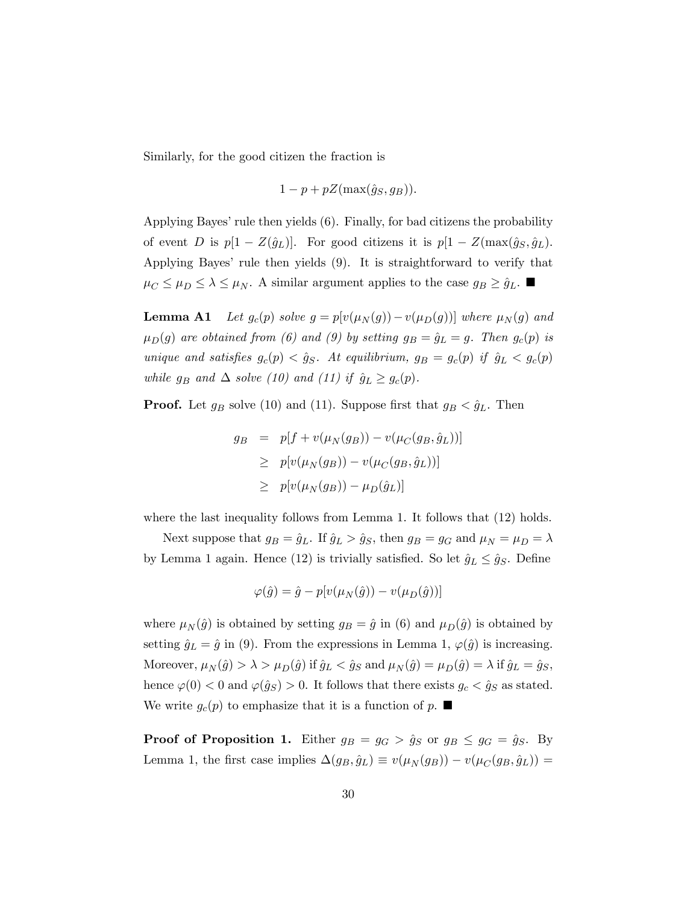Similarly, for the good citizen the fraction is

$$1 - p + pZ(\max(\hat{g}_S, g_B)).$$

Applying Bayes' rule then yields (6). Finally, for bad citizens the probability of event $D$ is $p[1 - Z(\hat{g}_L)]$. For good citizens it is $p[1 - Z(\max(\hat{g}_S, \hat{g}_L)$. Applying Bayes' rule then yields (9). It is straightforward to verify that $\mu_C \leq \mu_D \leq \lambda \leq \mu_N$. A similar argument applies to the case $g_B \geq \hat{g}_L$. ■

**Lemma A1** *Let $g_c(p)$ solve $g = p[v(\mu_N(g)) - v(\mu_D(g))]$ where $\mu_N(g)$ and $\mu_D(g)$ are obtained from (6) and (9) by setting $g_B = \hat{g}_L = g$. Then $g_c(p)$ is unique and satisfies $g_c(p) < \hat{g}_S$. At equilibrium, $g_B = g_c(p)$ if $\hat{g}_L < g_c(p)$ while $g_B$ and $\Delta$ solve (10) and (11) if $\hat{g}_L \geq g_c(p)$.*

**Proof.** Let $g_B$ solve (10) and (11). Suppose first that $g_B < \hat{g}_L$. Then

$$\begin{aligned} g_B &= p[f + v(\mu_N(g_B)) - v(\mu_C(g_B, \hat{g}_L))] \\ &\geq p[v(\mu_N(g_B)) - v(\mu_C(g_B, \hat{g}_L))] \\ &\geq p[v(\mu_N(g_B)) - \mu_D(\hat{g}_L)] \end{aligned}$$

where the last inequality follows from Lemma 1. It follows that (12) holds.

Next suppose that $g_B = \hat{g}_L$. If $\hat{g}_L > \hat{g}_S$, then $g_B = g_G$ and $\mu_N = \mu_D = \lambda$ by Lemma 1 again. Hence (12) is trivially satisfied. So let $\hat{g}_L \leq \hat{g}_S$. Define

$$\varphi(\hat{g}) = \hat{g} - p[v(\mu_N(\hat{g})) - v(\mu_D(\hat{g}))]$$

where $\mu_N(\hat{g})$ is obtained by setting $g_B = \hat{g}$ in (6) and $\mu_D(\hat{g})$ is obtained by setting $\hat{g}_L = \hat{g}$ in (9). From the expressions in Lemma 1, $\varphi(\hat{g})$ is increasing. Moreover, $\mu_N(\hat{g}) > \lambda > \mu_D(\hat{g})$ if $\hat{g}_L < \hat{g}_S$ and $\mu_N(\hat{g}) = \mu_D(\hat{g}) = \lambda$ if $\hat{g}_L = \hat{g}_S$, hence $\varphi(0) < 0$ and $\varphi(\hat{g}_S) > 0$. It follows that there exists $g_c < \hat{g}_S$ as stated. We write $g_c(p)$ to emphasize that it is a function of $p$. ■

**Proof of Proposition 1.** Either $g_B = g_G > \hat{g}_S$ or $g_B \leq g_G = \hat{g}_S$. By Lemma 1, the first case implies $\Delta(g_B, \hat{g}_L) \equiv v(\mu_N(g_B)) - v(\mu_C(g_B, \hat{g}_L)) =$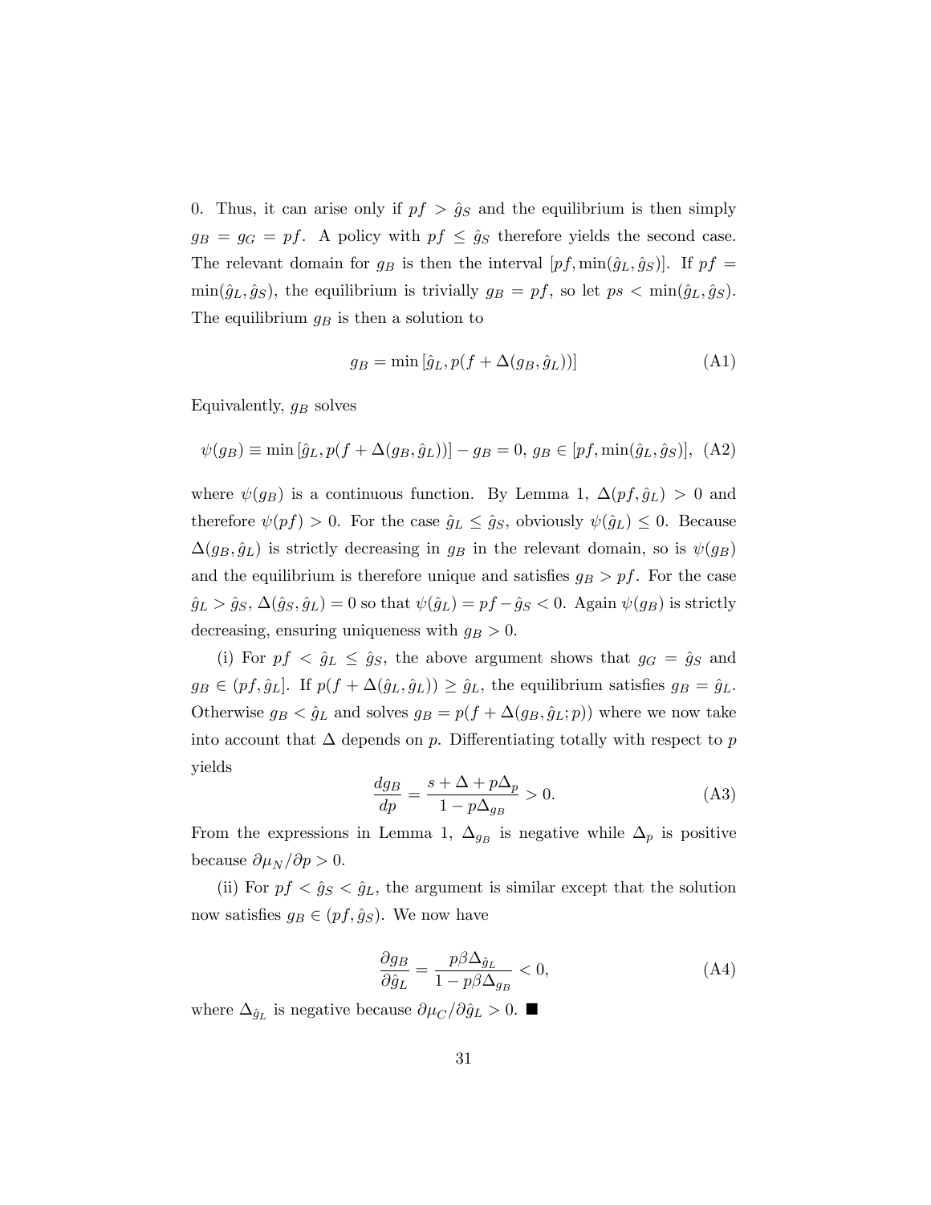0. Thus, it can arise only if $pf > \hat{g}_S$ and the equilibrium is then simply $g_B = g_G = pf$. A policy with $pf \leq \hat{g}_S$ therefore yields the second case. The relevant domain for $g_B$ is then the interval $[pf, \min(\hat{g}_L, \hat{g}_S)]$. If $pf = \min(\hat{g}_L, \hat{g}_S)$, the equilibrium is trivially $g_B = pf$, so let $ps < \min(\hat{g}_L, \hat{g}_S)$. The equilibrium $g_B$ is then a solution to

$$g_B = \min\left[\hat{g}_L, p(f + \Delta(g_B, \hat{g}_L))\right] \tag{A1}$$

Equivalently, $g_B$ solves

$$\psi(g_B) \equiv \min\left[\hat{g}_L, p(f + \Delta(g_B, \hat{g}_L))\right] - g_B = 0,\ g_B \in [pf, \min(\hat{g}_L, \hat{g}_S)], \tag{A2}$$

where $\psi(g_B)$ is a continuous function. By Lemma 1, $\Delta(pf, \hat{g}_L) > 0$ and therefore $\psi(pf) > 0$. For the case $\hat{g}_L \leq \hat{g}_S$, obviously $\psi(\hat{g}_L) \leq 0$. Because $\Delta(g_B, \hat{g}_L)$ is strictly decreasing in $g_B$ in the relevant domain, so is $\psi(g_B)$ and the equilibrium is therefore unique and satisfies $g_B > pf$. For the case $\hat{g}_L > \hat{g}_S$, $\Delta(\hat{g}_S, \hat{g}_L) = 0$ so that $\psi(\hat{g}_L) = pf - \hat{g}_S < 0$. Again $\psi(g_B)$ is strictly decreasing, ensuring uniqueness with $g_B > 0$.

(i) For $pf < \hat{g}_L \leq \hat{g}_S$, the above argument shows that $g_G = \hat{g}_S$ and $g_B \in (pf, \hat{g}_L]$. If $p(f + \Delta(\hat{g}_L, \hat{g}_L)) \geq \hat{g}_L$, the equilibrium satisfies $g_B = \hat{g}_L$. Otherwise $g_B < \hat{g}_L$ and solves $g_B = p(f + \Delta(g_B, \hat{g}_L; p))$ where we now take into account that $\Delta$ depends on $p$. Differentiating totally with respect to $p$ yields

$$\frac{dg_B}{dp} = \frac{s + \Delta + p\Delta_p}{1 - p\Delta_{g_B}} > 0. \tag{A3}$$

From the expressions in Lemma 1, $\Delta_{g_B}$ is negative while $\Delta_p$ is positive because $\partial\mu_N/\partial p > 0$.

(ii) For $pf < \hat{g}_S < \hat{g}_L$, the argument is similar except that the solution now satisfies $g_B \in (pf, \hat{g}_S)$. We now have

$$\frac{\partial g_B}{\partial \hat{g}_L} = \frac{p\beta\Delta_{\hat{g}_L}}{1 - p\beta\Delta_{g_B}} < 0, \tag{A4}$$

where $\Delta_{\hat{g}_L}$ is negative because $\partial\mu_C/\partial\hat{g}_L > 0$. ■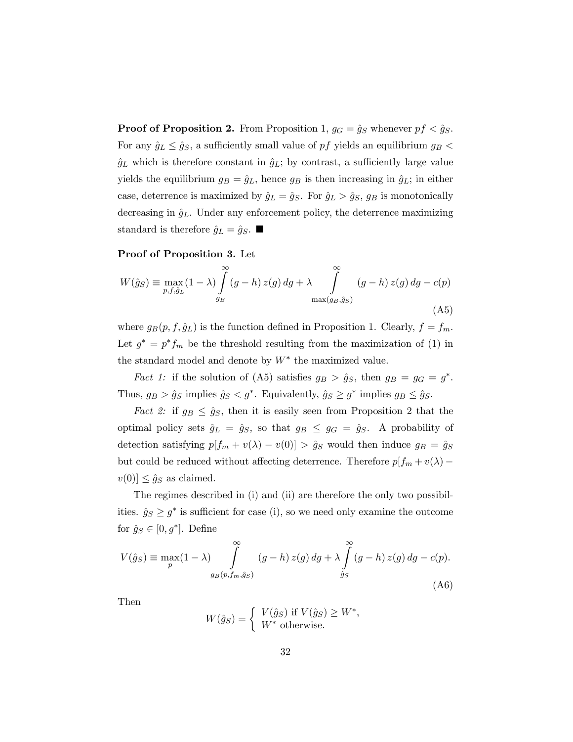**Proof of Proposition 2.** From Proposition 1, $g_G = \hat{g}_S$ whenever $pf < \hat{g}_S$. For any $\hat{g}_L \leq \hat{g}_S$, a sufficiently small value of $pf$ yields an equilibrium $g_B < \hat{g}_L$ which is therefore constant in $\hat{g}_L$; by contrast, a sufficiently large value yields the equilibrium $g_B = \hat{g}_L$, hence $g_B$ is then increasing in $\hat{g}_L$; in either case, deterrence is maximized by $\hat{g}_L = \hat{g}_S$. For $\hat{g}_L > \hat{g}_S$, $g_B$ is monotonically decreasing in $\hat{g}_L$. Under any enforcement policy, the deterrence maximizing standard is therefore $\hat{g}_L = \hat{g}_S$. ■

**Proof of Proposition 3.** Let

$$W(\hat{g}_S) \equiv \max_{p,f,\hat{g}_L} (1-\lambda) \int_{g_B}^{\infty} (g-h)\, z(g)\, dg + \lambda \int_{\max(g_B,\hat{g}_S)}^{\infty} (g-h)\, z(g)\, dg - c(p) \tag{A5}$$

where $g_B(p, f, \hat{g}_L)$ is the function defined in Proposition 1. Clearly, $f = f_m$. Let $g^* = p^* f_m$ be the threshold resulting from the maximization of (1) in the standard model and denote by $W^*$ the maximized value.

*Fact 1:* if the solution of (A5) satisfies $g_B > \hat{g}_S$, then $g_B = g_G = g^*$. Thus, $g_B > \hat{g}_S$ implies $\hat{g}_S < g^*$. Equivalently, $\hat{g}_S \geq g^*$ implies $g_B \leq \hat{g}_S$.

*Fact 2:* if $g_B \leq \hat{g}_S$, then it is easily seen from Proposition 2 that the optimal policy sets $\hat{g}_L = \hat{g}_S$, so that $g_B \leq g_G = \hat{g}_S$. A probability of detection satisfying $p[f_m + v(\lambda) - v(0)] > \hat{g}_S$ would then induce $g_B = \hat{g}_S$ but could be reduced without affecting deterrence. Therefore $p[f_m + v(\lambda) - v(0)] \leq \hat{g}_S$ as claimed.

The regimes described in (i) and (ii) are therefore the only two possibilities. $\hat{g}_S \geq g^*$ is sufficient for case (i), so we need only examine the outcome for $\hat{g}_S \in [0, g^*]$. Define

$$V(\hat{g}_S) \equiv \max_{p} (1-\lambda) \int_{g_B(p,f_m,\hat{g}_S)}^{\infty} (g-h)\, z(g)\, dg + \lambda \int_{\hat{g}_S}^{\infty} (g-h)\, z(g)\, dg - c(p). \tag{A6}$$

Then

$$W(\hat{g}_S) = \begin{cases} V(\hat{g}_S) \text{ if } V(\hat{g}_S) \geq W^*, \\ W^* \text{ otherwise.} \end{cases}$$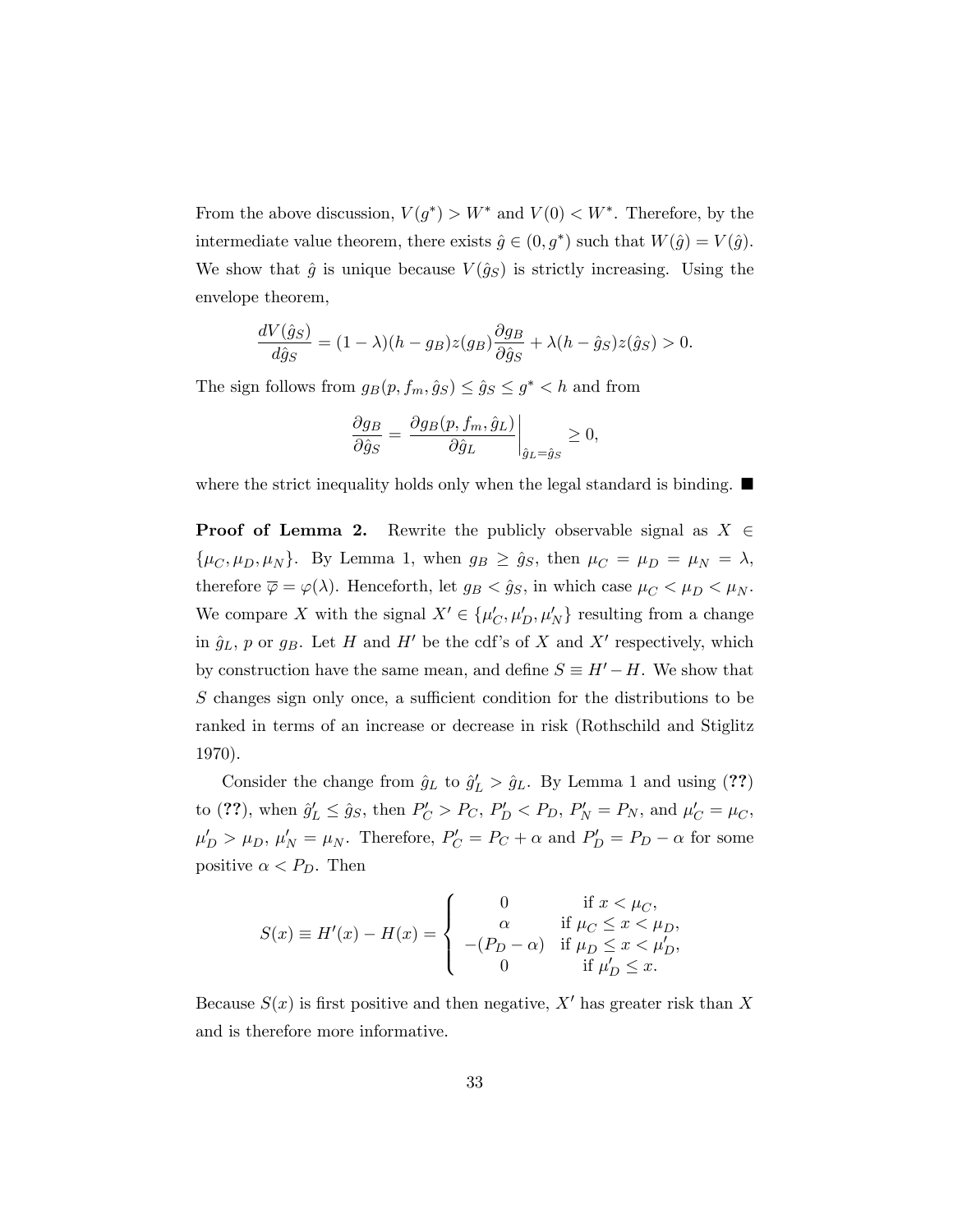From the above discussion, $V(g^*) > W^*$ and $V(0) < W^*$. Therefore, by the intermediate value theorem, there exists $\hat{g} \in (0, g^*)$ such that $W(\hat{g}) = V(\hat{g})$. We show that $\hat{g}$ is unique because $V(\hat{g}_S)$ is strictly increasing. Using the envelope theorem,

$$\frac{dV(\hat{g}_S)}{d\hat{g}_S} = (1-\lambda)(h - g_B)z(g_B)\frac{\partial g_B}{\partial \hat{g}_S} + \lambda(h - \hat{g}_S)z(\hat{g}_S) > 0.$$

The sign follows from $g_B(p, f_m, \hat{g}_S) \leq \hat{g}_S \leq g^* < h$ and from

$$\frac{\partial g_B}{\partial \hat{g}_S} = \left.\frac{\partial g_B(p, f_m, \hat{g}_L)}{\partial \hat{g}_L}\right|_{\hat{g}_L = \hat{g}_S} \geq 0,$$

where the strict inequality holds only when the legal standard is binding. ■

**Proof of Lemma 2.** Rewrite the publicly observable signal as $X \in \{\mu_C, \mu_D, \mu_N\}$. By Lemma 1, when $g_B \geq \hat{g}_S$, then $\mu_C = \mu_D = \mu_N = \lambda$, therefore $\overline{\varphi} = \varphi(\lambda)$. Henceforth, let $g_B < \hat{g}_S$, in which case $\mu_C < \mu_D < \mu_N$. We compare $X$ with the signal $X' \in \{\mu'_C, \mu'_D, \mu'_N\}$ resulting from a change in $\hat{g}_L$, $p$ or $g_B$. Let $H$ and $H'$ be the cdf's of $X$ and $X'$ respectively, which by construction have the same mean, and define $S \equiv H' - H$. We show that $S$ changes sign only once, a sufficient condition for the distributions to be ranked in terms of an increase or decrease in risk (Rothschild and Stiglitz 1970).

Consider the change from $\hat{g}_L$ to $\hat{g}'_L > \hat{g}_L$. By Lemma 1 and using (**??**) to (**??**), when $\hat{g}'_L \leq \hat{g}_S$, then $P'_C > P_C$, $P'_D < P_D$, $P'_N = P_N$, and $\mu'_C = \mu_C$, $\mu'_D > \mu_D$, $\mu'_N = \mu_N$. Therefore, $P'_C = P_C + \alpha$ and $P'_D = P_D - \alpha$ for some positive $\alpha < P_D$. Then

$$S(x) \equiv H'(x) - H(x) = \begin{cases} 0 & \text{if } x < \mu_C, \\ \alpha & \text{if } \mu_C \leq x < \mu_D, \\ -(P_D - \alpha) & \text{if } \mu_D \leq x < \mu'_D, \\ 0 & \text{if } \mu'_D \leq x. \end{cases}$$

Because $S(x)$ is first positive and then negative, $X'$ has greater risk than $X$ and is therefore more informative.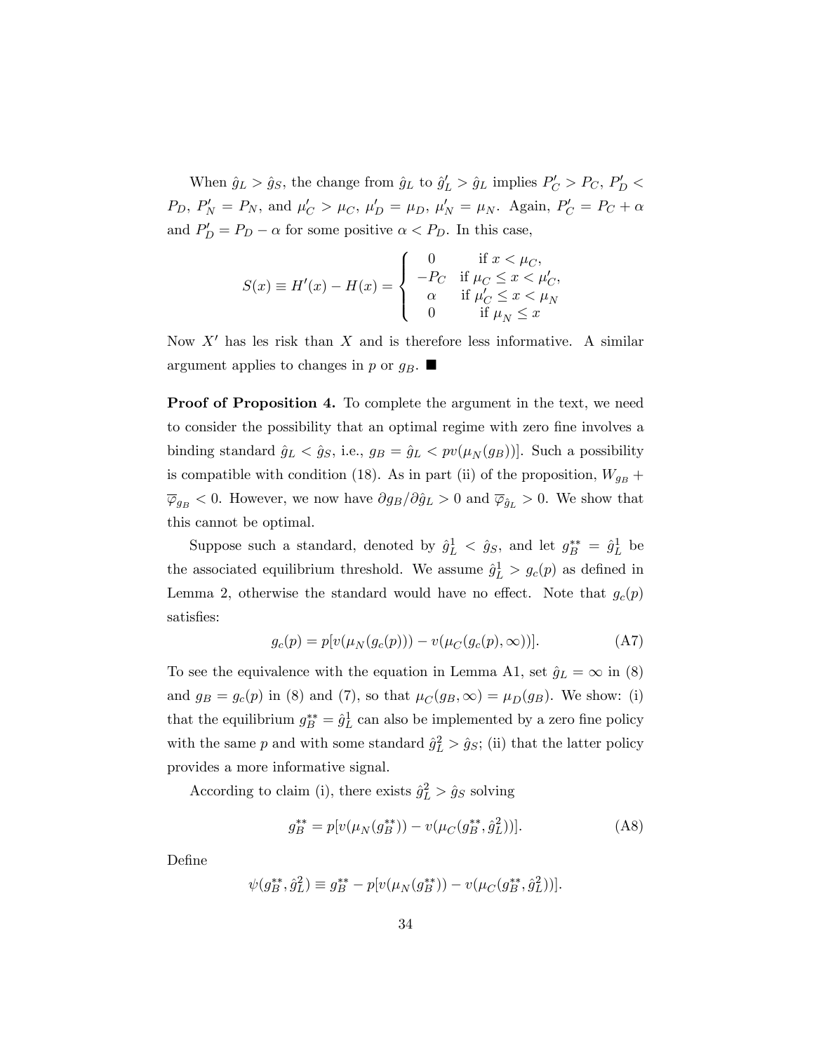When $\hat{g}_L > \hat{g}_S$, the change from $\hat{g}_L$ to $\hat{g}'_L > \hat{g}_L$ implies $P'_C > P_C$, $P'_D < P_D$, $P'_N = P_N$, and $\mu'_C > \mu_C$, $\mu'_D = \mu_D$, $\mu'_N = \mu_N$. Again, $P'_C = P_C + \alpha$ and $P'_D = P_D - \alpha$ for some positive $\alpha < P_D$. In this case,

$$S(x) \equiv H'(x) - H(x) = \begin{cases} 0 & \text{if } x < \mu_C, \\ -P_C & \text{if } \mu_C \leq x < \mu'_C, \\ \alpha & \text{if } \mu'_C \leq x < \mu_N \\ 0 & \text{if } \mu_N \leq x \end{cases}$$

Now $X'$ has les risk than $X$ and is therefore less informative. A similar argument applies to changes in $p$ or $g_B$. ■

**Proof of Proposition 4.** To complete the argument in the text, we need to consider the possibility that an optimal regime with zero fine involves a binding standard $\hat{g}_L < \hat{g}_S$, i.e., $g_B = \hat{g}_L < pv(\mu_N(g_B))]$. Such a possibility is compatible with condition (18). As in part (ii) of the proposition, $W_{g_B} + \overline{\varphi}_{g_B} < 0$. However, we now have $\partial g_B / \partial \hat{g}_L > 0$ and $\overline{\varphi}_{\hat{g}_L} > 0$. We show that this cannot be optimal.

Suppose such a standard, denoted by $\hat{g}^1_L < \hat{g}_S$, and let $g^{**}_B = \hat{g}^1_L$ be the associated equilibrium threshold. We assume $\hat{g}^1_L > g_c(p)$ as defined in Lemma 2, otherwise the standard would have no effect. Note that $g_c(p)$ satisfies:

$$g_c(p) = p[v(\mu_N(g_c(p))) - v(\mu_C(g_c(p), \infty))]. \tag{A7}$$

To see the equivalence with the equation in Lemma A1, set $\hat{g}_L = \infty$ in (8) and $g_B = g_c(p)$ in (8) and (7), so that $\mu_C(g_B, \infty) = \mu_D(g_B)$. We show: (i) that the equilibrium $g^{**}_B = \hat{g}^1_L$ can also be implemented by a zero fine policy with the same $p$ and with some standard $\hat{g}^2_L > \hat{g}_S$; (ii) that the latter policy provides a more informative signal.

According to claim (i), there exists $\hat{g}^2_L > \hat{g}_S$ solving

$$g^{**}_B = p[v(\mu_N(g^{**}_B)) - v(\mu_C(g^{**}_B, \hat{g}^2_L))]. \tag{A8}$$

Define

$$\psi(g^{**}_B, \hat{g}^2_L) \equiv g^{**}_B - p[v(\mu_N(g^{**}_B)) - v(\mu_C(g^{**}_B, \hat{g}^2_L))].$$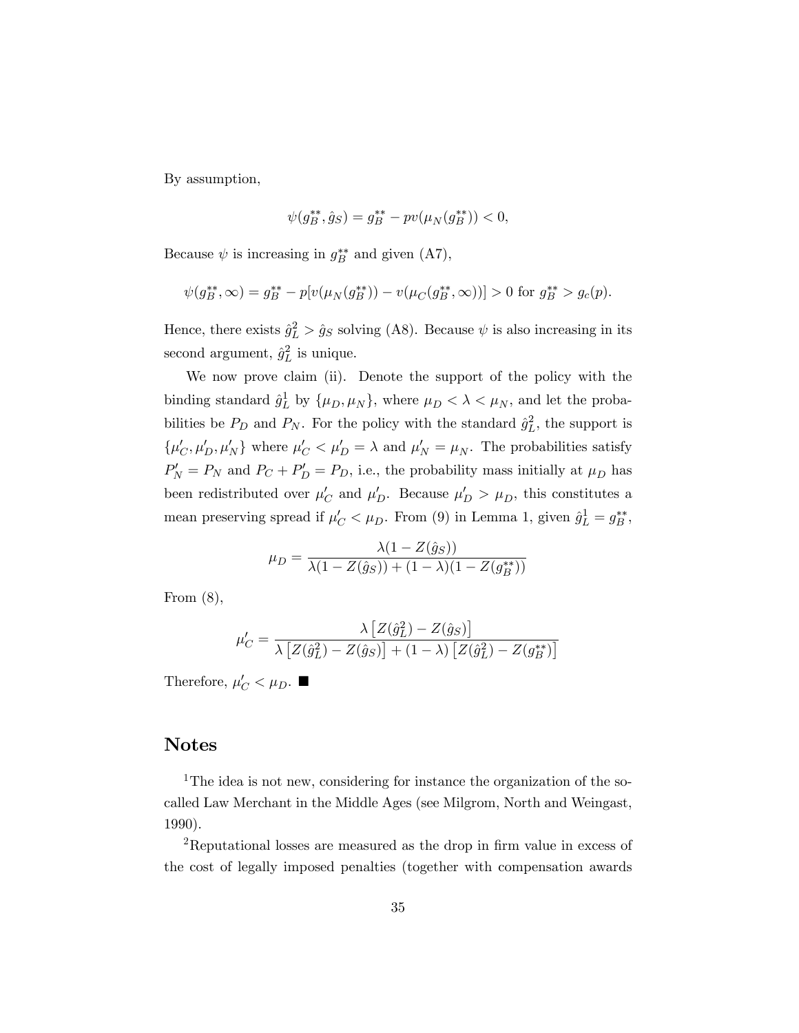By assumption,

$$\psi(g_B^{**}, \hat{g}_S) = g_B^{**} - pv(\mu_N(g_B^{**})) < 0,$$

Because $\psi$ is increasing in $g_B^{**}$ and given (A7),

$$\psi(g_B^{**}, \infty) = g_B^{**} - p[v(\mu_N(g_B^{**})) - v(\mu_C(g_B^{**}, \infty))] > 0 \text{ for } g_B^{**} > g_c(p).$$

Hence, there exists $\hat{g}_L^2 > \hat{g}_S$ solving (A8). Because $\psi$ is also increasing in its second argument, $\hat{g}_L^2$ is unique.

We now prove claim (ii). Denote the support of the policy with the binding standard $\hat{g}_L^1$ by $\{\mu_D, \mu_N\}$, where $\mu_D < \lambda < \mu_N$, and let the probabilities be $P_D$ and $P_N$. For the policy with the standard $\hat{g}_L^2$, the support is $\{\mu_C', \mu_D', \mu_N'\}$ where $\mu_C' < \mu_D' = \lambda$ and $\mu_N' = \mu_N$. The probabilities satisfy $P_N' = P_N$ and $P_C + P_D' = P_D$, i.e., the probability mass initially at $\mu_D$ has been redistributed over $\mu_C'$ and $\mu_D'$. Because $\mu_D' > \mu_D$, this constitutes a mean preserving spread if $\mu_C' < \mu_D$. From (9) in Lemma 1, given $\hat{g}_L^1 = g_B^{**}$,

$$\mu_D = \frac{\lambda(1 - Z(\hat{g}_S))}{\lambda(1 - Z(\hat{g}_S)) + (1 - \lambda)(1 - Z(g_B^{**}))}$$

From (8),

$$\mu_C' = \frac{\lambda \left[Z(\hat{g}_L^2) - Z(\hat{g}_S)\right]}{\lambda \left[Z(\hat{g}_L^2) - Z(\hat{g}_S)\right] + (1 - \lambda) \left[Z(\hat{g}_L^2) - Z(g_B^{**})\right]}$$

Therefore, $\mu_C' < \mu_D$. ■

# Notes

[1]The idea is not new, considering for instance the organization of the so-called Law Merchant in the Middle Ages (see Milgrom, North and Weingast, 1990).

[2]Reputational losses are measured as the drop in firm value in excess of the cost of legally imposed penalties (together with compensation awards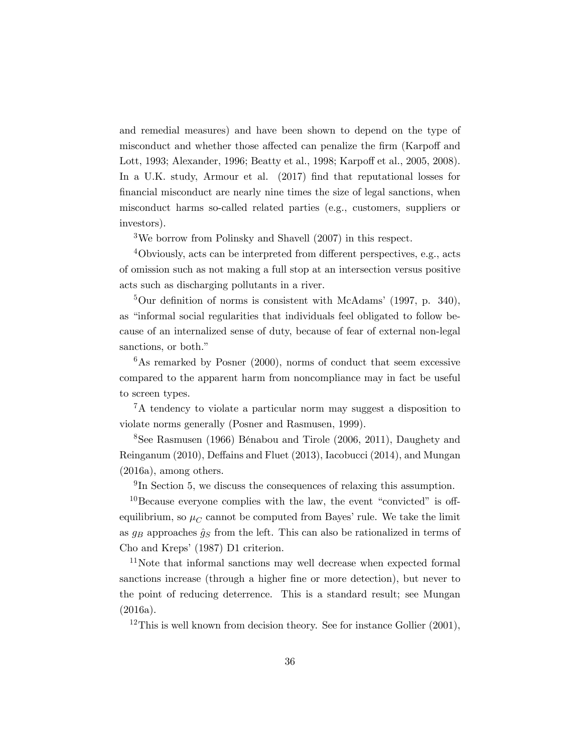and remedial measures) and have been shown to depend on the type of misconduct and whether those affected can penalize the firm (Karpoff and Lott, 1993; Alexander, 1996; Beatty et al., 1998; Karpoff et al., 2005, 2008). In a U.K. study, Armour et al. (2017) find that reputational losses for financial misconduct are nearly nine times the size of legal sanctions, when misconduct harms so-called related parties (e.g., customers, suppliers or investors).

[3] We borrow from Polinsky and Shavell (2007) in this respect.

[4] Obviously, acts can be interpreted from different perspectives, e.g., acts of omission such as not making a full stop at an intersection versus positive acts such as discharging pollutants in a river.

[5] Our definition of norms is consistent with McAdams' (1997, p. 340), as "informal social regularities that individuals feel obligated to follow because of an internalized sense of duty, because of fear of external non-legal sanctions, or both."

[6] As remarked by Posner (2000), norms of conduct that seem excessive compared to the apparent harm from noncompliance may in fact be useful to screen types.

[7] A tendency to violate a particular norm may suggest a disposition to violate norms generally (Posner and Rasmusen, 1999).

[8] See Rasmusen (1966) Bénabou and Tirole (2006, 2011), Daughety and Reinganum (2010), Deffains and Fluet (2013), Iacobucci (2014), and Mungan (2016a), among others.

[9] In Section 5, we discuss the consequences of relaxing this assumption.

[10] Because everyone complies with the law, the event "convicted" is off-equilibrium, so $\mu_C$ cannot be computed from Bayes' rule. We take the limit as $g_B$ approaches $\hat{g}_S$ from the left. This can also be rationalized in terms of Cho and Kreps' (1987) D1 criterion.

[11] Note that informal sanctions may well decrease when expected formal sanctions increase (through a higher fine or more detection), but never to the point of reducing deterrence. This is a standard result; see Mungan (2016a).

[12] This is well known from decision theory. See for instance Gollier (2001),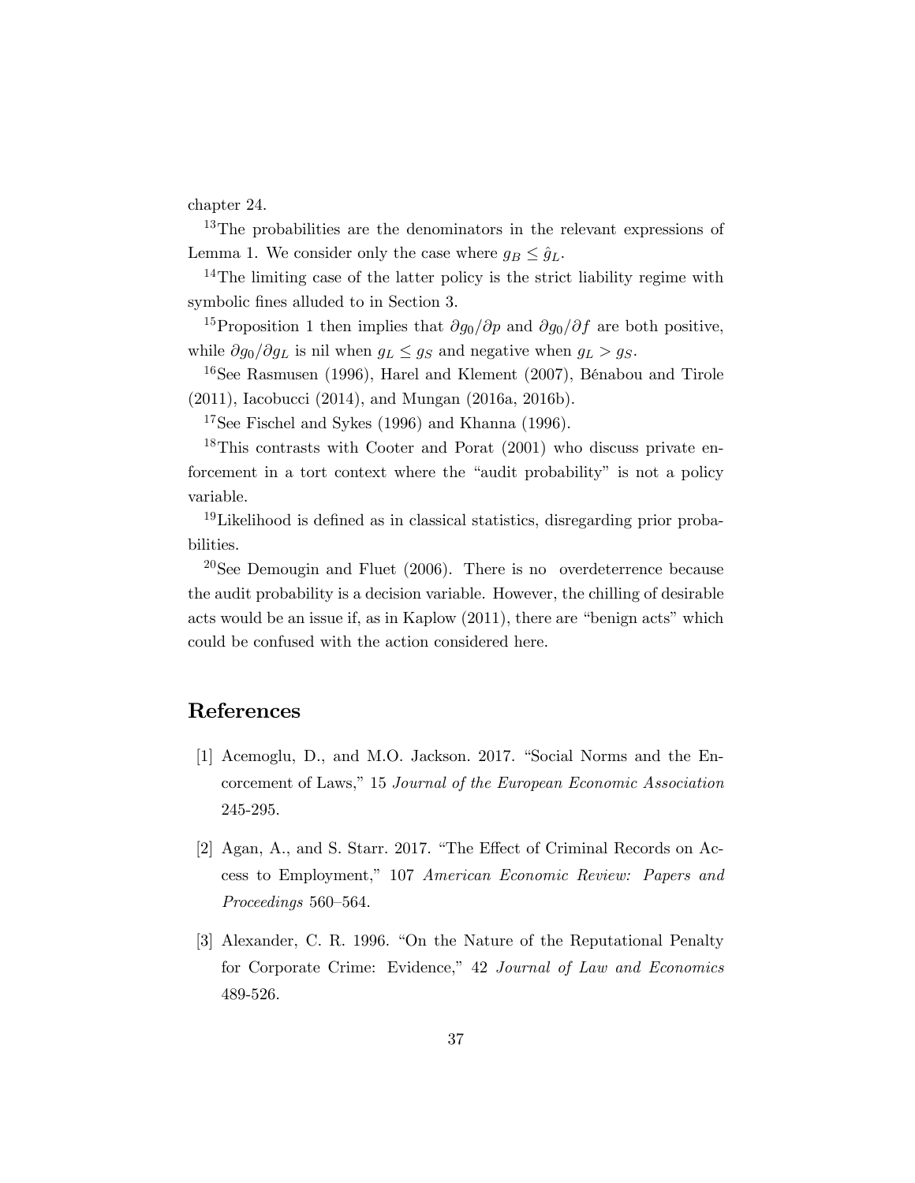chapter 24.

[13]The probabilities are the denominators in the relevant expressions of Lemma 1. We consider only the case where $g_B \leq \hat{g}_L$.

[14]The limiting case of the latter policy is the strict liability regime with symbolic fines alluded to in Section 3.

[15]Proposition 1 then implies that $\partial g_0/\partial p$ and $\partial g_0/\partial f$ are both positive, while $\partial g_0/\partial g_L$ is nil when $g_L \leq g_S$ and negative when $g_L > g_S$.

[16]See Rasmusen (1996), Harel and Klement (2007), Bénabou and Tirole (2011), Iacobucci (2014), and Mungan (2016a, 2016b).

[17]See Fischel and Sykes (1996) and Khanna (1996).

[18]This contrasts with Cooter and Porat (2001) who discuss private enforcement in a tort context where the "audit probability" is not a policy variable.

[19]Likelihood is defined as in classical statistics, disregarding prior probabilities.

[20]See Demougin and Fluet (2006). There is no overdeterrence because the audit probability is a decision variable. However, the chilling of desirable acts would be an issue if, as in Kaplow (2011), there are "benign acts" which could be confused with the action considered here.

# References

[1] Acemoglu, D., and M.O. Jackson. 2017. "Social Norms and the Encorcement of Laws," 15 *Journal of the European Economic Association* 245-295.

[2] Agan, A., and S. Starr. 2017. "The Effect of Criminal Records on Access to Employment," 107 *American Economic Review: Papers and Proceedings* 560–564.

[3] Alexander, C. R. 1996. "On the Nature of the Reputational Penalty for Corporate Crime: Evidence," 42 *Journal of Law and Economics* 489-526.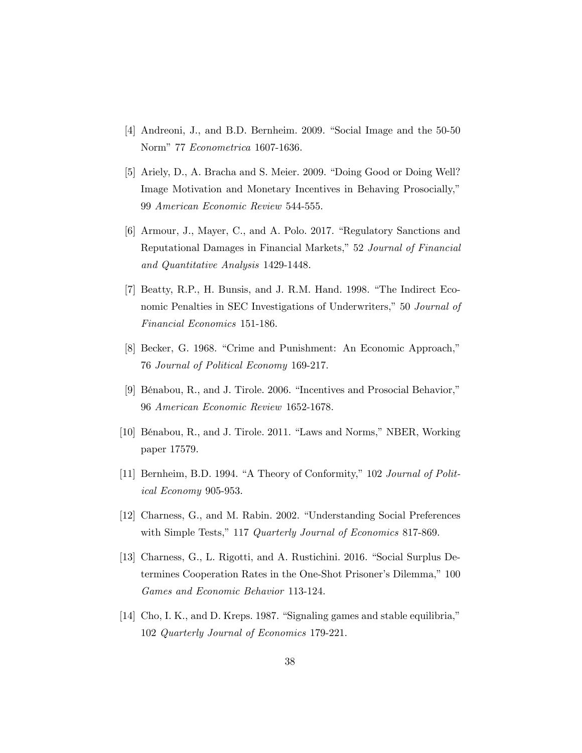[4] Andreoni, J., and B.D. Bernheim. 2009. "Social Image and the 50-50 Norm" 77 *Econometrica* 1607-1636.

[5] Ariely, D., A. Bracha and S. Meier. 2009. "Doing Good or Doing Well? Image Motivation and Monetary Incentives in Behaving Prosocially," 99 *American Economic Review* 544-555.

[6] Armour, J., Mayer, C., and A. Polo. 2017. "Regulatory Sanctions and Reputational Damages in Financial Markets," 52 *Journal of Financial and Quantitative Analysis* 1429-1448.

[7] Beatty, R.P., H. Bunsis, and J. R.M. Hand. 1998. "The Indirect Economic Penalties in SEC Investigations of Underwriters," 50 *Journal of Financial Economics* 151-186.

[8] Becker, G. 1968. "Crime and Punishment: An Economic Approach," 76 *Journal of Political Economy* 169-217.

[9] Bénabou, R., and J. Tirole. 2006. "Incentives and Prosocial Behavior," 96 *American Economic Review* 1652-1678.

[10] Bénabou, R., and J. Tirole. 2011. "Laws and Norms," NBER, Working paper 17579.

[11] Bernheim, B.D. 1994. "A Theory of Conformity," 102 *Journal of Political Economy* 905-953.

[12] Charness, G., and M. Rabin. 2002. "Understanding Social Preferences with Simple Tests," 117 *Quarterly Journal of Economics* 817-869.

[13] Charness, G., L. Rigotti, and A. Rustichini. 2016. "Social Surplus Determines Cooperation Rates in the One-Shot Prisoner's Dilemma," 100 *Games and Economic Behavior* 113-124.

[14] Cho, I. K., and D. Kreps. 1987. "Signaling games and stable equilibria," 102 *Quarterly Journal of Economics* 179-221.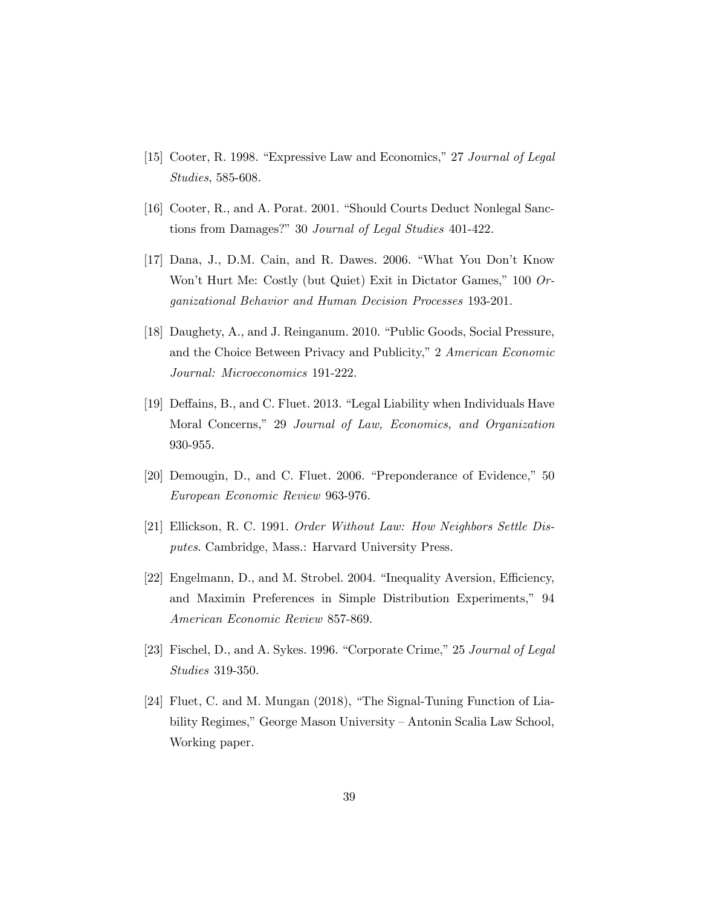[15] Cooter, R. 1998. "Expressive Law and Economics," 27 *Journal of Legal Studies*, 585-608.

[16] Cooter, R., and A. Porat. 2001. "Should Courts Deduct Nonlegal Sanctions from Damages?" 30 *Journal of Legal Studies* 401-422.

[17] Dana, J., D.M. Cain, and R. Dawes. 2006. "What You Don't Know Won't Hurt Me: Costly (but Quiet) Exit in Dictator Games," 100 *Organizational Behavior and Human Decision Processes* 193-201.

[18] Daughety, A., and J. Reinganum. 2010. "Public Goods, Social Pressure, and the Choice Between Privacy and Publicity," 2 *American Economic Journal: Microeconomics* 191-222.

[19] Deffains, B., and C. Fluet. 2013. "Legal Liability when Individuals Have Moral Concerns," 29 *Journal of Law, Economics, and Organization* 930-955.

[20] Demougin, D., and C. Fluet. 2006. "Preponderance of Evidence," 50 *European Economic Review* 963-976.

[21] Ellickson, R. C. 1991. *Order Without Law: How Neighbors Settle Disputes*. Cambridge, Mass.: Harvard University Press.

[22] Engelmann, D., and M. Strobel. 2004. "Inequality Aversion, Efficiency, and Maximin Preferences in Simple Distribution Experiments," 94 *American Economic Review* 857-869.

[23] Fischel, D., and A. Sykes. 1996. "Corporate Crime," 25 *Journal of Legal Studies* 319-350.

[24] Fluet, C. and M. Mungan (2018), "The Signal-Tuning Function of Liability Regimes," George Mason University – Antonin Scalia Law School, Working paper.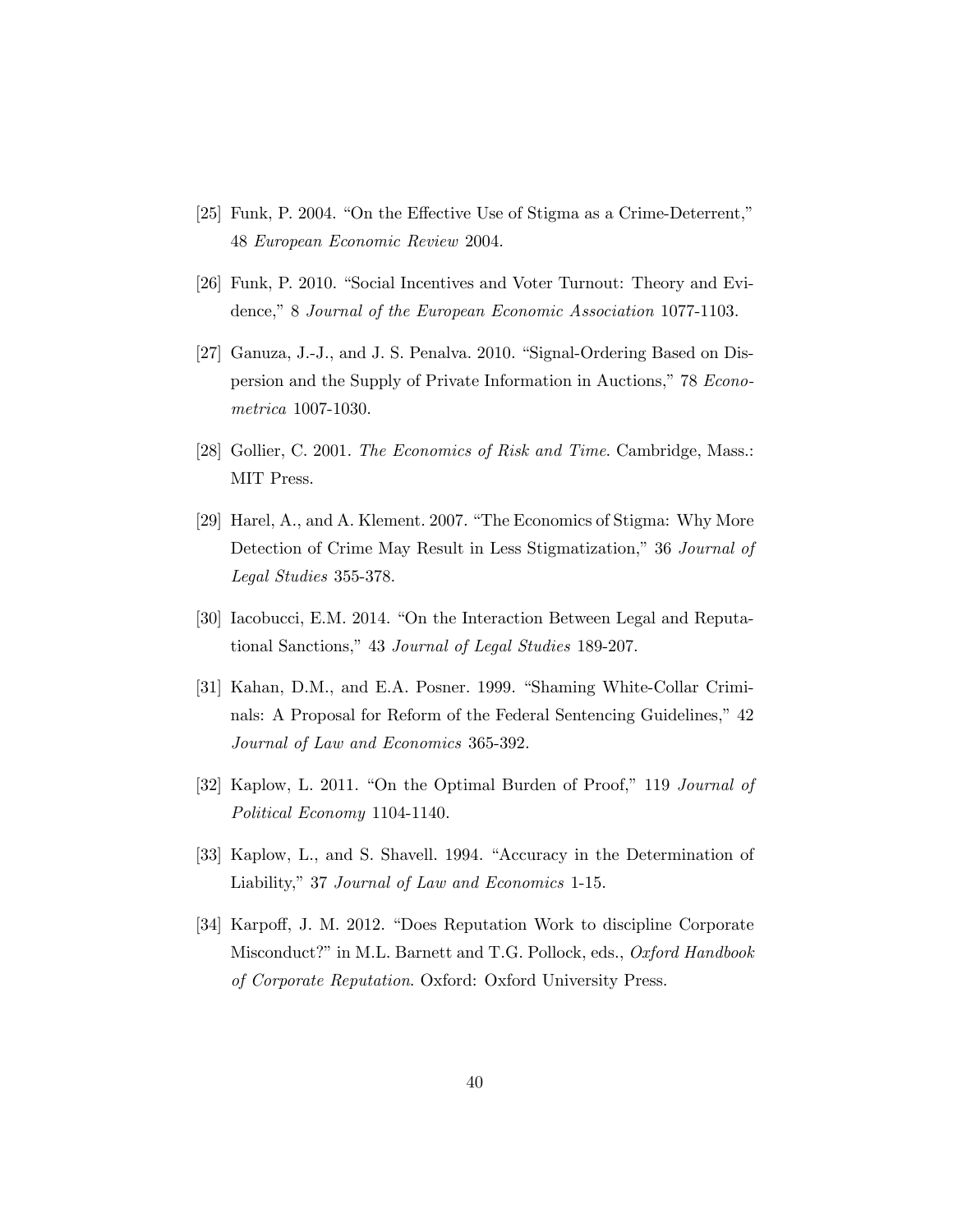[25] Funk, P. 2004. "On the Effective Use of Stigma as a Crime-Deterrent," 48 *European Economic Review* 2004.

[26] Funk, P. 2010. "Social Incentives and Voter Turnout: Theory and Evidence," 8 *Journal of the European Economic Association* 1077-1103.

[27] Ganuza, J.-J., and J. S. Penalva. 2010. "Signal-Ordering Based on Dispersion and the Supply of Private Information in Auctions," 78 *Econometrica* 1007-1030.

[28] Gollier, C. 2001. *The Economics of Risk and Time*. Cambridge, Mass.: MIT Press.

[29] Harel, A., and A. Klement. 2007. "The Economics of Stigma: Why More Detection of Crime May Result in Less Stigmatization," 36 *Journal of Legal Studies* 355-378.

[30] Iacobucci, E.M. 2014. "On the Interaction Between Legal and Reputational Sanctions," 43 *Journal of Legal Studies* 189-207.

[31] Kahan, D.M., and E.A. Posner. 1999. "Shaming White-Collar Criminals: A Proposal for Reform of the Federal Sentencing Guidelines," 42 *Journal of Law and Economics* 365-392.

[32] Kaplow, L. 2011. "On the Optimal Burden of Proof," 119 *Journal of Political Economy* 1104-1140.

[33] Kaplow, L., and S. Shavell. 1994. "Accuracy in the Determination of Liability," 37 *Journal of Law and Economics* 1-15.

[34] Karpoff, J. M. 2012. "Does Reputation Work to discipline Corporate Misconduct?" in M.L. Barnett and T.G. Pollock, eds., *Oxford Handbook of Corporate Reputation*. Oxford: Oxford University Press.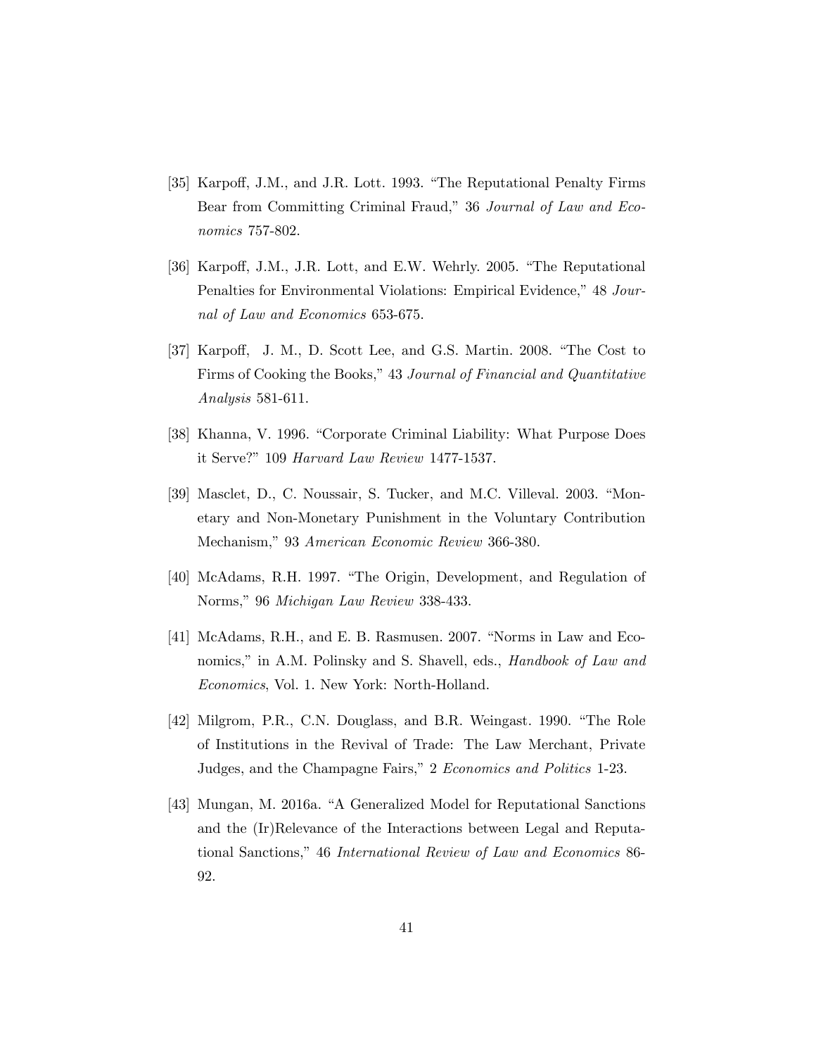[35] Karpoff, J.M., and J.R. Lott. 1993. "The Reputational Penalty Firms Bear from Committing Criminal Fraud," 36 *Journal of Law and Economics* 757-802.

[36] Karpoff, J.M., J.R. Lott, and E.W. Wehrly. 2005. "The Reputational Penalties for Environmental Violations: Empirical Evidence," 48 *Journal of Law and Economics* 653-675.

[37] Karpoff, J. M., D. Scott Lee, and G.S. Martin. 2008. "The Cost to Firms of Cooking the Books," 43 *Journal of Financial and Quantitative Analysis* 581-611.

[38] Khanna, V. 1996. "Corporate Criminal Liability: What Purpose Does it Serve?" 109 *Harvard Law Review* 1477-1537.

[39] Masclet, D., C. Noussair, S. Tucker, and M.C. Villeval. 2003. "Monetary and Non-Monetary Punishment in the Voluntary Contribution Mechanism," 93 *American Economic Review* 366-380.

[40] McAdams, R.H. 1997. "The Origin, Development, and Regulation of Norms," 96 *Michigan Law Review* 338-433.

[41] McAdams, R.H., and E. B. Rasmusen. 2007. "Norms in Law and Economics," in A.M. Polinsky and S. Shavell, eds., *Handbook of Law and Economics*, Vol. 1. New York: North-Holland.

[42] Milgrom, P.R., C.N. Douglass, and B.R. Weingast. 1990. "The Role of Institutions in the Revival of Trade: The Law Merchant, Private Judges, and the Champagne Fairs," 2 *Economics and Politics* 1-23.

[43] Mungan, M. 2016a. "A Generalized Model for Reputational Sanctions and the (Ir)Relevance of the Interactions between Legal and Reputational Sanctions," 46 *International Review of Law and Economics* 86-92.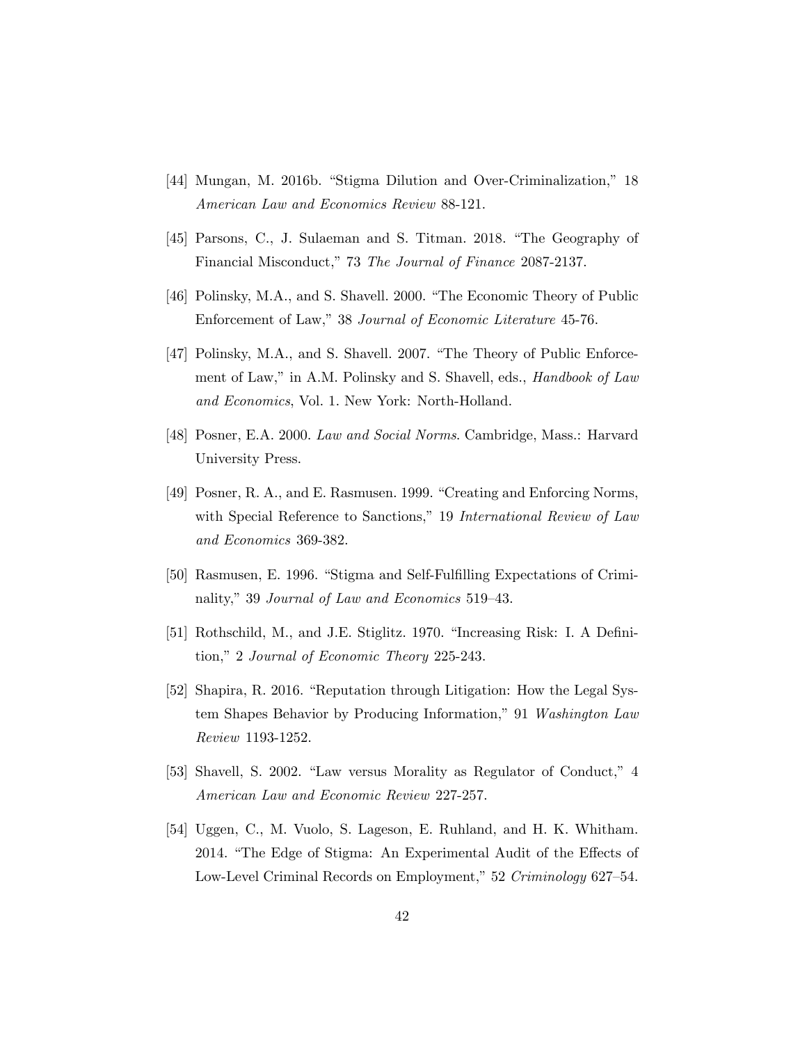[44] Mungan, M. 2016b. "Stigma Dilution and Over-Criminalization," 18 *American Law and Economics Review* 88-121.

[45] Parsons, C., J. Sulaeman and S. Titman. 2018. "The Geography of Financial Misconduct," 73 *The Journal of Finance* 2087-2137.

[46] Polinsky, M.A., and S. Shavell. 2000. "The Economic Theory of Public Enforcement of Law," 38 *Journal of Economic Literature* 45-76.

[47] Polinsky, M.A., and S. Shavell. 2007. "The Theory of Public Enforcement of Law," in A.M. Polinsky and S. Shavell, eds., *Handbook of Law and Economics*, Vol. 1. New York: North-Holland.

[48] Posner, E.A. 2000. *Law and Social Norms*. Cambridge, Mass.: Harvard University Press.

[49] Posner, R. A., and E. Rasmusen. 1999. "Creating and Enforcing Norms, with Special Reference to Sanctions," 19 *International Review of Law and Economics* 369-382.

[50] Rasmusen, E. 1996. "Stigma and Self-Fulfilling Expectations of Criminality," 39 *Journal of Law and Economics* 519–43.

[51] Rothschild, M., and J.E. Stiglitz. 1970. "Increasing Risk: I. A Definition," 2 *Journal of Economic Theory* 225-243.

[52] Shapira, R. 2016. "Reputation through Litigation: How the Legal System Shapes Behavior by Producing Information," 91 *Washington Law Review* 1193-1252.

[53] Shavell, S. 2002. "Law versus Morality as Regulator of Conduct," 4 *American Law and Economic Review* 227-257.

[54] Uggen, C., M. Vuolo, S. Lageson, E. Ruhland, and H. K. Whitham. 2014. "The Edge of Stigma: An Experimental Audit of the Effects of Low-Level Criminal Records on Employment," 52 *Criminology* 627–54.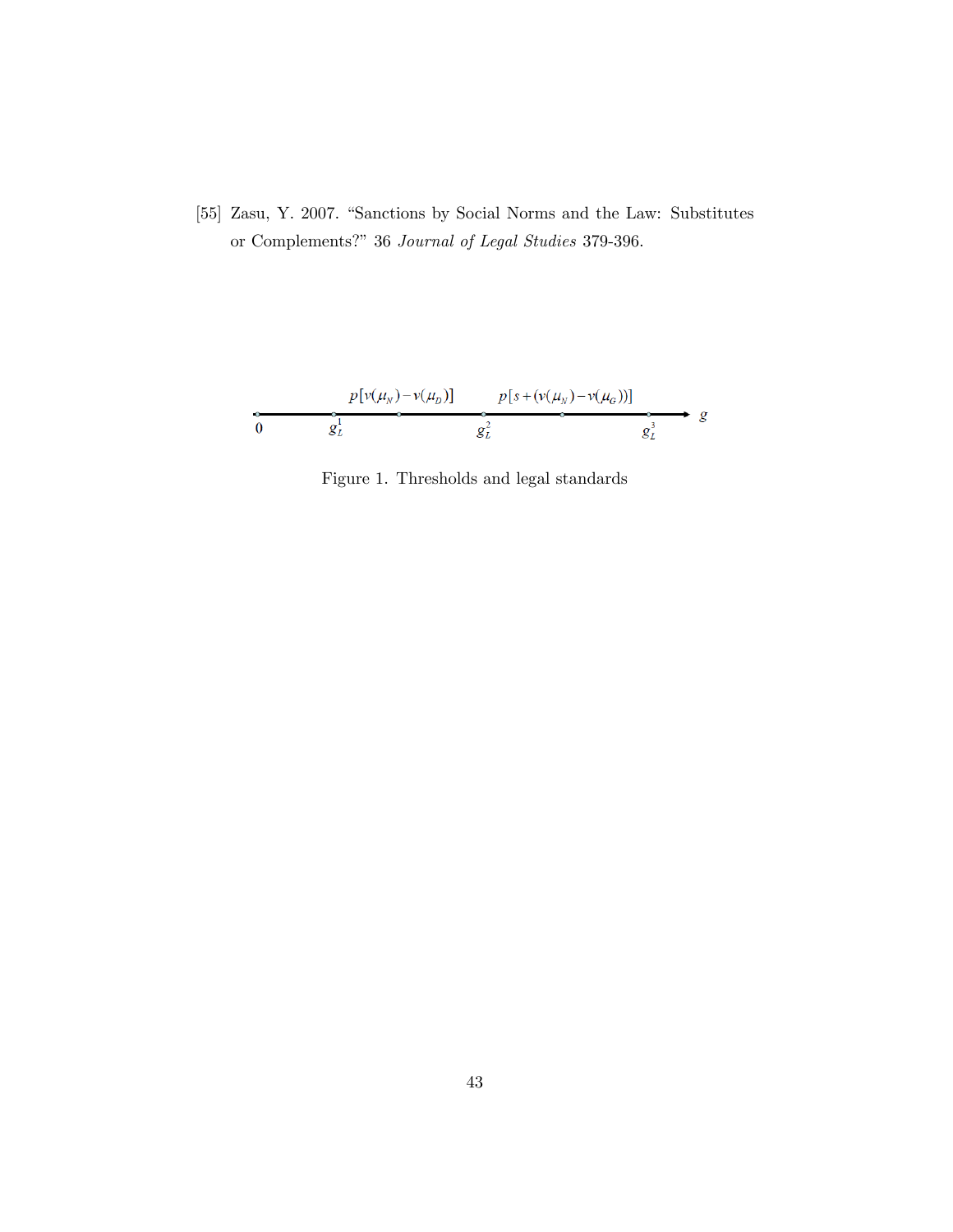[55] Zasu, Y. 2007. "Sanctions by Social Norms and the Law: Substitutes or Complements?" 36 *Journal of Legal Studies* 379-396.

$p[v(\mu_N) - v(\mu_D)]$

$p[s + (v(\mu_N) - v(\mu_G))]$

0

$g_L^1$

$g_L^2$

$g_L^3$

$g$

Figure 1. Thresholds and legal standards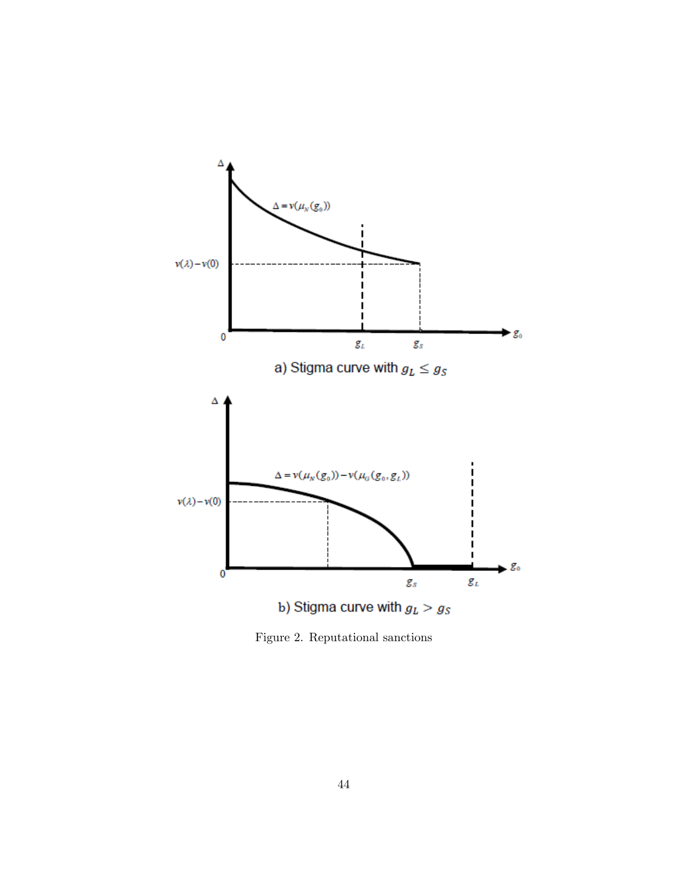$\Delta$

$\Delta = v(\mu_N(g_0))$

$v(\lambda) - v(0)$

0

$g_L$

$g_S$

$g_0$

a) Stigma curve with $g_L \leq g_S$

$\Delta$

$\Delta = v(\mu_N(g_0)) - v(\mu_G(g_0, g_L))$

$v(\lambda) - v(0)$

0

$g_S$

$g_L$

$g_0$

b) Stigma curve with $g_L > g_S$

Figure 2. Reputational sanctions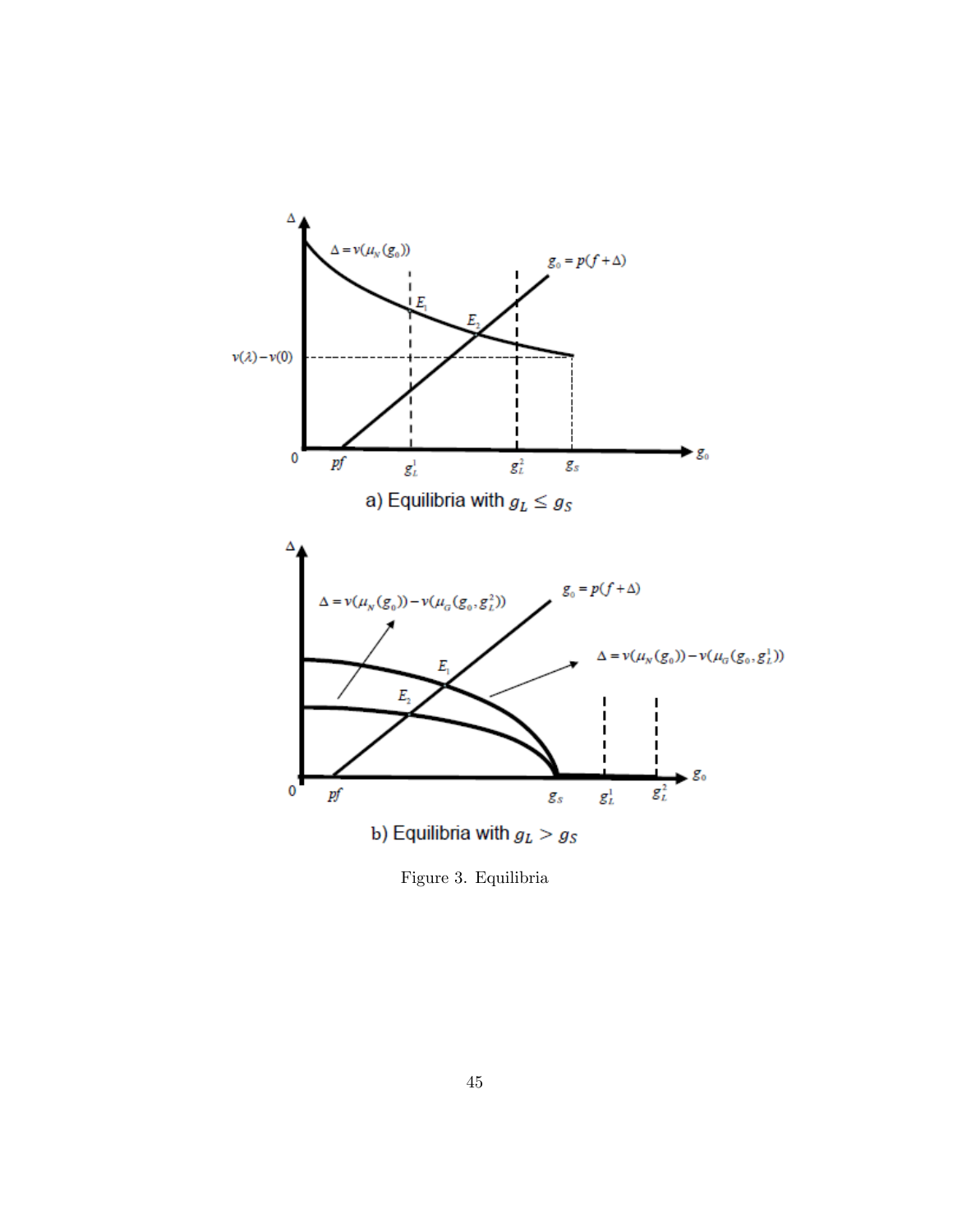$\Delta$

$\Delta = v(\mu_N(g_0))$

$g_0 = p(f + \Delta)$

$E_1$

$E_2$

$v(\lambda) - v(0)$

0

$pf$

$g_L^1$

$g_L^2$

$g_S$

$g_0$

a) Equilibria with $g_L \leq g_S$

$\Delta$

$\Delta = v(\mu_N(g_0)) - v(\mu_G(g_0, g_L^2))$

$g_0 = p(f + \Delta)$

$\Delta = v(\mu_N(g_0)) - v(\mu_G(g_0, g_L^1))$

$E_1$

$E_2$

0

$pf$

$g_S$

$g_L^1$

$g_L^2$

$g_0$

b) Equilibria with $g_L > g_S$

Figure 3. Equilibria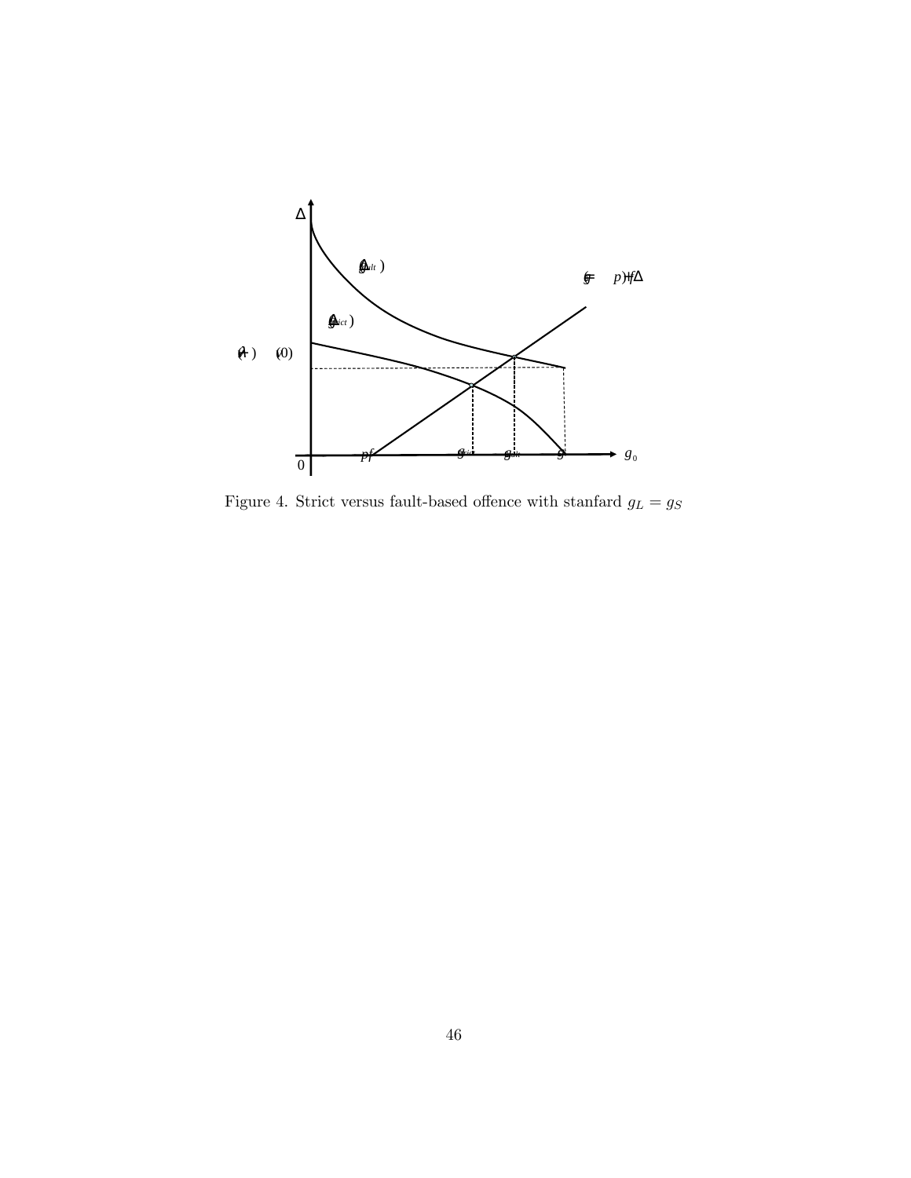Δ

$\Delta(g_{fault})$

$g = pf + \Delta$

$\Delta(g_{strict})$

$\Delta(+) \quad \Delta(0)$

0

$pf$

$g_{strict}$

$g_{fault}$

$g$

$g_0$

Figure 4. Strict versus fault-based offence with stanfard $g_L = g_S$